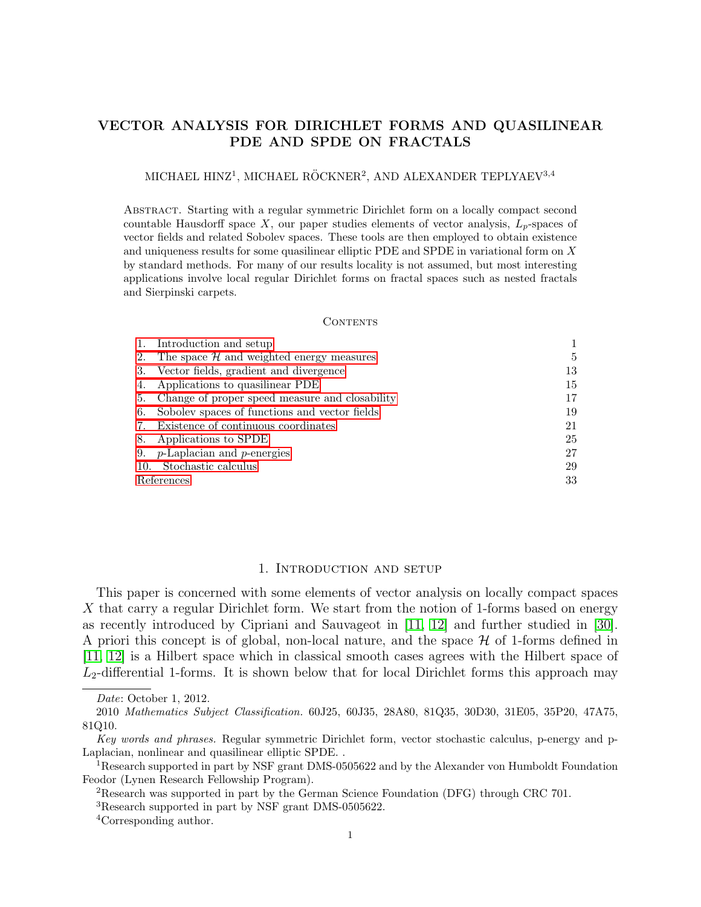# VECTOR ANALYSIS FOR DIRICHLET FORMS AND QUASILINEAR PDE AND SPDE ON FRACTALS

MICHAEL HINZ[1], MICHAEL RÖCKNER[2], AND ALEXANDER TEPLYAEV[3,4]

Abstract. Starting with a regular symmetric Dirichlet form on a locally compact second countable Hausdorff space $X$, our paper studies elements of vector analysis, $L_p$-spaces of vector fields and related Sobolev spaces. These tools are then employed to obtain existence and uniqueness results for some quasilinear elliptic PDE and SPDE in variational form on $X$ by standard methods. For many of our results locality is not assumed, but most interesting applications involve local regular Dirichlet forms on fractal spaces such as nested fractals and Sierpinski carpets.

Contents

| | |
|---|---|
| 1. Introduction and setup | 1 |
| 2. The space $\mathcal{H}$ and weighted energy measures | 5 |
| 3. Vector fields, gradient and divergence | 13 |
| 4. Applications to quasilinear PDE | 15 |
| 5. Change of proper speed measure and closability | 17 |
| 6. Sobolev spaces of functions and vector fields | 19 |
| 7. Existence of continuous coordinates | 21 |
| 8. Applications to SPDE | 25 |
| 9. $p$-Laplacian and $p$-energies | 27 |
| 10. Stochastic calculus | 29 |
| References | 33 |

## 1. Introduction and setup

This paper is concerned with some elements of vector analysis on locally compact spaces $X$ that carry a regular Dirichlet form. We start from the notion of 1-forms based on energy as recently introduced by Cipriani and Sauvageot in [11, 12] and further studied in [30]. A priori this concept is of global, non-local nature, and the space $\mathcal{H}$ of 1-forms defined in [11, 12] is a Hilbert space which in classical smooth cases agrees with the Hilbert space of $L_2$-differential 1-forms. It is shown below that for local Dirichlet forms this approach may

---

*Date*: October 1, 2012.

2010 *Mathematics Subject Classification.* 60J25, 60J35, 28A80, 81Q35, 30D30, 31E05, 35P20, 47A75, 81Q10.

*Key words and phrases.* Regular symmetric Dirichlet form, vector stochastic calculus, p-energy and p-Laplacian, nonlinear and quasilinear elliptic SPDE. .

[1] Research supported in part by NSF grant DMS-0505622 and by the Alexander von Humboldt Foundation Feodor (Lynen Research Fellowship Program).

[2] Research was supported in part by the German Science Foundation (DFG) through CRC 701.

[3] Research supported in part by NSF grant DMS-0505622.

[4] Corresponding author.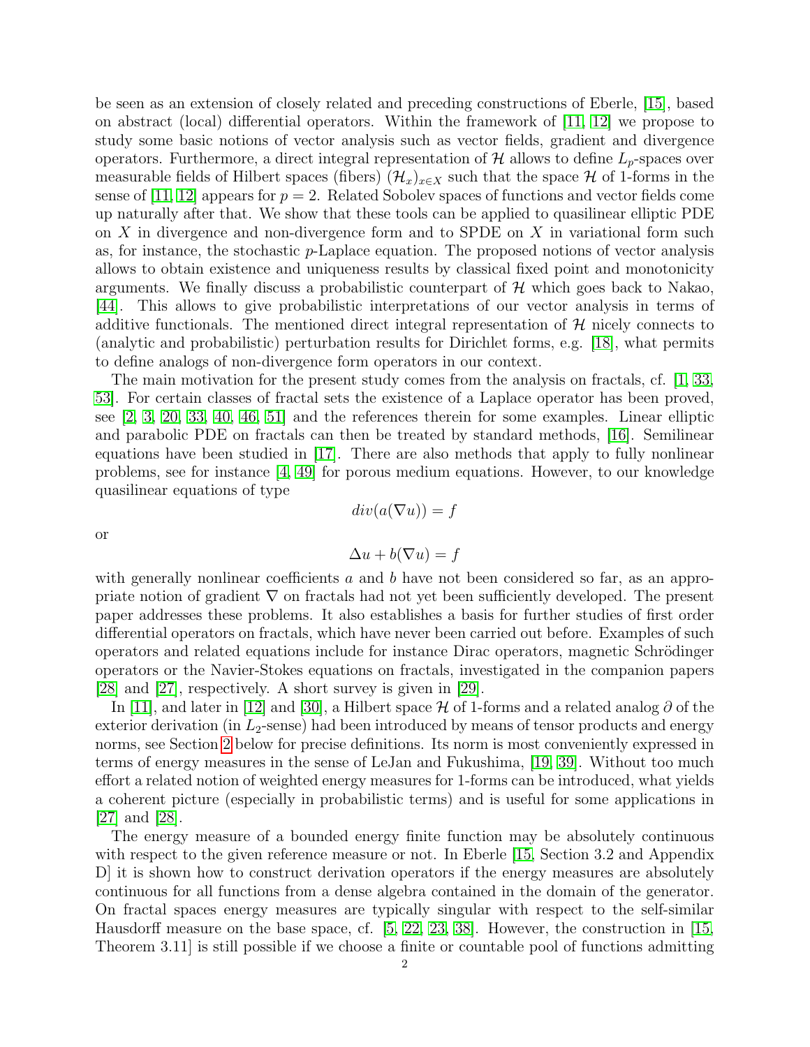be seen as an extension of closely related and preceding constructions of Eberle, [15], based on abstract (local) differential operators. Within the framework of [11, 12] we propose to study some basic notions of vector analysis such as vector fields, gradient and divergence operators. Furthermore, a direct integral representation of $\mathcal{H}$ allows to define $L_p$-spaces over measurable fields of Hilbert spaces (fibers) $(\mathcal{H}_x)_{x\in X}$ such that the space $\mathcal{H}$ of 1-forms in the sense of [11, 12] appears for $p = 2$. Related Sobolev spaces of functions and vector fields come up naturally after that. We show that these tools can be applied to quasilinear elliptic PDE on $X$ in divergence and non-divergence form and to SPDE on $X$ in variational form such as, for instance, the stochastic $p$-Laplace equation. The proposed notions of vector analysis allows to obtain existence and uniqueness results by classical fixed point and monotonicity arguments. We finally discuss a probabilistic counterpart of $\mathcal{H}$ which goes back to Nakao, [44]. This allows to give probabilistic interpretations of our vector analysis in terms of additive functionals. The mentioned direct integral representation of $\mathcal{H}$ nicely connects to (analytic and probabilistic) perturbation results for Dirichlet forms, e.g. [18], what permits to define analogs of non-divergence form operators in our context.

The main motivation for the present study comes from the analysis on fractals, cf. [1, 33, 53]. For certain classes of fractal sets the existence of a Laplace operator has been proved, see [2, 3, 20, 33, 40, 46, 51] and the references therein for some examples. Linear elliptic and parabolic PDE on fractals can then be treated by standard methods, [16]. Semilinear equations have been studied in [17]. There are also methods that apply to fully nonlinear problems, see for instance [4, 49] for porous medium equations. However, to our knowledge quasilinear equations of type

$$div(a(\nabla u)) = f$$

or

$$\Delta u + b(\nabla u) = f$$

with generally nonlinear coefficients $a$ and $b$ have not been considered so far, as an appropriate notion of gradient $\nabla$ on fractals had not yet been sufficiently developed. The present paper addresses these problems. It also establishes a basis for further studies of first order differential operators on fractals, which have never been carried out before. Examples of such operators and related equations include for instance Dirac operators, magnetic Schrödinger operators or the Navier-Stokes equations on fractals, investigated in the companion papers [28] and [27], respectively. A short survey is given in [29].

In [11], and later in [12] and [30], a Hilbert space $\mathcal{H}$ of 1-forms and a related analog $\partial$ of the exterior derivation (in $L_2$-sense) had been introduced by means of tensor products and energy norms, see Section 2 below for precise definitions. Its norm is most conveniently expressed in terms of energy measures in the sense of LeJan and Fukushima, [19, 39]. Without too much effort a related notion of weighted energy measures for 1-forms can be introduced, what yields a coherent picture (especially in probabilistic terms) and is useful for some applications in [27] and [28].

The energy measure of a bounded energy finite function may be absolutely continuous with respect to the given reference measure or not. In Eberle [15, Section 3.2 and Appendix D] it is shown how to construct derivation operators if the energy measures are absolutely continuous for all functions from a dense algebra contained in the domain of the generator. On fractal spaces energy measures are typically singular with respect to the self-similar Hausdorff measure on the base space, cf. [5, 22, 23, 38]. However, the construction in [15, Theorem 3.11] is still possible if we choose a finite or countable pool of functions admitting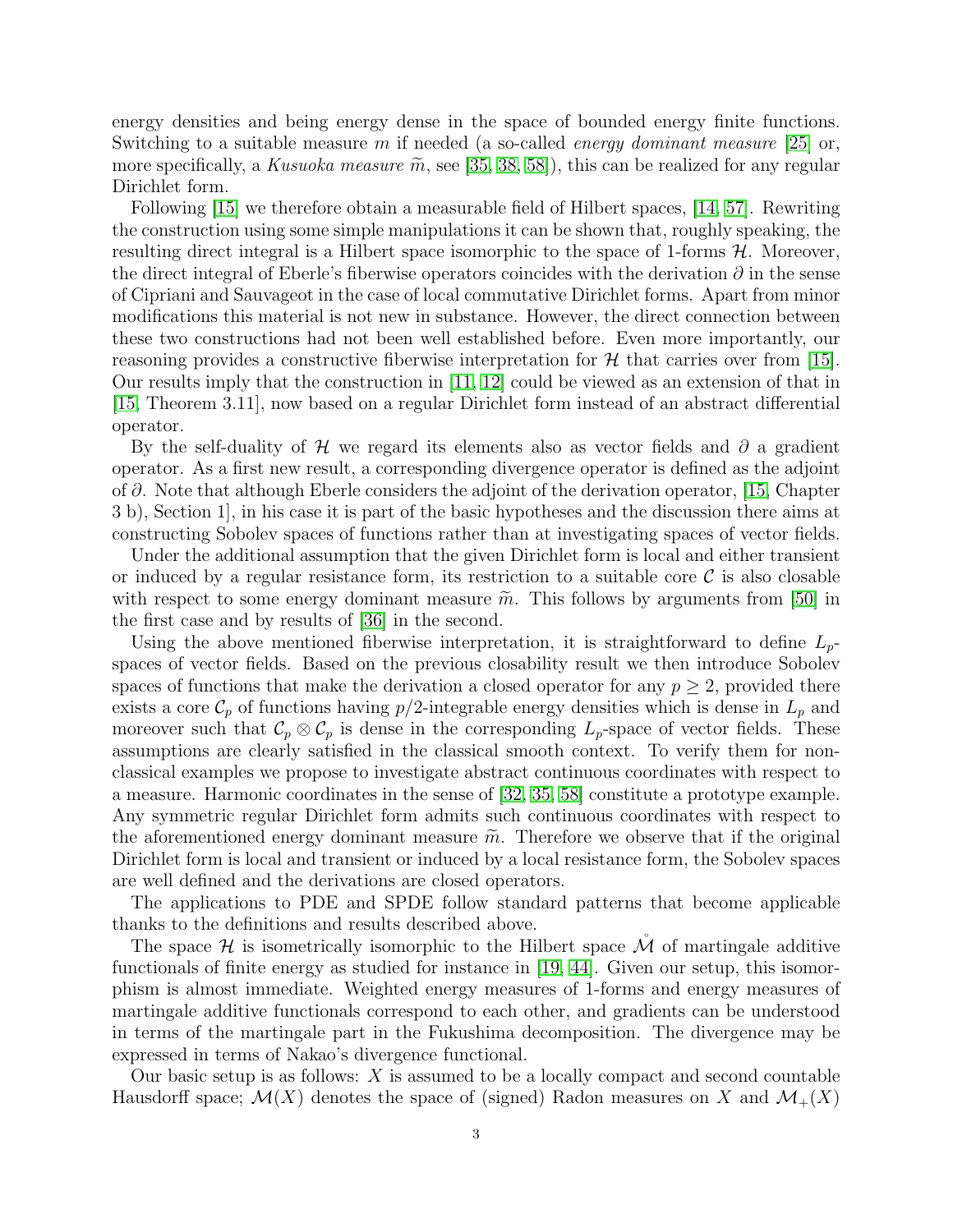energy densities and being energy dense in the space of bounded energy finite functions. Switching to a suitable measure $m$ if needed (a so-called *energy dominant measure* [25] or, more specifically, a *Kusuoka measure* $\widetilde{m}$, see [35, 38, 58]), this can be realized for any regular Dirichlet form.

Following [15] we therefore obtain a measurable field of Hilbert spaces, [14, 57]. Rewriting the construction using some simple manipulations it can be shown that, roughly speaking, the resulting direct integral is a Hilbert space isomorphic to the space of 1-forms $\mathcal{H}$. Moreover, the direct integral of Eberle's fiberwise operators coincides with the derivation $\partial$ in the sense of Cipriani and Sauvageot in the case of local commutative Dirichlet forms. Apart from minor modifications this material is not new in substance. However, the direct connection between these two constructions had not been well established before. Even more importantly, our reasoning provides a constructive fiberwise interpretation for $\mathcal{H}$ that carries over from [15]. Our results imply that the construction in [11, 12] could be viewed as an extension of that in [15, Theorem 3.11], now based on a regular Dirichlet form instead of an abstract differential operator.

By the self-duality of $\mathcal{H}$ we regard its elements also as vector fields and $\partial$ a gradient operator. As a first new result, a corresponding divergence operator is defined as the adjoint of $\partial$. Note that although Eberle considers the adjoint of the derivation operator, [15, Chapter 3 b), Section 1], in his case it is part of the basic hypotheses and the discussion there aims at constructing Sobolev spaces of functions rather than at investigating spaces of vector fields.

Under the additional assumption that the given Dirichlet form is local and either transient or induced by a regular resistance form, its restriction to a suitable core $\mathcal{C}$ is also closable with respect to some energy dominant measure $\widetilde{m}$. This follows by arguments from [50] in the first case and by results of [36] in the second.

Using the above mentioned fiberwise interpretation, it is straightforward to define $L_p$-spaces of vector fields. Based on the previous closability result we then introduce Sobolev spaces of functions that make the derivation a closed operator for any $p \geq 2$, provided there exists a core $\mathcal{C}_p$ of functions having $p/2$-integrable energy densities which is dense in $L_p$ and moreover such that $\mathcal{C}_p \otimes \mathcal{C}_p$ is dense in the corresponding $L_p$-space of vector fields. These assumptions are clearly satisfied in the classical smooth context. To verify them for non-classical examples we propose to investigate abstract continuous coordinates with respect to a measure. Harmonic coordinates in the sense of [32, 35, 58] constitute a prototype example. Any symmetric regular Dirichlet form admits such continuous coordinates with respect to the aforementioned energy dominant measure $\widetilde{m}$. Therefore we observe that if the original Dirichlet form is local and transient or induced by a local resistance form, the Sobolev spaces are well defined and the derivations are closed operators.

The applications to PDE and SPDE follow standard patterns that become applicable thanks to the definitions and results described above.

The space $\mathcal{H}$ is isometrically isomorphic to the Hilbert space $\mathring{\mathcal{M}}$ of martingale additive functionals of finite energy as studied for instance in [19, 44]. Given our setup, this isomorphism is almost immediate. Weighted energy measures of 1-forms and energy measures of martingale additive functionals correspond to each other, and gradients can be understood in terms of the martingale part in the Fukushima decomposition. The divergence may be expressed in terms of Nakao's divergence functional.

Our basic setup is as follows: $X$ is assumed to be a locally compact and second countable Hausdorff space; $\mathcal{M}(X)$ denotes the space of (signed) Radon measures on $X$ and $\mathcal{M}_+(X)$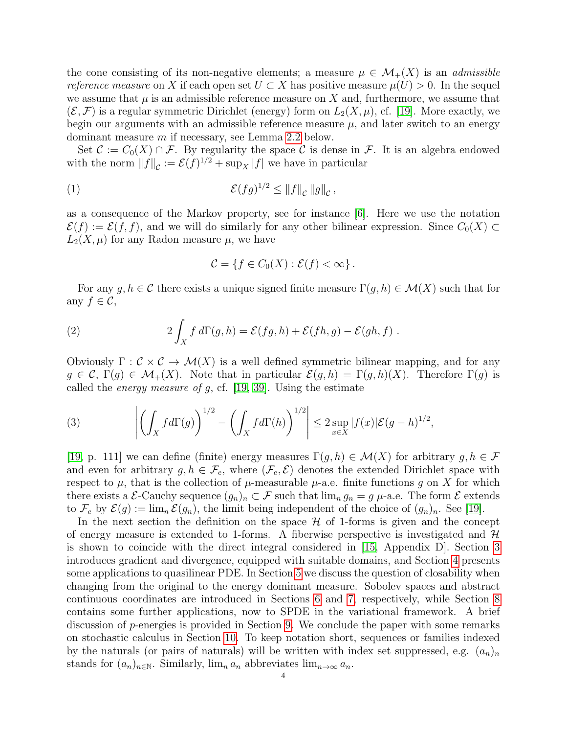the cone consisting of its non-negative elements; a measure $\mu \in \mathcal{M}_+(X)$ is an *admissible reference measure* on $X$ if each open set $U \subset X$ has positive measure $\mu(U) > 0$. In the sequel we assume that $\mu$ is an admissible reference measure on $X$ and, furthermore, we assume that $(\mathcal{E}, \mathcal{F})$ is a regular symmetric Dirichlet (energy) form on $L_2(X, \mu)$, cf. [19]. More exactly, we begin our arguments with an admissible reference measure $\mu$, and later switch to an energy dominant measure $m$ if necessary, see Lemma 2.2 below.

Set $\mathcal{C} := C_0(X) \cap \mathcal{F}$. By regularity the space $\mathcal{C}$ is dense in $\mathcal{F}$. It is an algebra endowed with the norm $\|f\|_{\mathcal{C}} := \mathcal{E}(f)^{1/2} + \sup_X |f|$ we have in particular

$$\mathcal{E}(fg)^{1/2} \leq \|f\|_{\mathcal{C}} \|g\|_{\mathcal{C}}, \tag{1}$$

as a consequence of the Markov property, see for instance [6]. Here we use the notation $\mathcal{E}(f) := \mathcal{E}(f, f)$, and we will do similarly for any other bilinear expression. Since $C_0(X) \subset L_2(X, \mu)$ for any Radon measure $\mu$, we have

$$\mathcal{C} = \{f \in C_0(X) : \mathcal{E}(f) < \infty\}.$$

For any $g, h \in \mathcal{C}$ there exists a unique signed finite measure $\Gamma(g, h) \in \mathcal{M}(X)$ such that for any $f \in \mathcal{C}$,

$$2 \int_X f \, d\Gamma(g, h) = \mathcal{E}(fg, h) + \mathcal{E}(fh, g) - \mathcal{E}(gh, f) \,. \tag{2}$$

Obviously $\Gamma : \mathcal{C} \times \mathcal{C} \to \mathcal{M}(X)$ is a well defined symmetric bilinear mapping, and for any $g \in \mathcal{C}$, $\Gamma(g) \in \mathcal{M}_+(X)$. Note that in particular $\mathcal{E}(g, h) = \Gamma(g, h)(X)$. Therefore $\Gamma(g)$ is called the *energy measure of* $g$, cf. [19, 39]. Using the estimate

$$\left| \left( \int_X f d\Gamma(g) \right)^{1/2} - \left( \int_X f d\Gamma(h) \right)^{1/2} \right| \leq 2 \sup_{x \in X} |f(x)| \mathcal{E}(g - h)^{1/2}, \tag{3}$$

[19, p. 111] we can define (finite) energy measures $\Gamma(g, h) \in \mathcal{M}(X)$ for arbitrary $g, h \in \mathcal{F}$ and even for arbitrary $g, h \in \mathcal{F}_e$, where $(\mathcal{F}_e, \mathcal{E})$ denotes the extended Dirichlet space with respect to $\mu$, that is the collection of $\mu$-measurable $\mu$-a.e. finite functions $g$ on $X$ for which there exists a $\mathcal{E}$-Cauchy sequence $(g_n)_n \subset \mathcal{F}$ such that $\lim_n g_n = g$ $\mu$-a.e. The form $\mathcal{E}$ extends to $\mathcal{F}_e$ by $\mathcal{E}(g) := \lim_n \mathcal{E}(g_n)$, the limit being independent of the choice of $(g_n)_n$. See [19].

In the next section the definition on the space $\mathcal{H}$ of 1-forms is given and the concept of energy measure is extended to 1-forms. A fiberwise perspective is investigated and $\mathcal{H}$ is shown to coincide with the direct integral considered in [15, Appendix D]. Section 3 introduces gradient and divergence, equipped with suitable domains, and Section 4 presents some applications to quasilinear PDE. In Section 5 we discuss the question of closability when changing from the original to the energy dominant measure. Sobolev spaces and abstract continuous coordinates are introduced in Sections 6 and 7, respectively, while Section 8 contains some further applications, now to SPDE in the variational framework. A brief discussion of $p$-energies is provided in Section 9. We conclude the paper with some remarks on stochastic calculus in Section 10. To keep notation short, sequences or families indexed by the naturals (or pairs of naturals) will be written with index set suppressed, e.g. $(a_n)_n$ stands for $(a_n)_{n \in \mathbb{N}}$. Similarly, $\lim_n a_n$ abbreviates $\lim_{n \to \infty} a_n$.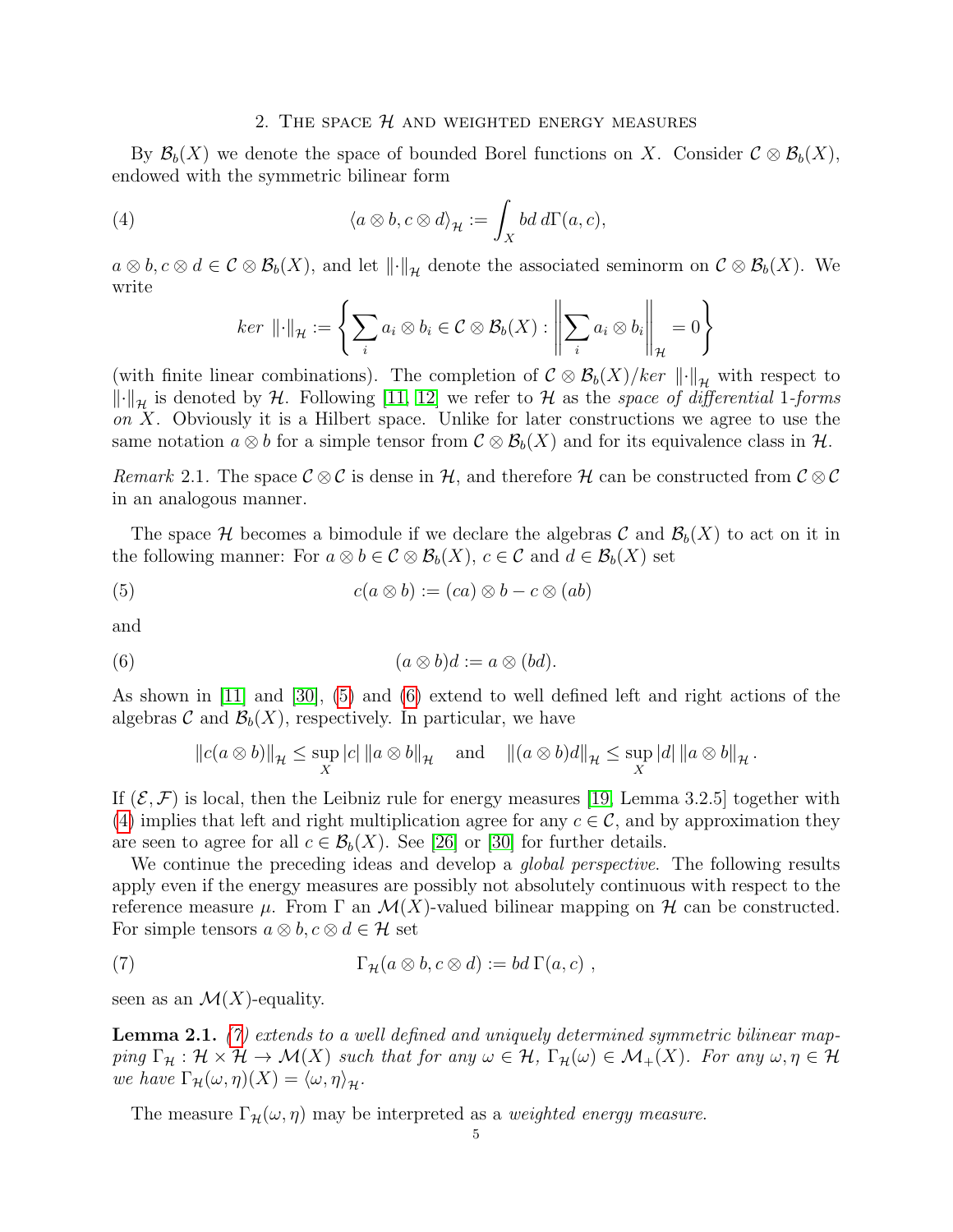## 2. The space $\mathcal{H}$ and weighted energy measures

By $\mathcal{B}_b(X)$ we denote the space of bounded Borel functions on $X$. Consider $\mathcal{C} \otimes \mathcal{B}_b(X)$, endowed with the symmetric bilinear form

$$\langle a \otimes b, c \otimes d \rangle_{\mathcal{H}} := \int_X bd \, d\Gamma(a,c), \tag{4}$$

$a \otimes b, c \otimes d \in \mathcal{C} \otimes \mathcal{B}_b(X)$, and let $\|\cdot\|_{\mathcal{H}}$ denote the associated seminorm on $\mathcal{C} \otimes \mathcal{B}_b(X)$. We write

$$ker \ \|\cdot\|_{\mathcal{H}} := \left\{ \sum_i a_i \otimes b_i \in \mathcal{C} \otimes \mathcal{B}_b(X) : \left\| \sum_i a_i \otimes b_i \right\|_{\mathcal{H}} = 0 \right\}$$

(with finite linear combinations). The completion of $\mathcal{C} \otimes \mathcal{B}_b(X)/ker \ \|\cdot\|_{\mathcal{H}}$ with respect to $\|\cdot\|_{\mathcal{H}}$ is denoted by $\mathcal{H}$. Following [11, 12] we refer to $\mathcal{H}$ as the *space of differential* 1*-forms on* $X$. Obviously it is a Hilbert space. Unlike for later constructions we agree to use the same notation $a \otimes b$ for a simple tensor from $\mathcal{C} \otimes \mathcal{B}_b(X)$ and for its equivalence class in $\mathcal{H}$.

*Remark* 2.1. The space $\mathcal{C} \otimes \mathcal{C}$ is dense in $\mathcal{H}$, and therefore $\mathcal{H}$ can be constructed from $\mathcal{C} \otimes \mathcal{C}$ in an analogous manner.

The space $\mathcal{H}$ becomes a bimodule if we declare the algebras $\mathcal{C}$ and $\mathcal{B}_b(X)$ to act on it in the following manner: For $a \otimes b \in \mathcal{C} \otimes \mathcal{B}_b(X)$, $c \in \mathcal{C}$ and $d \in \mathcal{B}_b(X)$ set

$$c(a \otimes b) := (ca) \otimes b - c \otimes (ab) \tag{5}$$

and

$$(a \otimes b)d := a \otimes (bd). \tag{6}$$

As shown in [11] and [30], (5) and (6) extend to well defined left and right actions of the algebras $\mathcal{C}$ and $\mathcal{B}_b(X)$, respectively. In particular, we have

$$\|c(a \otimes b)\|_{\mathcal{H}} \leq \sup_X |c| \, \|a \otimes b\|_{\mathcal{H}} \quad \text{and} \quad \|(a \otimes b)d\|_{\mathcal{H}} \leq \sup_X |d| \, \|a \otimes b\|_{\mathcal{H}}.$$

If $(\mathcal{E}, \mathcal{F})$ is local, then the Leibniz rule for energy measures [19, Lemma 3.2.5] together with (4) implies that left and right multiplication agree for any $c \in \mathcal{C}$, and by approximation they are seen to agree for all $c \in \mathcal{B}_b(X)$. See [26] or [30] for further details.

We continue the preceding ideas and develop a *global perspective*. The following results apply even if the energy measures are possibly not absolutely continuous with respect to the reference measure $\mu$. From $\Gamma$ an $\mathcal{M}(X)$-valued bilinear mapping on $\mathcal{H}$ can be constructed. For simple tensors $a \otimes b, c \otimes d \in \mathcal{H}$ set

$$\Gamma_{\mathcal{H}}(a \otimes b, c \otimes d) := bd \, \Gamma(a,c) \ , \tag{7}$$

seen as an $\mathcal{M}(X)$-equality.

**Lemma 2.1.** *(7) extends to a well defined and uniquely determined symmetric bilinear mapping $\Gamma_{\mathcal{H}} : \mathcal{H} \times \mathcal{H} \to \mathcal{M}(X)$ such that for any $\omega \in \mathcal{H}$, $\Gamma_{\mathcal{H}}(\omega) \in \mathcal{M}_+(X)$. For any $\omega, \eta \in \mathcal{H}$ we have $\Gamma_{\mathcal{H}}(\omega, \eta)(X) = \langle \omega, \eta \rangle_{\mathcal{H}}$.*

The measure $\Gamma_{\mathcal{H}}(\omega, \eta)$ may be interpreted as a *weighted energy measure*.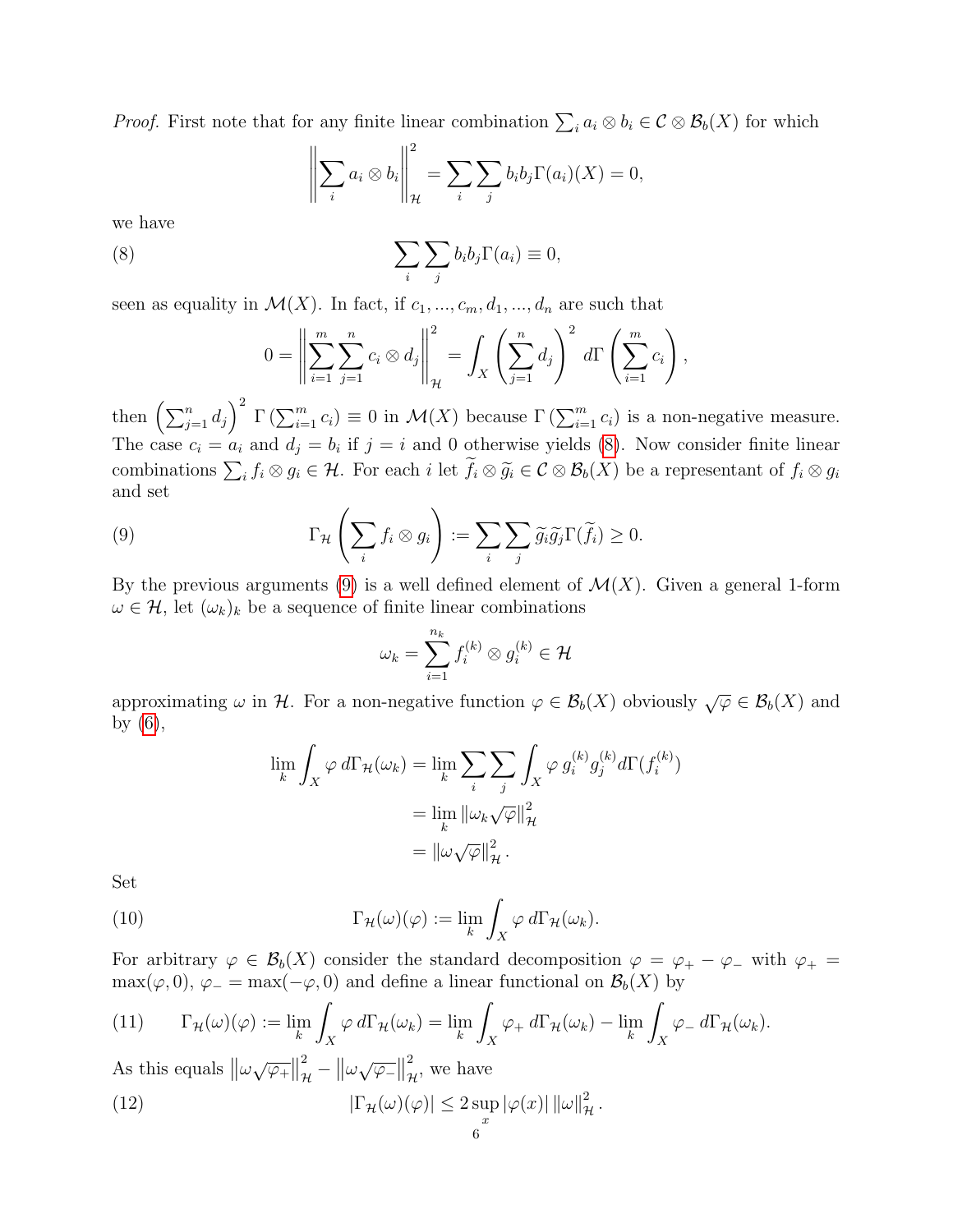*Proof.* First note that for any finite linear combination $\sum_i a_i \otimes b_i \in \mathcal{C} \otimes \mathcal{B}_b(X)$ for which

$$\left\| \sum_i a_i \otimes b_i \right\|_{\mathcal{H}}^2 = \sum_i \sum_j b_i b_j \Gamma(a_i)(X) = 0,$$

we have

$$\sum_i \sum_j b_i b_j \Gamma(a_i) \equiv 0, \tag{8}$$

seen as equality in $\mathcal{M}(X)$. In fact, if $c_1, ..., c_m, d_1, ..., d_n$ are such that

$$0 = \left\| \sum_{i=1}^m \sum_{j=1}^n c_i \otimes d_j \right\|_{\mathcal{H}}^2 = \int_X \left( \sum_{j=1}^n d_j \right)^2 d\Gamma\left( \sum_{i=1}^m c_i \right),$$

then $\left(\sum_{j=1}^n d_j\right)^2 \Gamma\left(\sum_{i=1}^m c_i\right) \equiv 0$ in $\mathcal{M}(X)$ because $\Gamma\left(\sum_{i=1}^m c_i\right)$ is a non-negative measure. The case $c_i = a_i$ and $d_j = b_i$ if $j = i$ and 0 otherwise yields (8). Now consider finite linear combinations $\sum_i f_i \otimes g_i \in \mathcal{H}$. For each $i$ let $\widetilde{f}_i \otimes \widetilde{g}_i \in \mathcal{C} \otimes \mathcal{B}_b(X)$ be a representant of $f_i \otimes g_i$ and set

$$\Gamma_{\mathcal{H}}\left( \sum_i f_i \otimes g_i \right) := \sum_i \sum_j \widetilde{g}_i \widetilde{g}_j \Gamma(\widetilde{f}_i) \geq 0. \tag{9}$$

By the previous arguments (9) is a well defined element of $\mathcal{M}(X)$. Given a general 1-form $\omega \in \mathcal{H}$, let $(\omega_k)_k$ be a sequence of finite linear combinations

$$\omega_k = \sum_{i=1}^{n_k} f_i^{(k)} \otimes g_i^{(k)} \in \mathcal{H}$$

approximating $\omega$ in $\mathcal{H}$. For a non-negative function $\varphi \in \mathcal{B}_b(X)$ obviously $\sqrt{\varphi} \in \mathcal{B}_b(X)$ and by (6),

$$\begin{aligned}
\lim_k \int_X \varphi \, d\Gamma_{\mathcal{H}}(\omega_k) &= \lim_k \sum_i \sum_j \int_X \varphi \, g_i^{(k)} g_j^{(k)} d\Gamma(f_i^{(k)}) \\
&= \lim_k \|\omega_k \sqrt{\varphi}\|_{\mathcal{H}}^2 \\
&= \|\omega \sqrt{\varphi}\|_{\mathcal{H}}^2 .
\end{aligned}$$

Set

$$\Gamma_{\mathcal{H}}(\omega)(\varphi) := \lim_k \int_X \varphi \, d\Gamma_{\mathcal{H}}(\omega_k). \tag{10}$$

For arbitrary $\varphi \in \mathcal{B}_b(X)$ consider the standard decomposition $\varphi = \varphi_+ - \varphi_-$ with $\varphi_+ = \max(\varphi, 0)$, $\varphi_- = \max(-\varphi, 0)$ and define a linear functional on $\mathcal{B}_b(X)$ by

$$\Gamma_{\mathcal{H}}(\omega)(\varphi) := \lim_k \int_X \varphi \, d\Gamma_{\mathcal{H}}(\omega_k) = \lim_k \int_X \varphi_+ \, d\Gamma_{\mathcal{H}}(\omega_k) - \lim_k \int_X \varphi_- \, d\Gamma_{\mathcal{H}}(\omega_k). \tag{11}$$

As this equals $\left\|\omega\sqrt{\varphi_+}\right\|_{\mathcal{H}}^2 - \left\|\omega\sqrt{\varphi_-}\right\|_{\mathcal{H}}^2$, we have

$$|\Gamma_{\mathcal{H}}(\omega)(\varphi)| \leq 2 \sup_x |\varphi(x)| \, \|\omega\|_{\mathcal{H}}^2 . \tag{12}$$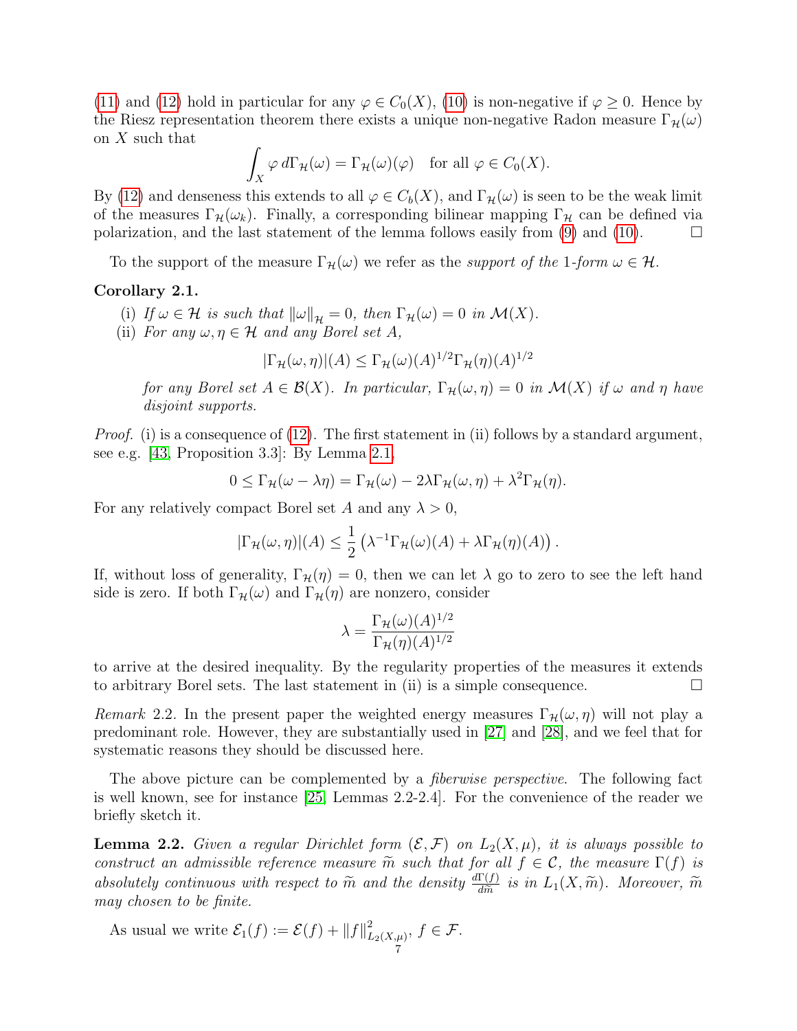(11) and (12) hold in particular for any $\varphi \in C_0(X)$, (10) is non-negative if $\varphi \geq 0$. Hence by the Riesz representation theorem there exists a unique non-negative Radon measure $\Gamma_{\mathcal{H}}(\omega)$ on $X$ such that

$$\int_X \varphi \, d\Gamma_{\mathcal{H}}(\omega) = \Gamma_{\mathcal{H}}(\omega)(\varphi) \quad \text{for all } \varphi \in C_0(X).$$

By (12) and denseness this extends to all $\varphi \in C_b(X)$, and $\Gamma_{\mathcal{H}}(\omega)$ is seen to be the weak limit of the measures $\Gamma_{\mathcal{H}}(\omega_k)$. Finally, a corresponding bilinear mapping $\Gamma_{\mathcal{H}}$ can be defined via polarization, and the last statement of the lemma follows easily from (9) and (10). □

To the support of the measure $\Gamma_{\mathcal{H}}(\omega)$ we refer as the *support of the* 1*-form* $\omega \in \mathcal{H}$.

**Corollary 2.1.**

(i) *If $\omega \in \mathcal{H}$ is such that $\|\omega\|_{\mathcal{H}} = 0$, then $\Gamma_{\mathcal{H}}(\omega) = 0$ in $\mathcal{M}(X)$.*

(ii) *For any $\omega, \eta \in \mathcal{H}$ and any Borel set $A$,*

$$|\Gamma_{\mathcal{H}}(\omega, \eta)|(A) \leq \Gamma_{\mathcal{H}}(\omega)(A)^{1/2} \Gamma_{\mathcal{H}}(\eta)(A)^{1/2}$$

*for any Borel set $A \in \mathcal{B}(X)$. In particular, $\Gamma_{\mathcal{H}}(\omega, \eta) = 0$ in $\mathcal{M}(X)$ if $\omega$ and $\eta$ have disjoint supports.*

*Proof.* (i) is a consequence of (12). The first statement in (ii) follows by a standard argument, see e.g. [43, Proposition 3.3]: By Lemma 2.1,

$$0 \leq \Gamma_{\mathcal{H}}(\omega - \lambda\eta) = \Gamma_{\mathcal{H}}(\omega) - 2\lambda \Gamma_{\mathcal{H}}(\omega, \eta) + \lambda^2 \Gamma_{\mathcal{H}}(\eta).$$

For any relatively compact Borel set $A$ and any $\lambda > 0$,

$$|\Gamma_{\mathcal{H}}(\omega, \eta)|(A) \leq \frac{1}{2}\left(\lambda^{-1}\Gamma_{\mathcal{H}}(\omega)(A) + \lambda \Gamma_{\mathcal{H}}(\eta)(A)\right).$$

If, without loss of generality, $\Gamma_{\mathcal{H}}(\eta) = 0$, then we can let $\lambda$ go to zero to see the left hand side is zero. If both $\Gamma_{\mathcal{H}}(\omega)$ and $\Gamma_{\mathcal{H}}(\eta)$ are nonzero, consider

$$\lambda = \frac{\Gamma_{\mathcal{H}}(\omega)(A)^{1/2}}{\Gamma_{\mathcal{H}}(\eta)(A)^{1/2}}$$

to arrive at the desired inequality. By the regularity properties of the measures it extends to arbitrary Borel sets. The last statement in (ii) is a simple consequence. □

*Remark* 2.2. In the present paper the weighted energy measures $\Gamma_{\mathcal{H}}(\omega, \eta)$ will not play a predominant role. However, they are substantially used in [27] and [28], and we feel that for systematic reasons they should be discussed here.

The above picture can be complemented by a *fiberwise perspective*. The following fact is well known, see for instance [25, Lemmas 2.2-2.4]. For the convenience of the reader we briefly sketch it.

**Lemma 2.2.** *Given a regular Dirichlet form $(\mathcal{E}, \mathcal{F})$ on $L_2(X, \mu)$, it is always possible to construct an admissible reference measure $\widetilde{m}$ such that for all $f \in \mathcal{C}$, the measure $\Gamma(f)$ is absolutely continuous with respect to $\widetilde{m}$ and the density $\frac{d\Gamma(f)}{d\widetilde{m}}$ is in $L_1(X, \widetilde{m})$. Moreover, $\widetilde{m}$ may chosen to be finite.*

As usual we write $\mathcal{E}_1(f) := \mathcal{E}(f) + \|f\|^2_{L_2(X,\mu)}$, $f \in \mathcal{F}$.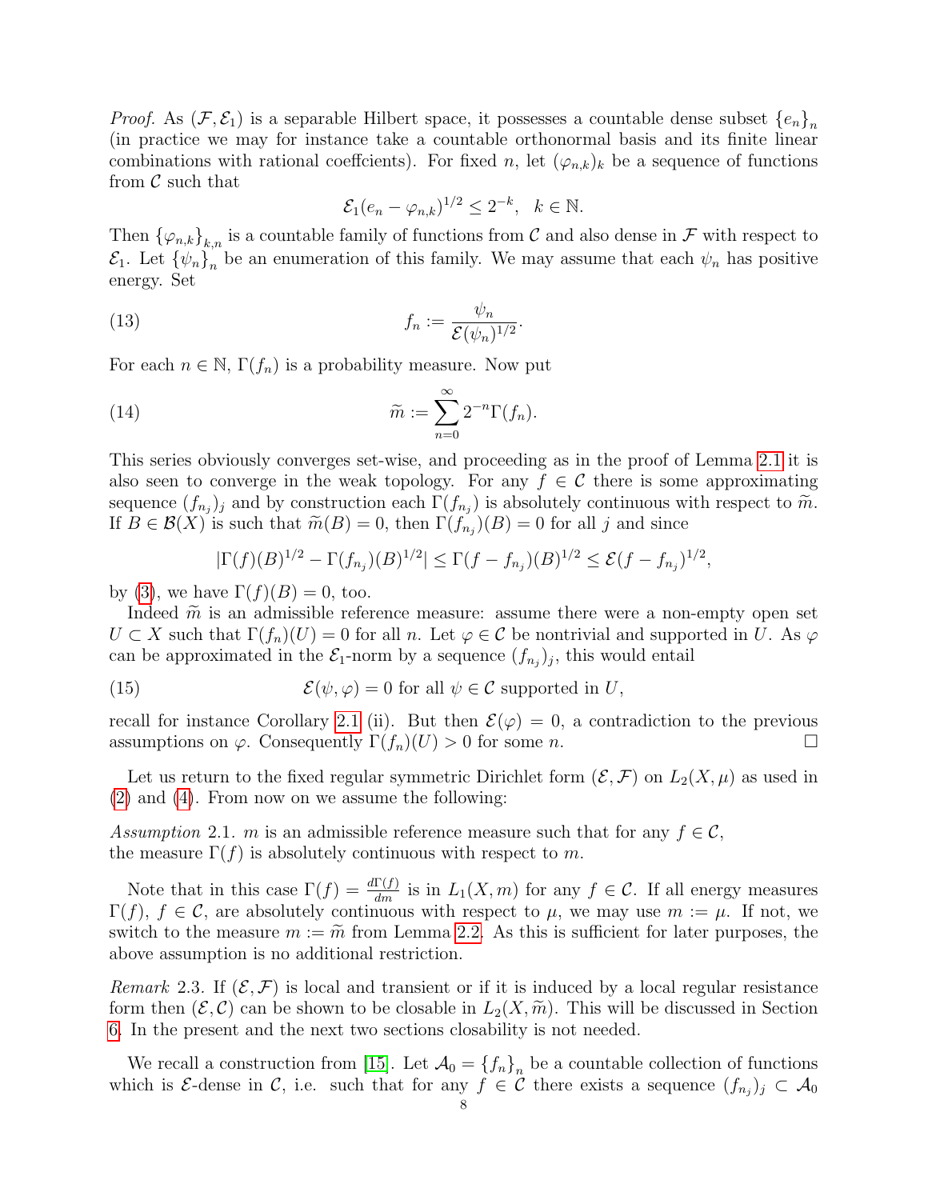*Proof.* As $(\mathcal{F}, \mathcal{E}_1)$ is a separable Hilbert space, it possesses a countable dense subset $\{e_n\}_n$ (in practice we may for instance take a countable orthonormal basis and its finite linear combinations with rational coeffcients). For fixed $n$, let $(\varphi_{n,k})_k$ be a sequence of functions from $\mathcal{C}$ such that

$$\mathcal{E}_1(e_n - \varphi_{n,k})^{1/2} \leq 2^{-k}, \quad k \in \mathbb{N}.$$

Then $\{\varphi_{n,k}\}_{k,n}$ is a countable family of functions from $\mathcal{C}$ and also dense in $\mathcal{F}$ with respect to $\mathcal{E}_1$. Let $\{\psi_n\}_n$ be an enumeration of this family. We may assume that each $\psi_n$ has positive energy. Set

$$f_n := \frac{\psi_n}{\mathcal{E}(\psi_n)^{1/2}}. \tag{13}$$

For each $n \in \mathbb{N}$, $\Gamma(f_n)$ is a probability measure. Now put

$$\widetilde{m} := \sum_{n=0}^{\infty} 2^{-n} \Gamma(f_n). \tag{14}$$

This series obviously converges set-wise, and proceeding as in the proof of Lemma 2.1 it is also seen to converge in the weak topology. For any $f \in \mathcal{C}$ there is some approximating sequence $(f_{n_j})_j$ and by construction each $\Gamma(f_{n_j})$ is absolutely continuous with respect to $\widetilde{m}$. If $B \in \mathcal{B}(X)$ is such that $\widetilde{m}(B) = 0$, then $\Gamma(f_{n_j})(B) = 0$ for all $j$ and since

$$|\Gamma(f)(B)^{1/2} - \Gamma(f_{n_j})(B)^{1/2}| \leq \Gamma(f - f_{n_j})(B)^{1/2} \leq \mathcal{E}(f - f_{n_j})^{1/2},$$

by (3), we have $\Gamma(f)(B) = 0$, too.

Indeed $\widetilde{m}$ is an admissible reference measure: assume there were a non-empty open set $U \subset X$ such that $\Gamma(f_n)(U) = 0$ for all $n$. Let $\varphi \in \mathcal{C}$ be nontrivial and supported in $U$. As $\varphi$ can be approximated in the $\mathcal{E}_1$-norm by a sequence $(f_{n_j})_j$, this would entail

$$\mathcal{E}(\psi, \varphi) = 0 \text{ for all } \psi \in \mathcal{C} \text{ supported in } U, \tag{15}$$

recall for instance Corollary 2.1 (ii). But then $\mathcal{E}(\varphi) = 0$, a contradiction to the previous assumptions on $\varphi$. Consequently $\Gamma(f_n)(U) > 0$ for some $n$. □

Let us return to the fixed regular symmetric Dirichlet form $(\mathcal{E}, \mathcal{F})$ on $L_2(X, \mu)$ as used in (2) and (4). From now on we assume the following:

*Assumption* 2.1. $m$ is an admissible reference measure such that for any $f \in \mathcal{C}$, the measure $\Gamma(f)$ is absolutely continuous with respect to $m$.

Note that in this case $\Gamma(f) = \frac{d\Gamma(f)}{dm}$ is in $L_1(X, m)$ for any $f \in \mathcal{C}$. If all energy measures $\Gamma(f)$, $f \in \mathcal{C}$, are absolutely continuous with respect to $\mu$, we may use $m := \mu$. If not, we switch to the measure $m := \widetilde{m}$ from Lemma 2.2. As this is sufficient for later purposes, the above assumption is no additional restriction.

*Remark* 2.3. If $(\mathcal{E}, \mathcal{F})$ is local and transient or if it is induced by a local regular resistance form then $(\mathcal{E}, \mathcal{C})$ can be shown to be closable in $L_2(X, \widetilde{m})$. This will be discussed in Section 6. In the present and the next two sections closability is not needed.

We recall a construction from [15]. Let $\mathcal{A}_0 = \{f_n\}_n$ be a countable collection of functions which is $\mathcal{E}$-dense in $\mathcal{C}$, i.e. such that for any $f \in \mathcal{C}$ there exists a sequence $(f_{n_j})_j \subset \mathcal{A}_0$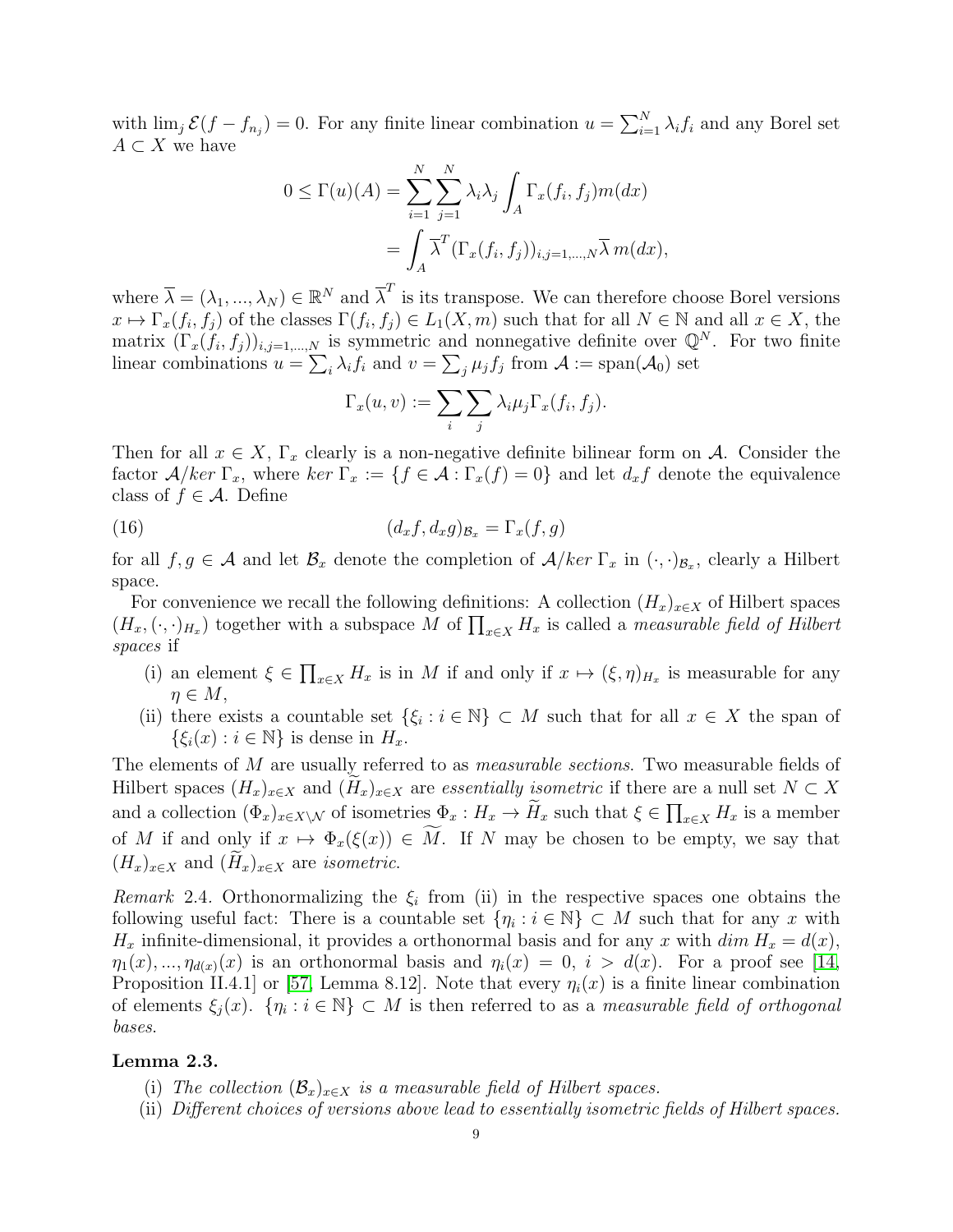with $\lim_j \mathcal{E}(f - f_{n_j}) = 0$. For any finite linear combination $u = \sum_{i=1}^N \lambda_i f_i$ and any Borel set $A \subset X$ we have

$$
\begin{aligned}
0 \leq \Gamma(u)(A) &= \sum_{i=1}^N \sum_{j=1}^N \lambda_i \lambda_j \int_A \Gamma_x(f_i, f_j) m(dx) \\
&= \int_A \overline{\lambda}^T (\Gamma_x(f_i, f_j))_{i,j=1,...,N} \overline{\lambda}\, m(dx),
\end{aligned}
$$

where $\overline{\lambda} = (\lambda_1, ..., \lambda_N) \in \mathbb{R}^N$ and $\overline{\lambda}^T$ is its transpose. We can therefore choose Borel versions $x \mapsto \Gamma_x(f_i, f_j)$ of the classes $\Gamma(f_i, f_j) \in L_1(X, m)$ such that for all $N \in \mathbb{N}$ and all $x \in X$, the matrix $(\Gamma_x(f_i, f_j))_{i,j=1,...,N}$ is symmetric and nonnegative definite over $\mathbb{Q}^N$. For two finite linear combinations $u = \sum_i \lambda_i f_i$ and $v = \sum_j \mu_j f_j$ from $\mathcal{A} := \mathrm{span}(\mathcal{A}_0)$ set

$$
\Gamma_x(u, v) := \sum_i \sum_j \lambda_i \mu_j \Gamma_x(f_i, f_j).
$$

Then for all $x \in X$, $\Gamma_x$ clearly is a non-negative definite bilinear form on $\mathcal{A}$. Consider the factor $\mathcal{A}/ker\ \Gamma_x$, where $ker\ \Gamma_x := \{f \in \mathcal{A} : \Gamma_x(f) = 0\}$ and let $d_x f$ denote the equivalence class of $f \in \mathcal{A}$. Define

$$
(d_x f, d_x g)_{\mathcal{B}_x} = \Gamma_x(f, g) \tag{16}
$$

for all $f, g \in \mathcal{A}$ and let $\mathcal{B}_x$ denote the completion of $\mathcal{A}/ker\ \Gamma_x$ in $(\cdot,\cdot)_{\mathcal{B}_x}$, clearly a Hilbert space.

For convenience we recall the following definitions: A collection $(H_x)_{x \in X}$ of Hilbert spaces $(H_x, (\cdot,\cdot)_{H_x})$ together with a subspace $M$ of $\prod_{x \in X} H_x$ is called a *measurable field of Hilbert spaces* if

(i) an element $\xi \in \prod_{x \in X} H_x$ is in $M$ if and only if $x \mapsto (\xi, \eta)_{H_x}$ is measurable for any $\eta \in M$,

(ii) there exists a countable set $\{\xi_i : i \in \mathbb{N}\} \subset M$ such that for all $x \in X$ the span of $\{\xi_i(x) : i \in \mathbb{N}\}$ is dense in $H_x$.

The elements of $M$ are usually referred to as *measurable sections*. Two measurable fields of Hilbert spaces $(H_x)_{x \in X}$ and $(\widetilde{H}_x)_{x \in X}$ are *essentially isometric* if there are a null set $N \subset X$ and a collection $(\Phi_x)_{x \in X \setminus \mathcal{N}}$ of isometries $\Phi_x : H_x \to \widetilde{H}_x$ such that $\xi \in \prod_{x \in X} H_x$ is a member of $M$ if and only if $x \mapsto \Phi_x(\xi(x)) \in \widetilde{M}$. If $N$ may be chosen to be empty, we say that $(H_x)_{x \in X}$ and $(\widetilde{H}_x)_{x \in X}$ are *isometric*.

*Remark* 2.4. Orthonormalizing the $\xi_i$ from (ii) in the respective spaces one obtains the following useful fact: There is a countable set $\{\eta_i : i \in \mathbb{N}\} \subset M$ such that for any $x$ with $H_x$ infinite-dimensional, it provides a orthonormal basis and for any $x$ with $dim\ H_x = d(x)$, $\eta_1(x), ..., \eta_{d(x)}(x)$ is an orthonormal basis and $\eta_i(x) = 0$, $i > d(x)$. For a proof see [14, Proposition II.4.1] or [57, Lemma 8.12]. Note that every $\eta_i(x)$ is a finite linear combination of elements $\xi_j(x)$. $\{\eta_i : i \in \mathbb{N}\} \subset M$ is then referred to as a *measurable field of orthogonal bases*.

**Lemma 2.3.**

(i) *The collection $(\mathcal{B}_x)_{x \in X}$ is a measurable field of Hilbert spaces.*

(ii) *Different choices of versions above lead to essentially isometric fields of Hilbert spaces.*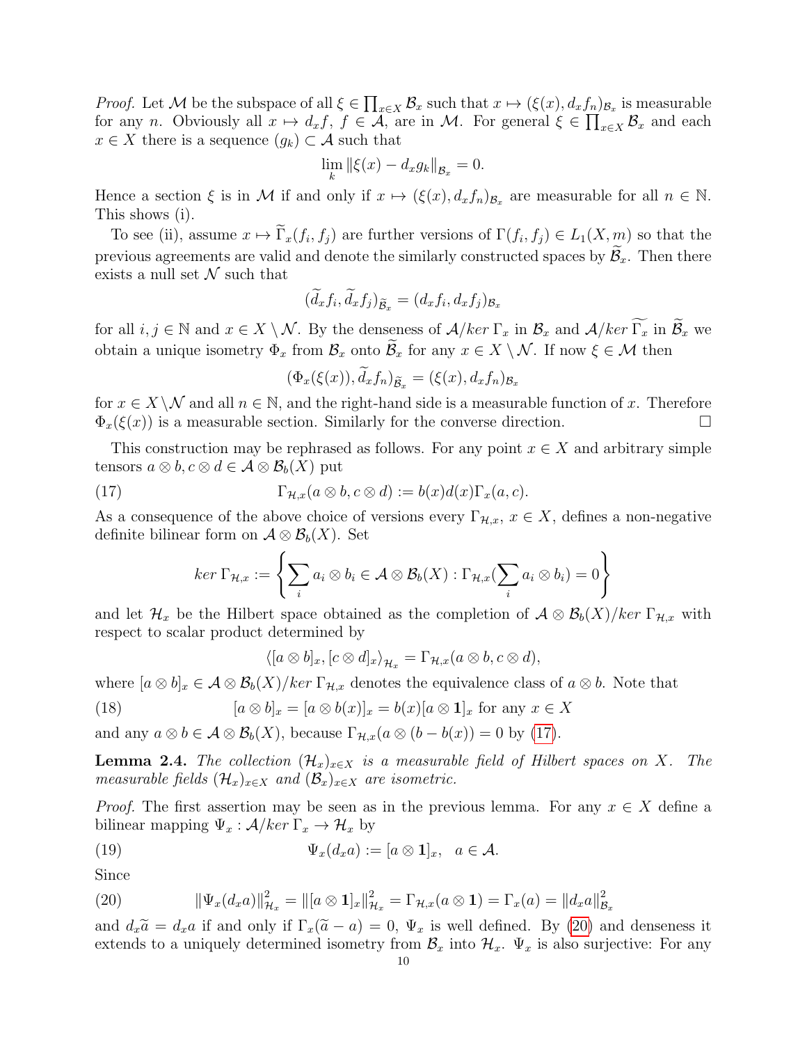*Proof.* Let $\mathcal{M}$ be the subspace of all $\xi \in \prod_{x\in X} \mathcal{B}_x$ such that $x \mapsto (\xi(x), d_x f_n)_{\mathcal{B}_x}$ is measurable for any $n$. Obviously all $x \mapsto d_x f$, $f \in \mathcal{A}$, are in $\mathcal{M}$. For general $\xi \in \prod_{x\in X} \mathcal{B}_x$ and each $x \in X$ there is a sequence $(g_k) \subset \mathcal{A}$ such that

$$\lim_k \|\xi(x) - d_x g_k\|_{\mathcal{B}_x} = 0.$$

Hence a section $\xi$ is in $\mathcal{M}$ if and only if $x \mapsto (\xi(x), d_x f_n)_{\mathcal{B}_x}$ are measurable for all $n \in \mathbb{N}$. This shows (i).

To see (ii), assume $x \mapsto \widetilde{\Gamma}_x(f_i, f_j)$ are further versions of $\Gamma(f_i, f_j) \in L_1(X, m)$ so that the previous agreements are valid and denote the similarly constructed spaces by $\widetilde{\mathcal{B}}_x$. Then there exists a null set $\mathcal{N}$ such that

$$(\widetilde{d}_x f_i, \widetilde{d}_x f_j)_{\widetilde{\mathcal{B}}_x} = (d_x f_i, d_x f_j)_{\mathcal{B}_x}$$

for all $i, j \in \mathbb{N}$ and $x \in X \setminus \mathcal{N}$. By the denseness of $\mathcal{A}/ker\, \Gamma_x$ in $\mathcal{B}_x$ and $\mathcal{A}/ker\, \widetilde{\Gamma_x}$ in $\widetilde{\mathcal{B}}_x$ we obtain a unique isometry $\Phi_x$ from $\mathcal{B}_x$ onto $\widetilde{\mathcal{B}}_x$ for any $x \in X \setminus \mathcal{N}$. If now $\xi \in \mathcal{M}$ then

$$(\Phi_x(\xi(x)), \widetilde{d}_x f_n)_{\widetilde{\mathcal{B}}_x} = (\xi(x), d_x f_n)_{\mathcal{B}_x}$$

for $x \in X \setminus \mathcal{N}$ and all $n \in \mathbb{N}$, and the right-hand side is a measurable function of $x$. Therefore $\Phi_x(\xi(x))$ is a measurable section. Similarly for the converse direction. $\square$

This construction may be rephrased as follows. For any point $x \in X$ and arbitrary simple tensors $a \otimes b, c \otimes d \in \mathcal{A} \otimes \mathcal{B}_b(X)$ put

$$\Gamma_{\mathcal{H},x}(a \otimes b, c \otimes d) := b(x) d(x) \Gamma_x(a, c). \tag{17}$$

As a consequence of the above choice of versions every $\Gamma_{\mathcal{H},x}$, $x \in X$, defines a non-negative definite bilinear form on $\mathcal{A} \otimes \mathcal{B}_b(X)$. Set

$$ker\, \Gamma_{\mathcal{H},x} := \left\{ \sum_i a_i \otimes b_i \in \mathcal{A} \otimes \mathcal{B}_b(X) : \Gamma_{\mathcal{H},x}(\sum_i a_i \otimes b_i) = 0 \right\}$$

and let $\mathcal{H}_x$ be the Hilbert space obtained as the completion of $\mathcal{A} \otimes \mathcal{B}_b(X)/ker\, \Gamma_{\mathcal{H},x}$ with respect to scalar product determined by

$$\langle [a \otimes b]_x, [c \otimes d]_x \rangle_{\mathcal{H}_x} = \Gamma_{\mathcal{H},x}(a \otimes b, c \otimes d),$$

where $[a \otimes b]_x \in \mathcal{A} \otimes \mathcal{B}_b(X)/ker\, \Gamma_{\mathcal{H},x}$ denotes the equivalence class of $a \otimes b$. Note that

$$[a \otimes b]_x = [a \otimes b(x)]_x = b(x)[a \otimes \mathbf{1}]_x \text{ for any } x \in X \tag{18}$$

and any $a \otimes b \in \mathcal{A} \otimes \mathcal{B}_b(X)$, because $\Gamma_{\mathcal{H},x}(a \otimes (b - b(x)) = 0$ by (17).

**Lemma 2.4.** *The collection $(\mathcal{H}_x)_{x\in X}$ is a measurable field of Hilbert spaces on $X$. The measurable fields $(\mathcal{H}_x)_{x\in X}$ and $(\mathcal{B}_x)_{x\in X}$ are isometric.*

*Proof.* The first assertion may be seen as in the previous lemma. For any $x \in X$ define a bilinear mapping $\Psi_x : \mathcal{A}/ker\, \Gamma_x \to \mathcal{H}_x$ by

$$\Psi_x(d_x a) := [a \otimes \mathbf{1}]_x, \quad a \in \mathcal{A}. \tag{19}$$

Since

$$\|\Psi_x(d_x a)\|^2_{\mathcal{H}_x} = \|[a \otimes \mathbf{1}]_x\|^2_{\mathcal{H}_x} = \Gamma_{\mathcal{H},x}(a \otimes \mathbf{1}) = \Gamma_x(a) = \|d_x a\|^2_{\mathcal{B}_x} \tag{20}$$

and $d_x \widetilde{a} = d_x a$ if and only if $\Gamma_x(\widetilde{a} - a) = 0$, $\Psi_x$ is well defined. By (20) and denseness it extends to a uniquely determined isometry from $\mathcal{B}_x$ into $\mathcal{H}_x$. $\Psi_x$ is also surjective: For any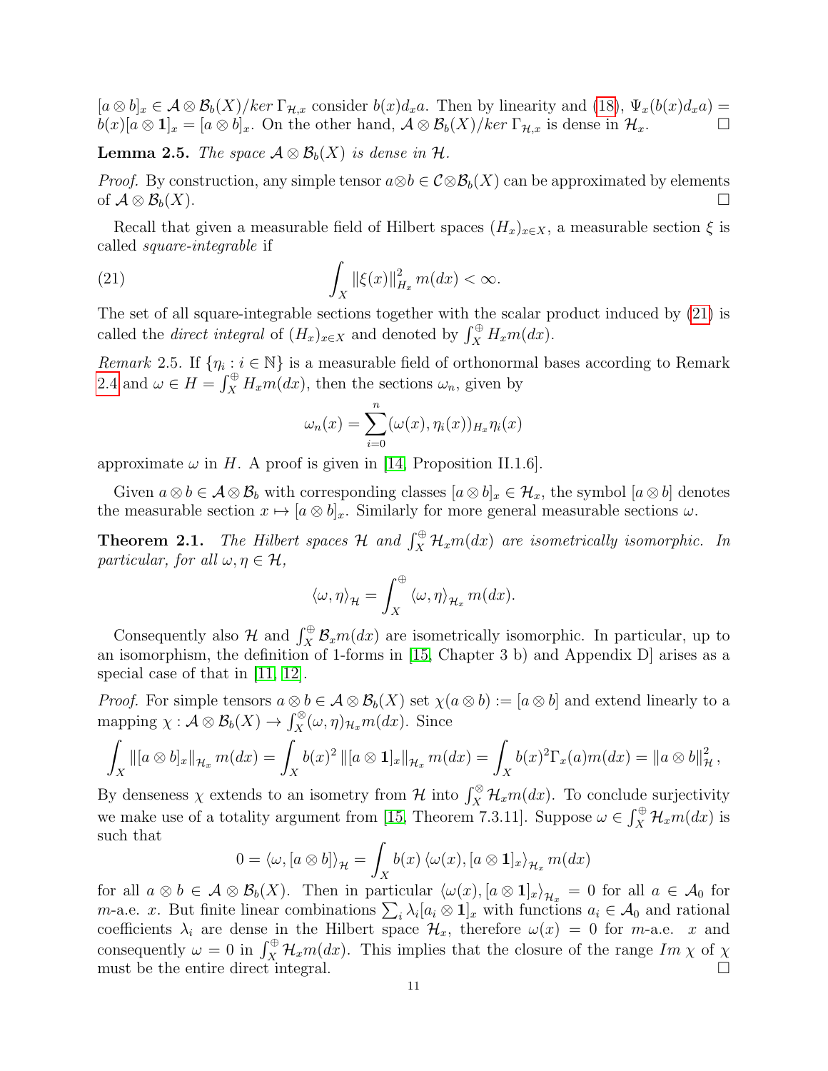$[a\otimes b]_x \in \mathcal{A}\otimes\mathcal{B}_b(X)/ker\,\Gamma_{\mathcal{H},x}$ consider $b(x)d_x a$. Then by linearity and (18), $\Psi_x(b(x)d_x a) = b(x)[a\otimes\mathbf{1}]_x = [a\otimes b]_x$. On the other hand, $\mathcal{A}\otimes\mathcal{B}_b(X)/ker\,\Gamma_{\mathcal{H},x}$ is dense in $\mathcal{H}_x$. □

**Lemma 2.5.** *The space $\mathcal{A}\otimes\mathcal{B}_b(X)$ is dense in $\mathcal{H}$.*

*Proof.* By construction, any simple tensor $a\otimes b\in\mathcal{C}\otimes\mathcal{B}_b(X)$ can be approximated by elements of $\mathcal{A}\otimes\mathcal{B}_b(X)$. □

Recall that given a measurable field of Hilbert spaces $(H_x)_{x\in X}$, a measurable section $\xi$ is called *square-integrable* if

$$\int_X \|\xi(x)\|^2_{H_x}\, m(dx) < \infty. \tag{21}$$

The set of all square-integrable sections together with the scalar product induced by (21) is called the *direct integral* of $(H_x)_{x\in X}$ and denoted by $\int_X^\oplus H_x m(dx)$.

*Remark* 2.5. If $\{\eta_i : i\in\mathbb{N}\}$ is a measurable field of orthonormal bases according to Remark 2.4 and $\omega\in H = \int_X^\oplus H_x m(dx)$, then the sections $\omega_n$, given by

$$\omega_n(x) = \sum_{i=0}^{n} (\omega(x),\eta_i(x))_{H_x}\eta_i(x)$$

approximate $\omega$ in $H$. A proof is given in [14, Proposition II.1.6].

Given $a\otimes b\in\mathcal{A}\otimes\mathcal{B}_b$ with corresponding classes $[a\otimes b]_x\in\mathcal{H}_x$, the symbol $[a\otimes b]$ denotes the measurable section $x\mapsto[a\otimes b]_x$. Similarly for more general measurable sections $\omega$.

**Theorem 2.1.** *The Hilbert spaces $\mathcal{H}$ and $\int_X^\oplus \mathcal{H}_x m(dx)$ are isometrically isomorphic. In particular, for all $\omega,\eta\in\mathcal{H}$,*

$$\langle\omega,\eta\rangle_{\mathcal{H}} = \int_X^\oplus \langle\omega,\eta\rangle_{\mathcal{H}_x}\, m(dx).$$

Consequently also $\mathcal{H}$ and $\int_X^\oplus \mathcal{B}_x m(dx)$ are isometrically isomorphic. In particular, up to an isomorphism, the definition of 1-forms in [15, Chapter 3 b) and Appendix D] arises as a special case of that in [11, 12].

*Proof.* For simple tensors $a\otimes b\in\mathcal{A}\otimes\mathcal{B}_b(X)$ set $\chi(a\otimes b) := [a\otimes b]$ and extend linearly to a mapping $\chi:\mathcal{A}\otimes\mathcal{B}_b(X)\to\int_X^\otimes(\omega,\eta)_{\mathcal{H}_x}m(dx)$. Since

$$\int_X \|[a\otimes b]_x\|_{\mathcal{H}_x}\, m(dx) = \int_X b(x)^2\,\|[a\otimes\mathbf{1}]_x\|_{\mathcal{H}_x}\, m(dx) = \int_X b(x)^2\Gamma_x(a)m(dx) = \|a\otimes b\|^2_{\mathcal{H}},$$

By denseness $\chi$ extends to an isometry from $\mathcal{H}$ into $\int_X^\otimes \mathcal{H}_x m(dx)$. To conclude surjectivity we make use of a totality argument from [15, Theorem 7.3.11]. Suppose $\omega\in\int_X^\oplus\mathcal{H}_x m(dx)$ is such that

$$0 = \langle\omega,[a\otimes b]\rangle_{\mathcal{H}} = \int_X b(x)\,\langle\omega(x),[a\otimes\mathbf{1}]_x\rangle_{\mathcal{H}_x}\, m(dx)$$

for all $a\otimes b\in\mathcal{A}\otimes\mathcal{B}_b(X)$. Then in particular $\langle\omega(x),[a\otimes\mathbf{1}]_x\rangle_{\mathcal{H}_x} = 0$ for all $a\in\mathcal{A}_0$ for $m$-a.e. $x$. But finite linear combinations $\sum_i\lambda_i[a_i\otimes\mathbf{1}]_x$ with functions $a_i\in\mathcal{A}_0$ and rational coefficients $\lambda_i$ are dense in the Hilbert space $\mathcal{H}_x$, therefore $\omega(x) = 0$ for $m$-a.e. $x$ and consequently $\omega = 0$ in $\int_X^\oplus\mathcal{H}_x m(dx)$. This implies that the closure of the range $Im\,\chi$ of $\chi$ must be the entire direct integral. □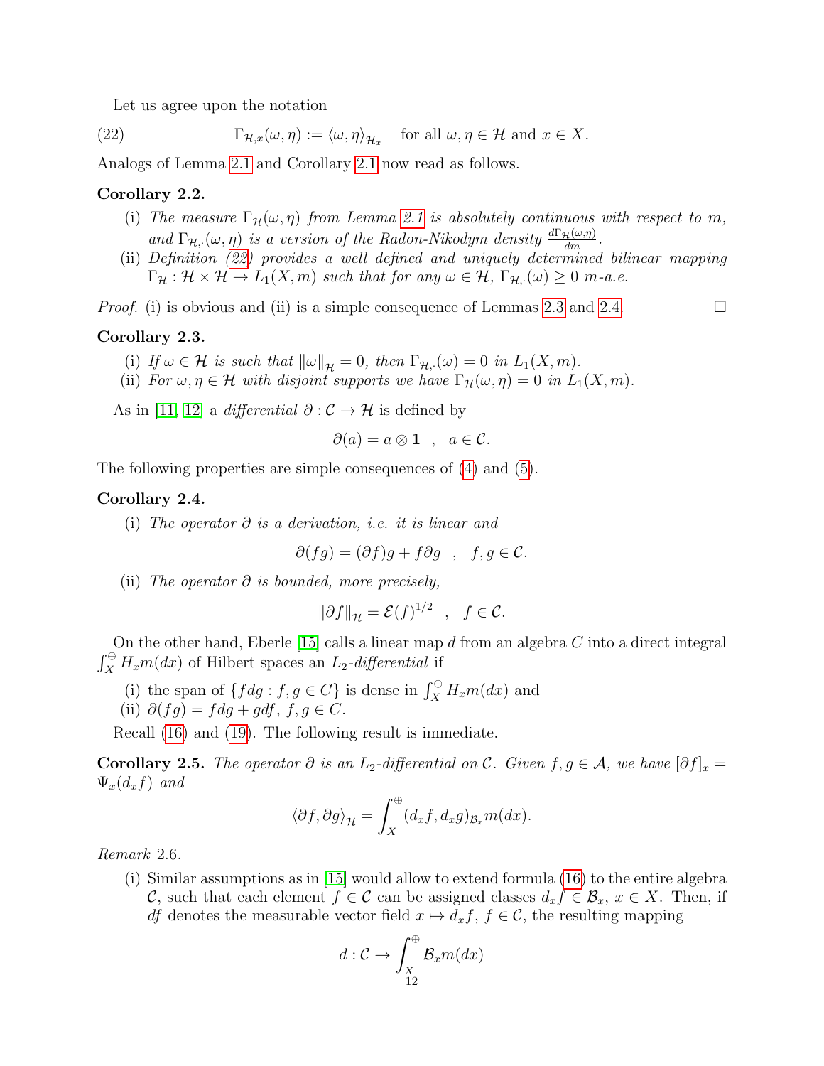Let us agree upon the notation

$$\Gamma_{\mathcal{H},x}(\omega,\eta) := \langle \omega, \eta \rangle_{\mathcal{H}_x} \quad \text{for all } \omega,\eta \in \mathcal{H} \text{ and } x \in X. \tag{22}$$

Analogs of Lemma 2.1 and Corollary 2.1 now read as follows.

**Corollary 2.2.**

(i) *The measure $\Gamma_{\mathcal{H}}(\omega,\eta)$ from Lemma 2.1 is absolutely continuous with respect to $m$, and $\Gamma_{\mathcal{H},\cdot}(\omega,\eta)$ is a version of the Radon-Nikodym density $\frac{d\Gamma_{\mathcal{H}}(\omega,\eta)}{dm}$.*

(ii) *Definition (22) provides a well defined and uniquely determined bilinear mapping $\Gamma_{\mathcal{H}} : \mathcal{H} \times \mathcal{H} \to L_1(X,m)$ such that for any $\omega \in \mathcal{H}$, $\Gamma_{\mathcal{H},\cdot}(\omega) \geq 0$ $m$-a.e.*

*Proof.* (i) is obvious and (ii) is a simple consequence of Lemmas 2.3 and 2.4. □

**Corollary 2.3.**

(i) *If $\omega \in \mathcal{H}$ is such that $\|\omega\|_{\mathcal{H}} = 0$, then $\Gamma_{\mathcal{H},\cdot}(\omega) = 0$ in $L_1(X,m)$.*

(ii) *For $\omega,\eta \in \mathcal{H}$ with disjoint supports we have $\Gamma_{\mathcal{H}}(\omega,\eta) = 0$ in $L_1(X,m)$.*

As in [11, 12] a *differential* $\partial : \mathcal{C} \to \mathcal{H}$ is defined by

$$\partial(a) = a \otimes \mathbf{1} \quad , \quad a \in \mathcal{C}.$$

The following properties are simple consequences of (4) and (5).

**Corollary 2.4.**

(i) *The operator $\partial$ is a derivation, i.e. it is linear and*

$$\partial(fg) = (\partial f)g + f\partial g \quad , \quad f,g \in \mathcal{C}.$$

(ii) *The operator $\partial$ is bounded, more precisely,*

$$\|\partial f\|_{\mathcal{H}} = \mathcal{E}(f)^{1/2} \quad , \quad f \in \mathcal{C}.$$

On the other hand, Eberle [15] calls a linear map $d$ from an algebra $C$ into a direct integral $\int_X^{\oplus} H_x m(dx)$ of Hilbert spaces an *$L_2$-differential* if

(i) the span of $\{fdg : f,g \in C\}$ is dense in $\int_X^{\oplus} H_x m(dx)$ and

(ii) $\partial(fg) = fdg + gdf$, $f,g \in C$.

Recall (16) and (19). The following result is immediate.

**Corollary 2.5.** *The operator $\partial$ is an $L_2$-differential on $\mathcal{C}$. Given $f,g \in \mathcal{A}$, we have $[\partial f]_x = \Psi_x(d_x f)$ and*

$$\langle \partial f, \partial g \rangle_{\mathcal{H}} = \int_X^{\oplus} (d_x f, d_x g)_{\mathcal{B}_x} m(dx).$$

*Remark* 2.6.

(i) Similar assumptions as in [15] would allow to extend formula (16) to the entire algebra $\mathcal{C}$, such that each element $f \in \mathcal{C}$ can be assigned classes $d_x f \in \mathcal{B}_x$, $x \in X$. Then, if $df$ denotes the measurable vector field $x \mapsto d_x f$, $f \in \mathcal{C}$, the resulting mapping

$$d : \mathcal{C} \to \int_X^{\oplus} \mathcal{B}_x m(dx)$$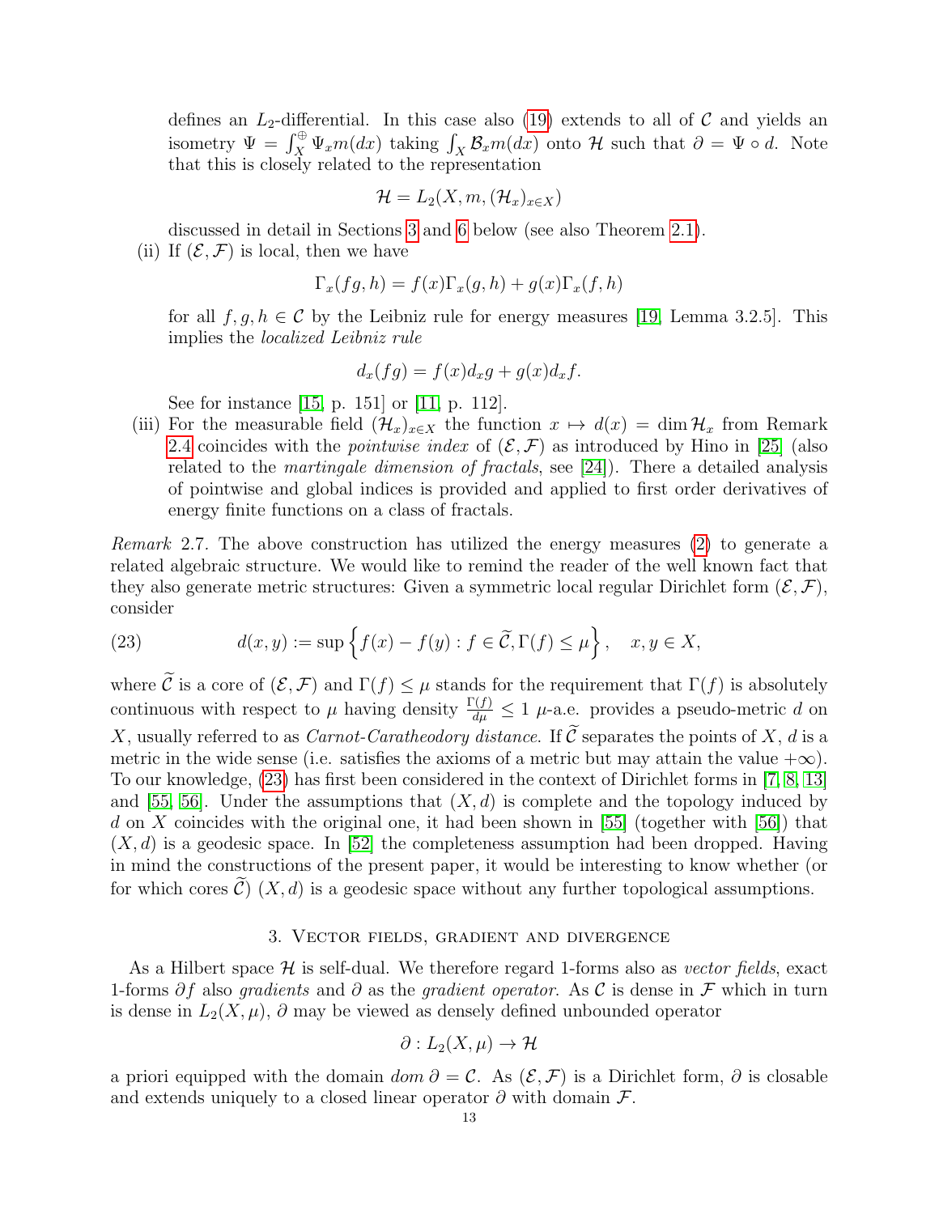defines an $L_2$-differential. In this case also (19) extends to all of $\mathcal{C}$ and yields an isometry $\Psi = \int_X^{\oplus} \Psi_x m(dx)$ taking $\int_X \mathcal{B}_x m(dx)$ onto $\mathcal{H}$ such that $\partial = \Psi \circ d$. Note that this is closely related to the representation

$$\mathcal{H} = L_2(X, m, (\mathcal{H}_x)_{x\in X})$$

discussed in detail in Sections 3 and 6 below (see also Theorem 2.1).

(ii) If $(\mathcal{E}, \mathcal{F})$ is local, then we have

$$\Gamma_x(fg, h) = f(x)\Gamma_x(g, h) + g(x)\Gamma_x(f, h)$$

for all $f, g, h \in \mathcal{C}$ by the Leibniz rule for energy measures [19, Lemma 3.2.5]. This implies the *localized Leibniz rule*

$$d_x(fg) = f(x)d_x g + g(x)d_x f.$$

See for instance [15, p. 151] or [11, p. 112].

(iii) For the measurable field $(\mathcal{H}_x)_{x\in X}$ the function $x \mapsto d(x) = \dim \mathcal{H}_x$ from Remark 2.4 coincides with the *pointwise index* of $(\mathcal{E}, \mathcal{F})$ as introduced by Hino in [25] (also related to the *martingale dimension of fractals*, see [24]). There a detailed analysis of pointwise and global indices is provided and applied to first order derivatives of energy finite functions on a class of fractals.

*Remark* 2.7. The above construction has utilized the energy measures (2) to generate a related algebraic structure. We would like to remind the reader of the well known fact that they also generate metric structures: Given a symmetric local regular Dirichlet form $(\mathcal{E}, \mathcal{F})$, consider

$$d(x, y) := \sup\left\{ f(x) - f(y) : f \in \widetilde{\mathcal{C}}, \Gamma(f) \leq \mu \right\}, \quad x, y \in X, \tag{23}$$

where $\widetilde{\mathcal{C}}$ is a core of $(\mathcal{E}, \mathcal{F})$ and $\Gamma(f) \leq \mu$ stands for the requirement that $\Gamma(f)$ is absolutely continuous with respect to $\mu$ having density $\frac{\Gamma(f)}{d\mu} \leq 1$ $\mu$-a.e. provides a pseudo-metric $d$ on $X$, usually referred to as *Carnot-Caratheodory distance*. If $\widetilde{\mathcal{C}}$ separates the points of $X$, $d$ is a metric in the wide sense (i.e. satisfies the axioms of a metric but may attain the value $+\infty$). To our knowledge, (23) has first been considered in the context of Dirichlet forms in [7, 8, 13] and [55, 56]. Under the assumptions that $(X, d)$ is complete and the topology induced by $d$ on $X$ coincides with the original one, it had been shown in [55] (together with [56]) that $(X, d)$ is a geodesic space. In [52] the completeness assumption had been dropped. Having in mind the constructions of the present paper, it would be interesting to know whether (or for which cores $\widetilde{\mathcal{C}}$) $(X, d)$ is a geodesic space without any further topological assumptions.

## 3. Vector fields, gradient and divergence

As a Hilbert space $\mathcal{H}$ is self-dual. We therefore regard 1-forms also as *vector fields*, exact 1-forms $\partial f$ also *gradients* and $\partial$ as the *gradient operator*. As $\mathcal{C}$ is dense in $\mathcal{F}$ which in turn is dense in $L_2(X, \mu)$, $\partial$ may be viewed as densely defined unbounded operator

$$\partial : L_2(X, \mu) \to \mathcal{H}$$

a priori equipped with the domain *dom* $\partial = \mathcal{C}$. As $(\mathcal{E}, \mathcal{F})$ is a Dirichlet form, $\partial$ is closable and extends uniquely to a closed linear operator $\partial$ with domain $\mathcal{F}$.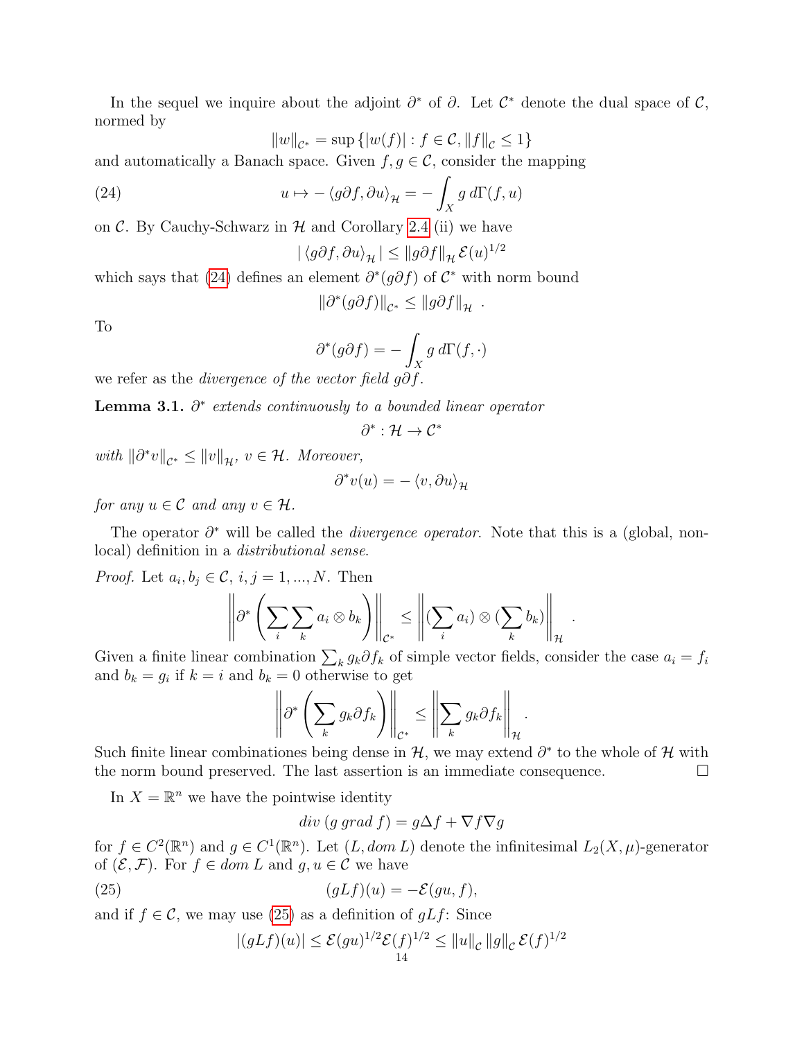In the sequel we inquire about the adjoint $\partial^*$ of $\partial$. Let $\mathcal{C}^*$ denote the dual space of $\mathcal{C}$, normed by

$$\|w\|_{\mathcal{C}^*} = \sup\{|w(f)| : f \in \mathcal{C}, \|f\|_{\mathcal{C}} \le 1\}$$

and automatically a Banach space. Given $f, g \in \mathcal{C}$, consider the mapping

$$u \mapsto -\langle g\partial f, \partial u\rangle_{\mathcal{H}} = -\int_X g\, d\Gamma(f,u) \tag{24}$$

on $\mathcal{C}$. By Cauchy-Schwarz in $\mathcal{H}$ and Corollary 2.4 (ii) we have

$$|\langle g\partial f, \partial u\rangle_{\mathcal{H}}| \le \|g\partial f\|_{\mathcal{H}}\, \mathcal{E}(u)^{1/2}$$

which says that (24) defines an element $\partial^*(g\partial f)$ of $\mathcal{C}^*$ with norm bound

$$\|\partial^*(g\partial f)\|_{\mathcal{C}^*} \le \|g\partial f\|_{\mathcal{H}}\ .$$

To

$$\partial^*(g\partial f) = -\int_X g\, d\Gamma(f,\cdot)$$

we refer as the *divergence of the vector field* $g\partial f$.

**Lemma 3.1.** *$\partial^*$ extends continuously to a bounded linear operator*

$$\partial^* : \mathcal{H} \to \mathcal{C}^*$$

*with $\|\partial^* v\|_{\mathcal{C}^*} \le \|v\|_{\mathcal{H}}$, $v \in \mathcal{H}$. Moreover,*

$$\partial^* v(u) = -\langle v, \partial u\rangle_{\mathcal{H}}$$

*for any $u \in \mathcal{C}$ and any $v \in \mathcal{H}$.*

The operator $\partial^*$ will be called the *divergence operator*. Note that this is a (global, non-local) definition in a *distributional sense*.

*Proof.* Let $a_i, b_j \in \mathcal{C}$, $i, j = 1, ..., N$. Then

$$\left\|\partial^*\left(\sum_i\sum_k a_i \otimes b_k\right)\right\|_{\mathcal{C}^*} \le \left\|(\sum_i a_i)\otimes(\sum_k b_k)\right\|_{\mathcal{H}}.$$

Given a finite linear combination $\sum_k g_k\partial f_k$ of simple vector fields, consider the case $a_i = f_i$ and $b_k = g_i$ if $k = i$ and $b_k = 0$ otherwise to get

$$\left\|\partial^*\left(\sum_k g_k\partial f_k\right)\right\|_{\mathcal{C}^*} \le \left\|\sum_k g_k\partial f_k\right\|_{\mathcal{H}}.$$

Such finite linear combinationes being dense in $\mathcal{H}$, we may extend $\partial^*$ to the whole of $\mathcal{H}$ with the norm bound preserved. The last assertion is an immediate consequence. $\square$

In $X = \mathbb{R}^n$ we have the pointwise identity

$$div\ (g\ grad\ f) = g\Delta f + \nabla f \nabla g$$

for $f \in C^2(\mathbb{R}^n)$ and $g \in C^1(\mathbb{R}^n)$. Let $(L, dom\ L)$ denote the infinitesimal $L_2(X,\mu)$-generator of $(\mathcal{E}, \mathcal{F})$. For $f \in dom\ L$ and $g, u \in \mathcal{C}$ we have

$$(gLf)(u) = -\mathcal{E}(gu, f), \tag{25}$$

and if $f \in \mathcal{C}$, we may use (25) as a definition of $gLf$: Since

$$|(gLf)(u)| \le \mathcal{E}(gu)^{1/2}\mathcal{E}(f)^{1/2} \le \|u\|_{\mathcal{C}}\, \|g\|_{\mathcal{C}}\, \mathcal{E}(f)^{1/2}$$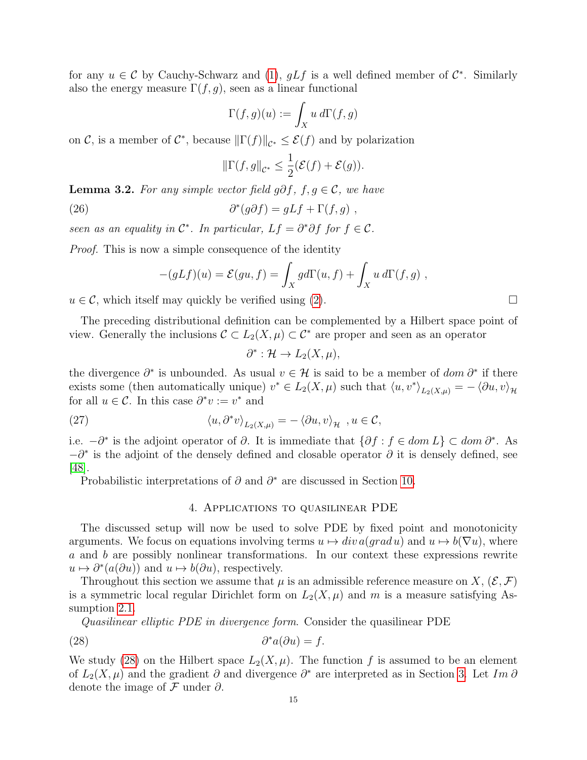for any $u \in \mathcal{C}$ by Cauchy-Schwarz and (1), $gLf$ is a well defined member of $\mathcal{C}^*$. Similarly also the energy measure $\Gamma(f,g)$, seen as a linear functional

$$\Gamma(f,g)(u) := \int_X u \, d\Gamma(f,g)$$

on $\mathcal{C}$, is a member of $\mathcal{C}^*$, because $\|\Gamma(f)\|_{\mathcal{C}^*} \leq \mathcal{E}(f)$ and by polarization

$$\|\Gamma(f,g\|_{\mathcal{C}^*} \leq \frac{1}{2}(\mathcal{E}(f) + \mathcal{E}(g)).$$

**Lemma 3.2.** *For any simple vector field $g\partial f$, $f, g \in \mathcal{C}$, we have*

$$\partial^*(g\partial f) = gLf + \Gamma(f,g) \ , \tag{26}$$

*seen as an equality in $\mathcal{C}^*$. In particular, $Lf = \partial^*\partial f$ for $f \in \mathcal{C}$.*

*Proof.* This is now a simple consequence of the identity

$$-(gLf)(u) = \mathcal{E}(gu, f) = \int_X g d\Gamma(u,f) + \int_X u \, d\Gamma(f,g) \ ,$$

$u \in \mathcal{C}$, which itself may quickly be verified using (2). $\square$

The preceding distributional definition can be complemented by a Hilbert space point of view. Generally the inclusions $\mathcal{C} \subset L_2(X,\mu) \subset \mathcal{C}^*$ are proper and seen as an operator

$$\partial^* : \mathcal{H} \to L_2(X,\mu),$$

the divergence $\partial^*$ is unbounded. As usual $v \in \mathcal{H}$ is said to be a member of $dom\, \partial^*$ if there exists some (then automatically unique) $v^* \in L_2(X,\mu)$ such that $\langle u, v^* \rangle_{L_2(X,\mu)} = -\langle \partial u, v \rangle_{\mathcal{H}}$ for all $u \in \mathcal{C}$. In this case $\partial^* v := v^*$ and

$$\langle u, \partial^* v \rangle_{L_2(X,\mu)} = -\langle \partial u, v \rangle_{\mathcal{H}} \ , u \in \mathcal{C}, \tag{27}$$

i.e. $-\partial^*$ is the adjoint operator of $\partial$. It is immediate that $\{\partial f : f \in dom\, L\} \subset dom\, \partial^*$. As $-\partial^*$ is the adjoint of the densely defined and closable operator $\partial$ it is densely defined, see [48].

Probabilistic interpretations of $\partial$ and $\partial^*$ are discussed in Section 10.

## 4. Applications to quasilinear PDE

The discussed setup will now be used to solve PDE by fixed point and monotonicity arguments. We focus on equations involving terms $u \mapsto div\, a(grad\, u)$ and $u \mapsto b(\nabla u)$, where $a$ and $b$ are possibly nonlinear transformations. In our context these expressions rewrite $u \mapsto \partial^*(a(\partial u))$ and $u \mapsto b(\partial u)$, respectively.

Throughout this section we assume that $\mu$ is an admissible reference measure on $X$, $(\mathcal{E}, \mathcal{F})$ is a symmetric local regular Dirichlet form on $L_2(X,\mu)$ and $m$ is a measure satisfying Assumption 2.1.

*Quasilinear elliptic PDE in divergence form.* Consider the quasilinear PDE

$$\partial^* a(\partial u) = f. \tag{28}$$

We study (28) on the Hilbert space $L_2(X,\mu)$. The function $f$ is assumed to be an element of $L_2(X,\mu)$ and the gradient $\partial$ and divergence $\partial^*$ are interpreted as in Section 3. Let $Im\, \partial$ denote the image of $\mathcal{F}$ under $\partial$.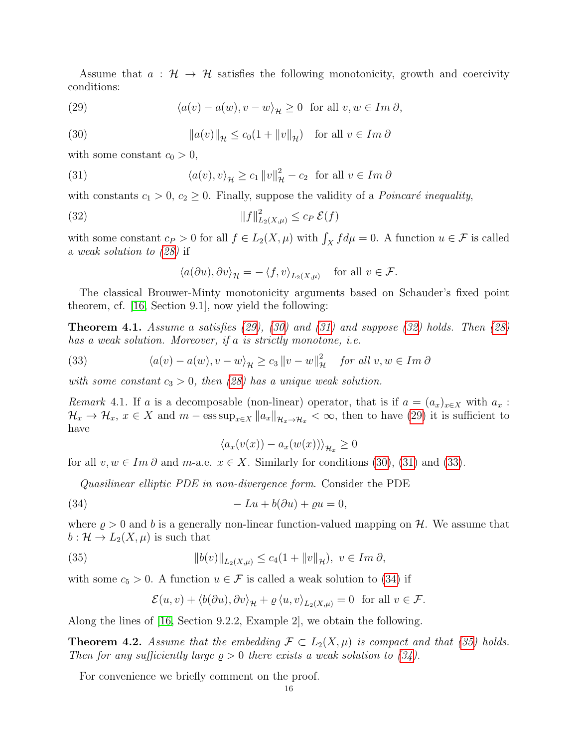Assume that $a : \mathcal{H} \to \mathcal{H}$ satisfies the following monotonicity, growth and coercivity conditions:

$$\langle a(v) - a(w), v - w \rangle_{\mathcal{H}} \geq 0 \quad \text{for all } v, w \in Im\, \partial, \tag{29}$$

$$\|a(v)\|_{\mathcal{H}} \leq c_0(1 + \|v\|_{\mathcal{H}}) \quad \text{for all } v \in Im\, \partial \tag{30}$$

with some constant $c_0 > 0$,

$$\langle a(v), v \rangle_{\mathcal{H}} \geq c_1 \|v\|_{\mathcal{H}}^2 - c_2 \quad \text{for all } v \in Im\, \partial \tag{31}$$

with constants $c_1 > 0$, $c_2 \geq 0$. Finally, suppose the validity of a *Poincaré inequality*,

$$\|f\|_{L_2(X,\mu)}^2 \leq c_P\, \mathcal{E}(f) \tag{32}$$

with some constant $c_P > 0$ for all $f \in L_2(X,\mu)$ with $\int_X f d\mu = 0$. A function $u \in \mathcal{F}$ is called a *weak solution to (28)* if

$$\langle a(\partial u), \partial v \rangle_{\mathcal{H}} = -\langle f, v \rangle_{L_2(X,\mu)} \quad \text{for all } v \in \mathcal{F}.$$

The classical Brouwer-Minty monotonicity arguments based on Schauder's fixed point theorem, cf. [16, Section 9.1], now yield the following:

**Theorem 4.1.** *Assume a satisfies (29), (30) and (31) and suppose (32) holds. Then (28) has a weak solution. Moreover, if a is strictly monotone, i.e.*

$$\langle a(v) - a(w), v - w \rangle_{\mathcal{H}} \geq c_3 \|v - w\|_{\mathcal{H}}^2 \quad \text{for all } v, w \in Im\, \partial \tag{33}$$

*with some constant $c_3 > 0$, then (28) has a unique weak solution.*

*Remark* 4.1. If $a$ is a decomposable (non-linear) operator, that is if $a = (a_x)_{x \in X}$ with $a_x : \mathcal{H}_x \to \mathcal{H}_x$, $x \in X$ and $m - \operatorname{ess\,sup}_{x \in X} \|a_x\|_{\mathcal{H}_x \to \mathcal{H}_x} < \infty$, then to have (29) it is sufficient to have

$$\langle a_x(v(x)) - a_x(w(x)) \rangle_{\mathcal{H}_x} \geq 0$$

for all $v, w \in Im\, \partial$ and $m$-a.e. $x \in X$. Similarly for conditions (30), (31) and (33).

*Quasilinear elliptic PDE in non-divergence form.* Consider the PDE

$$-Lu + b(\partial u) + \varrho u = 0, \tag{34}$$

where $\varrho > 0$ and $b$ is a generally non-linear function-valued mapping on $\mathcal{H}$. We assume that $b : \mathcal{H} \to L_2(X,\mu)$ is such that

$$\|b(v)\|_{L_2(X,\mu)} \leq c_4(1 + \|v\|_{\mathcal{H}}), \ v \in Im\, \partial, \tag{35}$$

with some $c_5 > 0$. A function $u \in \mathcal{F}$ is called a weak solution to (34) if

$$\mathcal{E}(u,v) + \langle b(\partial u), \partial v \rangle_{\mathcal{H}} + \varrho \langle u, v \rangle_{L_2(X,\mu)} = 0 \ \text{ for all } v \in \mathcal{F}.$$

Along the lines of [16, Section 9.2.2, Example 2], we obtain the following.

**Theorem 4.2.** *Assume that the embedding $\mathcal{F} \subset L_2(X,\mu)$ is compact and that (35) holds. Then for any sufficiently large $\varrho > 0$ there exists a weak solution to (34).*

For convenience we briefly comment on the proof.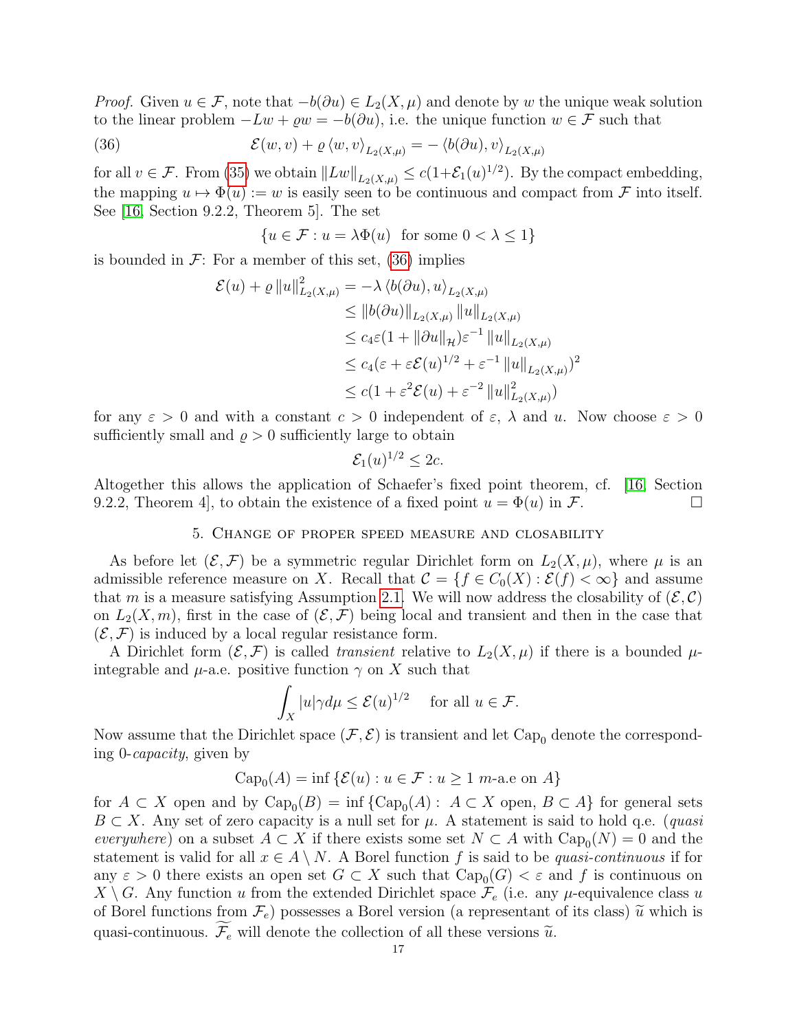*Proof.* Given $u \in \mathcal{F}$, note that $-b(\partial u) \in L_2(X,\mu)$ and denote by $w$ the unique weak solution to the linear problem $-Lw + \varrho w = -b(\partial u)$, i.e. the unique function $w \in \mathcal{F}$ such that

$$\mathcal{E}(w,v) + \varrho \langle w, v\rangle_{L_2(X,\mu)} = -\langle b(\partial u), v\rangle_{L_2(X,\mu)} \tag{36}$$

for all $v \in \mathcal{F}$. From (35) we obtain $\|Lw\|_{L_2(X,\mu)} \le c(1+\mathcal{E}_1(u)^{1/2})$. By the compact embedding, the mapping $u \mapsto \Phi(u) := w$ is easily seen to be continuous and compact from $\mathcal{F}$ into itself. See [16, Section 9.2.2, Theorem 5]. The set

$$\{u \in \mathcal{F} : u = \lambda\Phi(u) \ \text{ for some } 0 < \lambda \le 1\}$$

is bounded in $\mathcal{F}$: For a member of this set, (36) implies

$$\begin{aligned}
\mathcal{E}(u) + \varrho \|u\|^2_{L_2(X,\mu)} &= -\lambda \langle b(\partial u), u\rangle_{L_2(X,\mu)} \\
&\le \|b(\partial u)\|_{L_2(X,\mu)} \|u\|_{L_2(X,\mu)} \\
&\le c_4\varepsilon(1 + \|\partial u\|_{\mathcal{H}})\varepsilon^{-1}\|u\|_{L_2(X,\mu)} \\
&\le c_4(\varepsilon + \varepsilon\mathcal{E}(u)^{1/2} + \varepsilon^{-1}\|u\|_{L_2(X,\mu)})^2 \\
&\le c(1 + \varepsilon^2\mathcal{E}(u) + \varepsilon^{-2}\|u\|^2_{L_2(X,\mu)})
\end{aligned}$$

for any $\varepsilon > 0$ and with a constant $c > 0$ independent of $\varepsilon$, $\lambda$ and $u$. Now choose $\varepsilon > 0$ sufficiently small and $\varrho > 0$ sufficiently large to obtain

$$\mathcal{E}_1(u)^{1/2} \le 2c.$$

Altogether this allows the application of Schaefer's fixed point theorem, cf. [16, Section 9.2.2, Theorem 4], to obtain the existence of a fixed point $u = \Phi(u)$ in $\mathcal{F}$. □

## 5. Change of proper speed measure and closability

As before let $(\mathcal{E},\mathcal{F})$ be a symmetric regular Dirichlet form on $L_2(X,\mu)$, where $\mu$ is an admissible reference measure on $X$. Recall that $\mathcal{C} = \{f \in C_0(X) : \mathcal{E}(f) < \infty\}$ and assume that $m$ is a measure satisfying Assumption 2.1. We will now address the closability of $(\mathcal{E},\mathcal{C})$ on $L_2(X,m)$, first in the case of $(\mathcal{E},\mathcal{F})$ being local and transient and then in the case that $(\mathcal{E},\mathcal{F})$ is induced by a local regular resistance form.

A Dirichlet form $(\mathcal{E},\mathcal{F})$ is called *transient* relative to $L_2(X,\mu)$ if there is a bounded $\mu$-integrable and $\mu$-a.e. positive function $\gamma$ on $X$ such that

$$\int_X |u|\gamma d\mu \le \mathcal{E}(u)^{1/2} \quad \text{ for all } u \in \mathcal{F}.$$

Now assume that the Dirichlet space $(\mathcal{F},\mathcal{E})$ is transient and let $\mathrm{Cap}_0$ denote the corresponding 0-*capacity*, given by

$$\mathrm{Cap}_0(A) = \inf\{\mathcal{E}(u) : u \in \mathcal{F} : u \ge 1 \ m\text{-a.e on } A\}$$

for $A \subset X$ open and by $\mathrm{Cap}_0(B) = \inf\{\mathrm{Cap}_0(A) : A \subset X \text{ open}, B \subset A\}$ for general sets $B \subset X$. Any set of zero capacity is a null set for $\mu$. A statement is said to hold q.e. (*quasi everywhere*) on a subset $A \subset X$ if there exists some set $N \subset A$ with $\mathrm{Cap}_0(N) = 0$ and the statement is valid for all $x \in A \setminus N$. A Borel function $f$ is said to be *quasi-continuous* if for any $\varepsilon > 0$ there exists an open set $G \subset X$ such that $\mathrm{Cap}_0(G) < \varepsilon$ and $f$ is continuous on $X \setminus G$. Any function $u$ from the extended Dirichlet space $\mathcal{F}_e$ (i.e. any $\mu$-equivalence class $u$ of Borel functions from $\mathcal{F}_e$) possesses a Borel version (a representant of its class) $\widetilde{u}$ which is quasi-continuous. $\widetilde{\mathcal{F}_e}$ will denote the collection of all these versions $\widetilde{u}$.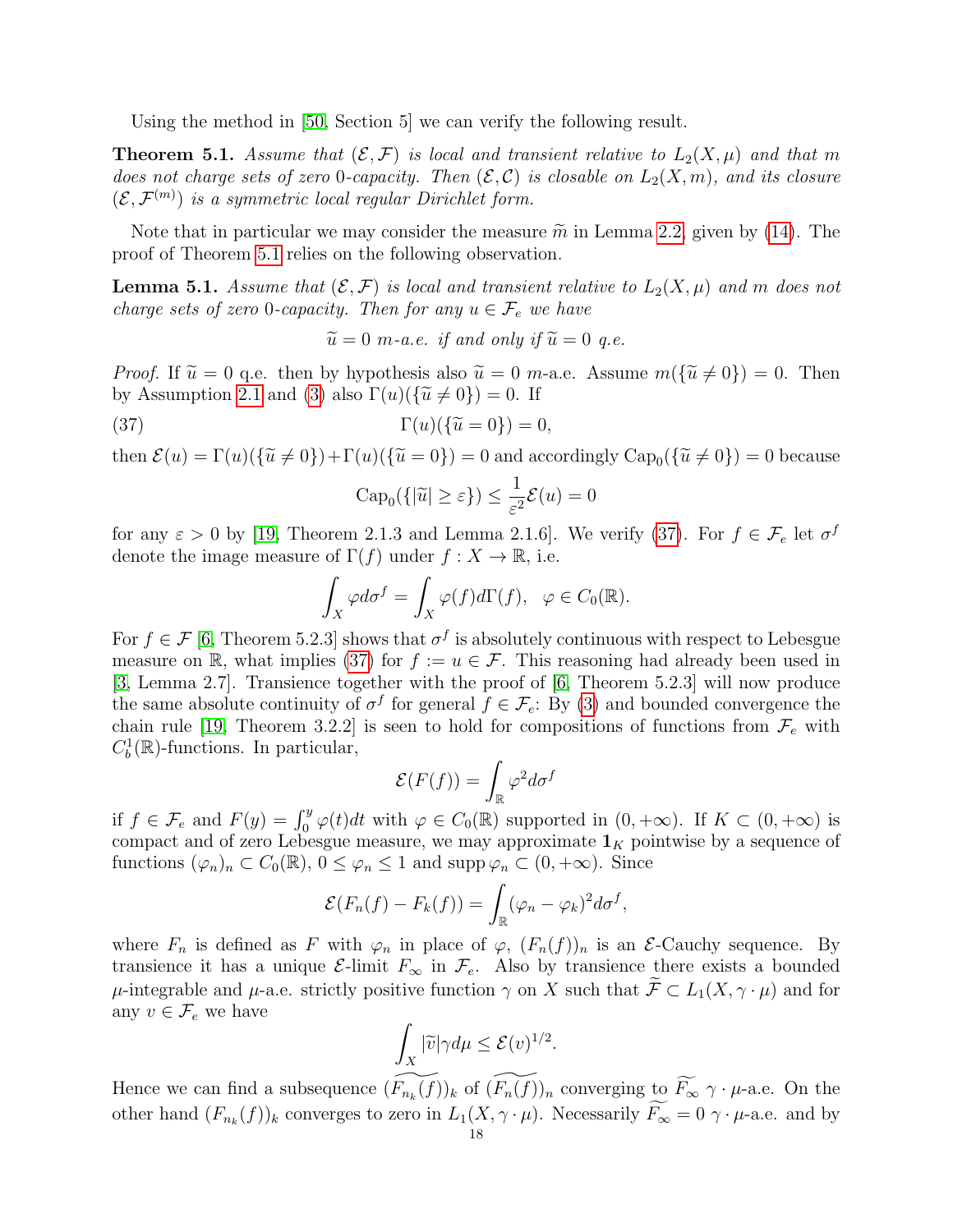Using the method in [50, Section 5] we can verify the following result.

**Theorem 5.1.** *Assume that $(\mathcal{E}, \mathcal{F})$ is local and transient relative to $L_2(X, \mu)$ and that $m$ does not charge sets of zero 0-capacity. Then $(\mathcal{E}, \mathcal{C})$ is closable on $L_2(X, m)$, and its closure $(\mathcal{E}, \mathcal{F}^{(m)})$ is a symmetric local regular Dirichlet form.*

Note that in particular we may consider the measure $\widetilde{m}$ in Lemma 2.2, given by (14). The proof of Theorem 5.1 relies on the following observation.

**Lemma 5.1.** *Assume that $(\mathcal{E}, \mathcal{F})$ is local and transient relative to $L_2(X, \mu)$ and $m$ does not charge sets of zero 0-capacity. Then for any $u \in \mathcal{F}_e$ we have*

$$\widetilde{u} = 0 \ m\text{-a.e. if and only if } \widetilde{u} = 0 \text{ q.e.}$$

*Proof.* If $\widetilde{u} = 0$ q.e. then by hypothesis also $\widetilde{u} = 0$ $m$-a.e. Assume $m(\{\widetilde{u} \neq 0\}) = 0$. Then by Assumption 2.1 and (3) also $\Gamma(u)(\{\widetilde{u} \neq 0\}) = 0$. If

$$\Gamma(u)(\{\widetilde{u} = 0\}) = 0, \tag{37}$$

then $\mathcal{E}(u) = \Gamma(u)(\{\widetilde{u} \neq 0\}) + \Gamma(u)(\{\widetilde{u} = 0\}) = 0$ and accordingly $\mathrm{Cap}_0(\{\widetilde{u} \neq 0\}) = 0$ because

$$\mathrm{Cap}_0(\{|\widetilde{u}| \geq \varepsilon\}) \leq \frac{1}{\varepsilon^2}\mathcal{E}(u) = 0$$

for any $\varepsilon > 0$ by [19, Theorem 2.1.3 and Lemma 2.1.6]. We verify (37). For $f \in \mathcal{F}_e$ let $\sigma^f$ denote the image measure of $\Gamma(f)$ under $f : X \to \mathbb{R}$, i.e.

$$\int_X \varphi d\sigma^f = \int_X \varphi(f) d\Gamma(f), \quad \varphi \in C_0(\mathbb{R}).$$

For $f \in \mathcal{F}$ [6, Theorem 5.2.3] shows that $\sigma^f$ is absolutely continuous with respect to Lebesgue measure on $\mathbb{R}$, what implies (37) for $f := u \in \mathcal{F}$. This reasoning had already been used in [3, Lemma 2.7]. Transience together with the proof of [6, Theorem 5.2.3] will now produce the same absolute continuity of $\sigma^f$ for general $f \in \mathcal{F}_e$: By (3) and bounded convergence the chain rule [19, Theorem 3.2.2] is seen to hold for compositions of functions from $\mathcal{F}_e$ with $C_b^1(\mathbb{R})$-functions. In particular,

$$\mathcal{E}(F(f)) = \int_{\mathbb{R}} \varphi^2 d\sigma^f$$

if $f \in \mathcal{F}_e$ and $F(y) = \int_0^y \varphi(t)dt$ with $\varphi \in C_0(\mathbb{R})$ supported in $(0, +\infty)$. If $K \subset (0, +\infty)$ is compact and of zero Lebesgue measure, we may approximate $\mathbf{1}_K$ pointwise by a sequence of functions $(\varphi_n)_n \subset C_0(\mathbb{R})$, $0 \leq \varphi_n \leq 1$ and $\mathrm{supp}\, \varphi_n \subset (0, +\infty)$. Since

$$\mathcal{E}(F_n(f) - F_k(f)) = \int_{\mathbb{R}} (\varphi_n - \varphi_k)^2 d\sigma^f,$$

where $F_n$ is defined as $F$ with $\varphi_n$ in place of $\varphi$, $(F_n(f))_n$ is an $\mathcal{E}$-Cauchy sequence. By transience it has a unique $\mathcal{E}$-limit $F_\infty$ in $\mathcal{F}_e$. Also by transience there exists a bounded $\mu$-integrable and $\mu$-a.e. strictly positive function $\gamma$ on $X$ such that $\widetilde{\mathcal{F}} \subset L_1(X, \gamma \cdot \mu)$ and for any $v \in \mathcal{F}_e$ we have

$$\int_X |\widetilde{v}| \gamma d\mu \leq \mathcal{E}(v)^{1/2}.$$

Hence we can find a subsequence $(\widetilde{F_{n_k}(f)})_k$ of $(\widetilde{F_n(f)})_n$ converging to $\widetilde{F_\infty}$ $\gamma \cdot \mu$-a.e. On the other hand $(F_{n_k}(f))_k$ converges to zero in $L_1(X, \gamma \cdot \mu)$. Necessarily $\widetilde{F_\infty} = 0$ $\gamma \cdot \mu$-a.e. and by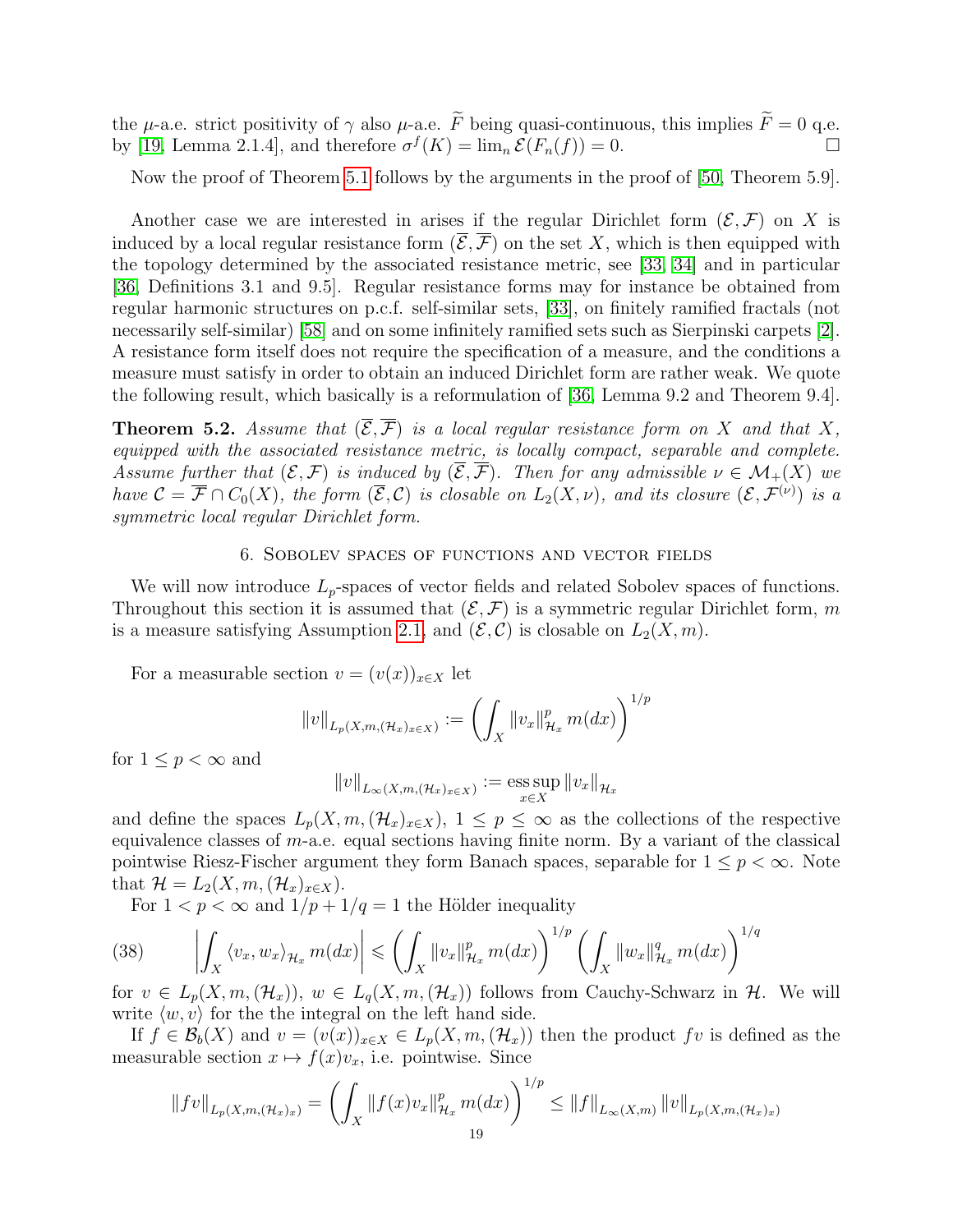the $\mu$-a.e. strict positivity of $\gamma$ also $\mu$-a.e. $\widetilde{F}$ being quasi-continuous, this implies $\widetilde{F} = 0$ q.e. by [19, Lemma 2.1.4], and therefore $\sigma^f(K) = \lim_n \mathcal{E}(F_n(f)) = 0$. $\square$

Now the proof of Theorem 5.1 follows by the arguments in the proof of [50, Theorem 5.9].

Another case we are interested in arises if the regular Dirichlet form $(\mathcal{E}, \mathcal{F})$ on $X$ is induced by a local regular resistance form $(\overline{\mathcal{E}}, \overline{\mathcal{F}})$ on the set $X$, which is then equipped with the topology determined by the associated resistance metric, see [33, 34] and in particular [36, Definitions 3.1 and 9.5]. Regular resistance forms may for instance be obtained from regular harmonic structures on p.c.f. self-similar sets, [33], on finitely ramified fractals (not necessarily self-similar) [58] and on some infinitely ramified sets such as Sierpinski carpets [2]. A resistance form itself does not require the specification of a measure, and the conditions a measure must satisfy in order to obtain an induced Dirichlet form are rather weak. We quote the following result, which basically is a reformulation of [36, Lemma 9.2 and Theorem 9.4].

**Theorem 5.2.** *Assume that $(\overline{\mathcal{E}}, \overline{\mathcal{F}})$ is a local regular resistance form on $X$ and that $X$, equipped with the associated resistance metric, is locally compact, separable and complete. Assume further that $(\mathcal{E}, \mathcal{F})$ is induced by $(\overline{\mathcal{E}}, \overline{\mathcal{F}})$. Then for any admissible $\nu \in \mathcal{M}_+(X)$ we have $\mathcal{C} = \overline{\mathcal{F}} \cap C_0(X)$, the form $(\overline{\mathcal{E}}, \mathcal{C})$ is closable on $L_2(X, \nu)$, and its closure $(\mathcal{E}, \mathcal{F}^{(\nu)})$ is a symmetric local regular Dirichlet form.*

## 6. Sobolev spaces of functions and vector fields

We will now introduce $L_p$-spaces of vector fields and related Sobolev spaces of functions. Throughout this section it is assumed that $(\mathcal{E}, \mathcal{F})$ is a symmetric regular Dirichlet form, $m$ is a measure satisfying Assumption 2.1, and $(\mathcal{E}, \mathcal{C})$ is closable on $L_2(X, m)$.

For a measurable section $v = (v(x))_{x \in X}$ let

$$\|v\|_{L_p(X,m,(\mathcal{H}_x)_{x\in X})} := \left( \int_X \|v_x\|^p_{\mathcal{H}_x} \, m(dx) \right)^{1/p}$$

for $1 \leq p < \infty$ and

$$\|v\|_{L_\infty(X,m,(\mathcal{H}_x)_{x\in X})} := \operatorname*{ess\,sup}_{x \in X} \|v_x\|_{\mathcal{H}_x}$$

and define the spaces $L_p(X, m, (\mathcal{H}_x)_{x\in X})$, $1 \leq p \leq \infty$ as the collections of the respective equivalence classes of $m$-a.e. equal sections having finite norm. By a variant of the classical pointwise Riesz-Fischer argument they form Banach spaces, separable for $1 \leq p < \infty$. Note that $\mathcal{H} = L_2(X, m, (\mathcal{H}_x)_{x\in X})$.

For $1 < p < \infty$ and $1/p + 1/q = 1$ the Hölder inequality

$$\left| \int_X \langle v_x, w_x \rangle_{\mathcal{H}_x} \, m(dx) \right| \leqslant \left( \int_X \|v_x\|^p_{\mathcal{H}_x} \, m(dx) \right)^{1/p} \left( \int_X \|w_x\|^q_{\mathcal{H}_x} \, m(dx) \right)^{1/q} \tag{38}$$

for $v \in L_p(X, m, (\mathcal{H}_x))$, $w \in L_q(X, m, (\mathcal{H}_x))$ follows from Cauchy-Schwarz in $\mathcal{H}$. We will write $\langle w, v \rangle$ for the the integral on the left hand side.

If $f \in \mathcal{B}_b(X)$ and $v = (v(x))_{x\in X} \in L_p(X, m, (\mathcal{H}_x))$ then the product $fv$ is defined as the measurable section $x \mapsto f(x)v_x$, i.e. pointwise. Since

$$\|fv\|_{L_p(X,m,(\mathcal{H}_x)_x)} = \left( \int_X \|f(x)v_x\|^p_{\mathcal{H}_x} \, m(dx) \right)^{1/p} \leq \|f\|_{L_\infty(X,m)} \|v\|_{L_p(X,m,(\mathcal{H}_x)_x)}$$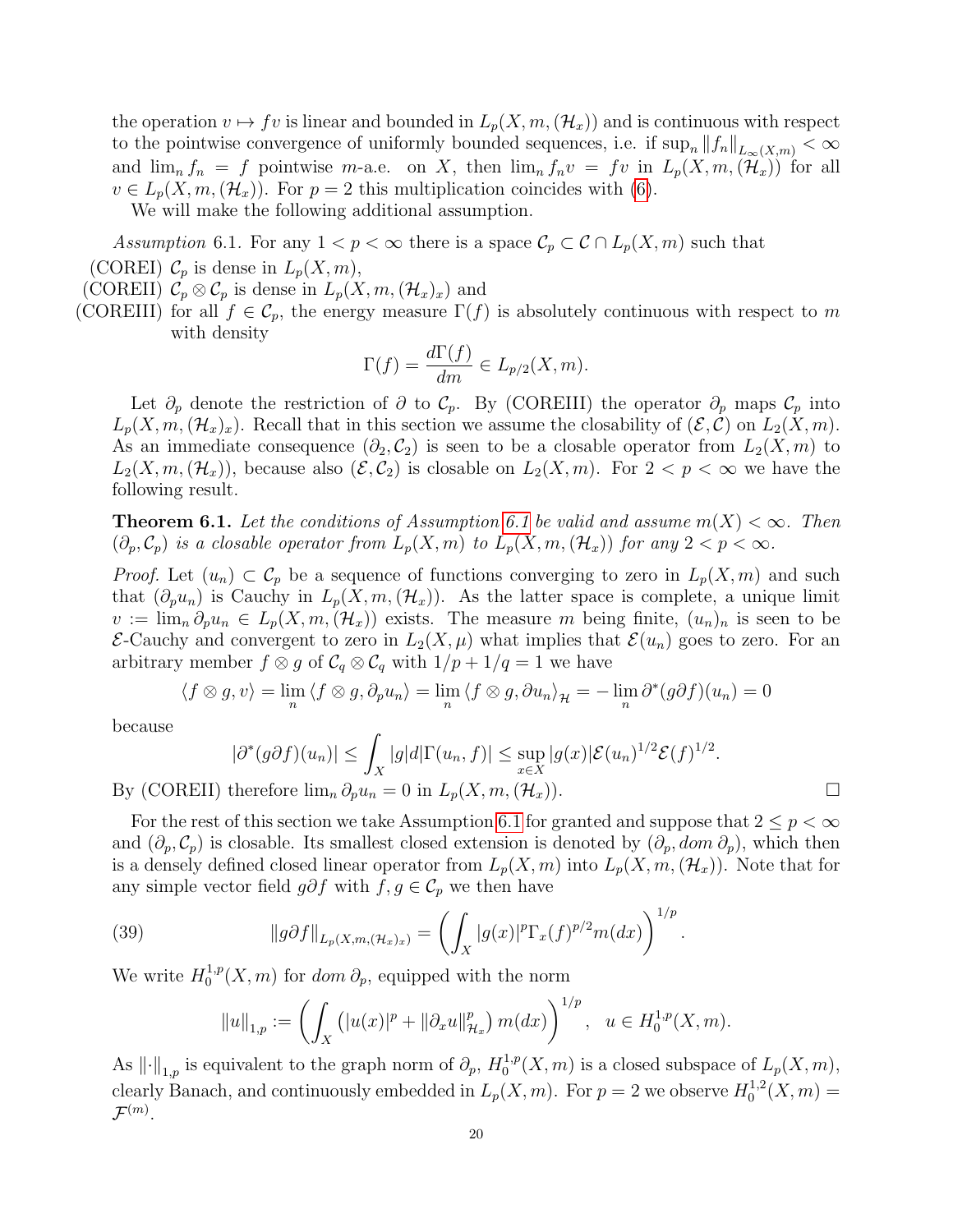the operation $v \mapsto fv$ is linear and bounded in $L_p(X, m, (\mathcal{H}_x))$ and is continuous with respect to the pointwise convergence of uniformly bounded sequences, i.e. if $\sup_n \|f_n\|_{L_\infty(X,m)} < \infty$ and $\lim_n f_n = f$ pointwise $m$-a.e. on $X$, then $\lim_n f_n v = fv$ in $L_p(X, m, (\mathcal{H}_x))$ for all $v \in L_p(X, m, (\mathcal{H}_x))$. For $p = 2$ this multiplication coincides with (6).

We will make the following additional assumption.

*Assumption* 6.1. For any $1 < p < \infty$ there is a space $\mathcal{C}_p \subset \mathcal{C} \cap L_p(X, m)$ such that

(COREI) $\mathcal{C}_p$ is dense in $L_p(X, m)$,

(COREII) $\mathcal{C}_p \otimes \mathcal{C}_p$ is dense in $L_p(X, m, (\mathcal{H}_x)_x)$ and

(COREIII) for all $f \in \mathcal{C}_p$, the energy measure $\Gamma(f)$ is absolutely continuous with respect to $m$ with density

$$\Gamma(f) = \frac{d\Gamma(f)}{dm} \in L_{p/2}(X, m).$$

Let $\partial_p$ denote the restriction of $\partial$ to $\mathcal{C}_p$. By (COREIII) the operator $\partial_p$ maps $\mathcal{C}_p$ into $L_p(X, m, (\mathcal{H}_x)_x)$. Recall that in this section we assume the closability of $(\mathcal{E}, \mathcal{C})$ on $L_2(X, m)$. As an immediate consequence $(\partial_2, \mathcal{C}_2)$ is seen to be a closable operator from $L_2(X, m)$ to $L_2(X, m, (\mathcal{H}_x))$, because also $(\mathcal{E}, \mathcal{C}_2)$ is closable on $L_2(X, m)$. For $2 < p < \infty$ we have the following result.

**Theorem 6.1.** *Let the conditions of Assumption 6.1 be valid and assume $m(X) < \infty$. Then $(\partial_p, \mathcal{C}_p)$ is a closable operator from $L_p(X, m)$ to $L_p(X, m, (\mathcal{H}_x))$ for any $2 < p < \infty$.*

*Proof.* Let $(u_n) \subset \mathcal{C}_p$ be a sequence of functions converging to zero in $L_p(X, m)$ and such that $(\partial_p u_n)$ is Cauchy in $L_p(X, m, (\mathcal{H}_x))$. As the latter space is complete, a unique limit $v := \lim_n \partial_p u_n \in L_p(X, m, (\mathcal{H}_x))$ exists. The measure $m$ being finite, $(u_n)_n$ is seen to be $\mathcal{E}$-Cauchy and convergent to zero in $L_2(X, \mu)$ what implies that $\mathcal{E}(u_n)$ goes to zero. For an arbitrary member $f \otimes g$ of $\mathcal{C}_q \otimes \mathcal{C}_q$ with $1/p + 1/q = 1$ we have

$$\langle f \otimes g, v \rangle = \lim_n \langle f \otimes g, \partial_p u_n \rangle = \lim_n \langle f \otimes g, \partial u_n \rangle_{\mathcal{H}} = -\lim_n \partial^*(g\partial f)(u_n) = 0$$

because

$$|\partial^*(g\partial f)(u_n)| \leq \int_X |g| d|\Gamma(u_n, f)| \leq \sup_{x \in X} |g(x)| \mathcal{E}(u_n)^{1/2} \mathcal{E}(f)^{1/2}.$$

By (COREII) therefore $\lim_n \partial_p u_n = 0$ in $L_p(X, m, (\mathcal{H}_x))$. $\square$

For the rest of this section we take Assumption 6.1 for granted and suppose that $2 \leq p < \infty$ and $(\partial_p, \mathcal{C}_p)$ is closable. Its smallest closed extension is denoted by $(\partial_p, dom\, \partial_p)$, which then is a densely defined closed linear operator from $L_p(X, m)$ into $L_p(X, m, (\mathcal{H}_x))$. Note that for any simple vector field $g\partial f$ with $f, g \in \mathcal{C}_p$ we then have

$$\|g\partial f\|_{L_p(X,m,(\mathcal{H}_x)_x)} = \left( \int_X |g(x)|^p \Gamma_x(f)^{p/2} m(dx) \right)^{1/p}. \tag{39}$$

We write $H_0^{1,p}(X, m)$ for $dom\, \partial_p$, equipped with the norm

$$\|u\|_{1,p} := \left( \int_X \left( |u(x)|^p + \|\partial_x u\|_{\mathcal{H}_x}^p \right) m(dx) \right)^{1/p}, \quad u \in H_0^{1,p}(X, m).$$

As $\|\cdot\|_{1,p}$ is equivalent to the graph norm of $\partial_p$, $H_0^{1,p}(X, m)$ is a closed subspace of $L_p(X, m)$, clearly Banach, and continuously embedded in $L_p(X, m)$. For $p = 2$ we observe $H_0^{1,2}(X, m) = \mathcal{F}^{(m)}$.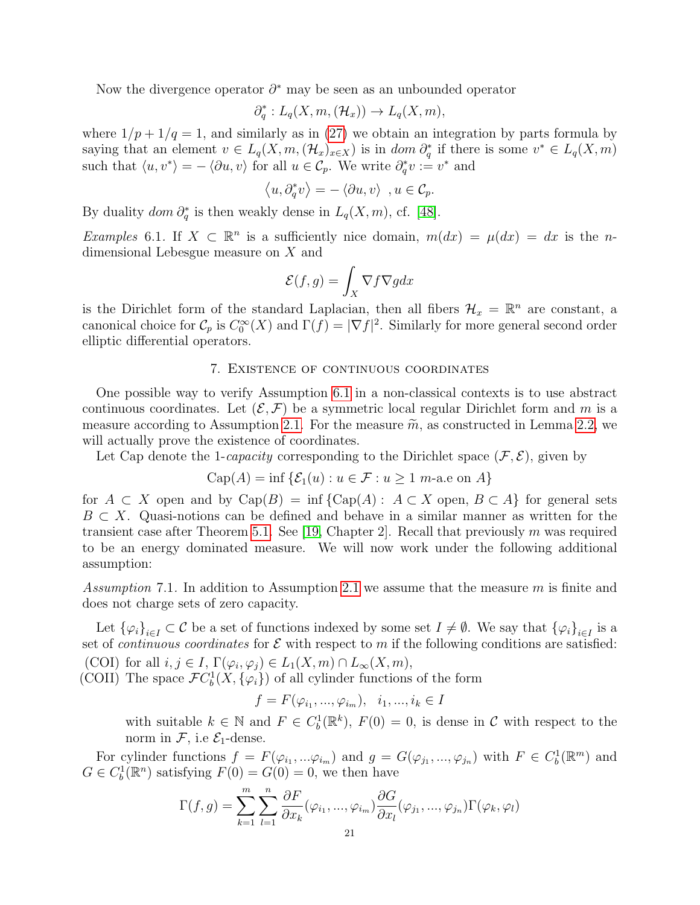Now the divergence operator $\partial^*$ may be seen as an unbounded operator

$$\partial_q^* : L_q(X, m, (\mathcal{H}_x)) \to L_q(X, m),$$

where $1/p + 1/q = 1$, and similarly as in (27) we obtain an integration by parts formula by saying that an element $v \in L_q(X, m, (\mathcal{H}_x)_{x\in X})$ is in $dom\, \partial_q^*$ if there is some $v^* \in L_q(X, m)$ such that $\langle u, v^* \rangle = -\langle \partial u, v \rangle$ for all $u \in \mathcal{C}_p$. We write $\partial_q^* v := v^*$ and

$$\langle u, \partial_q^* v \rangle = -\langle \partial u, v \rangle \ , u \in \mathcal{C}_p.$$

By duality $dom\, \partial_q^*$ is then weakly dense in $L_q(X, m)$, cf. [48].

*Examples* 6.1. If $X \subset \mathbb{R}^n$ is a sufficiently nice domain, $m(dx) = \mu(dx) = dx$ is the $n$-dimensional Lebesgue measure on $X$ and

$$\mathcal{E}(f, g) = \int_X \nabla f \nabla g dx$$

is the Dirichlet form of the standard Laplacian, then all fibers $\mathcal{H}_x = \mathbb{R}^n$ are constant, a canonical choice for $\mathcal{C}_p$ is $C_0^\infty(X)$ and $\Gamma(f) = |\nabla f|^2$. Similarly for more general second order elliptic differential operators.

## 7. Existence of continuous coordinates

One possible way to verify Assumption 6.1 in a non-classical contexts is to use abstract continuous coordinates. Let $(\mathcal{E}, \mathcal{F})$ be a symmetric local regular Dirichlet form and $m$ is a measure according to Assumption 2.1. For the measure $\widetilde{m}$, as constructed in Lemma 2.2, we will actually prove the existence of coordinates.

Let Cap denote the 1-*capacity* corresponding to the Dirichlet space $(\mathcal{F}, \mathcal{E})$, given by

$$\mathrm{Cap}(A) = \inf \{\mathcal{E}_1(u) : u \in \mathcal{F} : u \geq 1 \ m\text{-a.e on } A\}$$

for $A \subset X$ open and by $\mathrm{Cap}(B) = \inf \{\mathrm{Cap}(A) : \ A \subset X \text{ open}, B \subset A\}$ for general sets $B \subset X$. Quasi-notions can be defined and behave in a similar manner as written for the transient case after Theorem 5.1. See [19, Chapter 2]. Recall that previously $m$ was required to be an energy dominated measure. We will now work under the following additional assumption:

*Assumption* 7.1. In addition to Assumption 2.1 we assume that the measure $m$ is finite and does not charge sets of zero capacity.

Let $\{\varphi_i\}_{i\in I} \subset \mathcal{C}$ be a set of functions indexed by some set $I \neq \emptyset$. We say that $\{\varphi_i\}_{i\in I}$ is a set of *continuous coordinates* for $\mathcal{E}$ with respect to $m$ if the following conditions are satisfied:

(COI) for all $i, j \in I$, $\Gamma(\varphi_i, \varphi_j) \in L_1(X, m) \cap L_\infty(X, m)$,

(COII) The space $\mathcal{F}C_b^1(X, \{\varphi_i\})$ of all cylinder functions of the form

$$f = F(\varphi_{i_1}, ..., \varphi_{i_m}), \quad i_1, ..., i_k \in I$$

with suitable $k \in \mathbb{N}$ and $F \in C_b^1(\mathbb{R}^k)$, $F(0) = 0$, is dense in $\mathcal{C}$ with respect to the norm in $\mathcal{F}$, i.e $\mathcal{E}_1$-dense.

For cylinder functions $f = F(\varphi_{i_1}, ...\varphi_{i_m})$ and $g = G(\varphi_{j_1}, ..., \varphi_{j_n})$ with $F \in C_b^1(\mathbb{R}^m)$ and $G \in C_b^1(\mathbb{R}^n)$ satisfying $F(0) = G(0) = 0$, we then have

$$\Gamma(f, g) = \sum_{k=1}^{m} \sum_{l=1}^{n} \frac{\partial F}{\partial x_k}(\varphi_{i_1}, ..., \varphi_{i_m}) \frac{\partial G}{\partial x_l}(\varphi_{j_1}, ..., \varphi_{j_n}) \Gamma(\varphi_k, \varphi_l)$$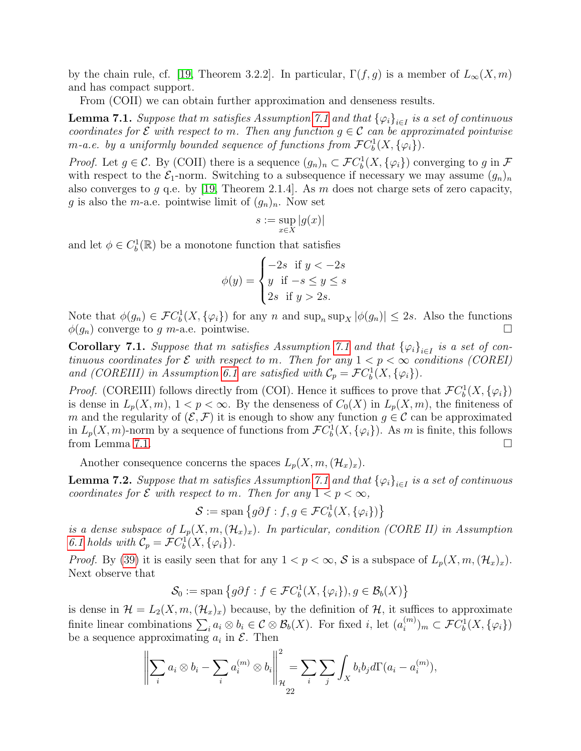by the chain rule, cf. [19, Theorem 3.2.2]. In particular, $\Gamma(f, g)$ is a member of $L_\infty(X, m)$ and has compact support.

From (COII) we can obtain further approximation and denseness results.

**Lemma 7.1.** *Suppose that $m$ satisfies Assumption 7.1 and that $\{\varphi_i\}_{i\in I}$ is a set of continuous coordinates for $\mathcal{E}$ with respect to $m$. Then any function $g \in \mathcal{C}$ can be approximated pointwise $m$-a.e. by a uniformly bounded sequence of functions from $\mathcal{F}C_b^1(X, \{\varphi_i\})$.*

*Proof.* Let $g \in \mathcal{C}$. By (COII) there is a sequence $(g_n)_n \subset \mathcal{F}C_b^1(X, \{\varphi_i\})$ converging to $g$ in $\mathcal{F}$ with respect to the $\mathcal{E}_1$-norm. Switching to a subsequence if necessary we may assume $(g_n)_n$ also converges to $g$ q.e. by [19, Theorem 2.1.4]. As $m$ does not charge sets of zero capacity, $g$ is also the $m$-a.e. pointwise limit of $(g_n)_n$. Now set

$$s := \sup_{x\in X} |g(x)|$$

and let $\phi \in C_b^1(\mathbb{R})$ be a monotone function that satisfies

$$\phi(y) = \begin{cases} -2s & \text{if } y < -2s \\ y & \text{if } -s \leq y \leq s \\ 2s & \text{if } y > 2s. \end{cases}$$

Note that $\phi(g_n) \in \mathcal{F}C_b^1(X, \{\varphi_i\})$ for any $n$ and $\sup_n \sup_X |\phi(g_n)| \leq 2s$. Also the functions $\phi(g_n)$ converge to $g$ $m$-a.e. pointwise. $\square$

**Corollary 7.1.** *Suppose that $m$ satisfies Assumption 7.1 and that $\{\varphi_i\}_{i\in I}$ is a set of continuous coordinates for $\mathcal{E}$ with respect to $m$. Then for any $1 < p < \infty$ conditions (COREI) and (COREIII) in Assumption 6.1 are satisfied with $\mathcal{C}_p = \mathcal{F}C_b^1(X, \{\varphi_i\})$.*

*Proof.* (COREIII) follows directly from (COI). Hence it suffices to prove that $\mathcal{F}C_b^1(X, \{\varphi_i\})$ is dense in $L_p(X, m)$, $1 < p < \infty$. By the denseness of $C_0(X)$ in $L_p(X, m)$, the finiteness of $m$ and the regularity of $(\mathcal{E}, \mathcal{F})$ it is enough to show any function $g \in \mathcal{C}$ can be approximated in $L_p(X, m)$-norm by a sequence of functions from $\mathcal{F}C_b^1(X, \{\varphi_i\})$. As $m$ is finite, this follows from Lemma 7.1. $\square$

Another consequence concerns the spaces $L_p(X, m, (\mathcal{H}_x)_x)$.

**Lemma 7.2.** *Suppose that $m$ satisfies Assumption 7.1 and that $\{\varphi_i\}_{i\in I}$ is a set of continuous coordinates for $\mathcal{E}$ with respect to $m$. Then for any $1 < p < \infty$,*

$$\mathcal{S} := \operatorname{span}\left\{g\partial f : f, g \in \mathcal{F}C_b^1(X, \{\varphi_i\})\right\}$$

*is a dense subspace of $L_p(X, m, (\mathcal{H}_x)_x)$. In particular, condition (CORE II) in Assumption 6.1 holds with $\mathcal{C}_p = \mathcal{F}C_b^1(X, \{\varphi_i\})$.*

*Proof.* By (39) it is easily seen that for any $1 < p < \infty$, $\mathcal{S}$ is a subspace of $L_p(X, m, (\mathcal{H}_x)_x)$. Next observe that

$$\mathcal{S}_0 := \operatorname{span}\left\{g\partial f : f \in \mathcal{F}C_b^1(X, \{\varphi_i\}), g \in \mathcal{B}_b(X)\right\}$$

is dense in $\mathcal{H} = L_2(X, m, (\mathcal{H}_x)_x)$ because, by the definition of $\mathcal{H}$, it suffices to approximate finite linear combinations $\sum_i a_i \otimes b_i \in \mathcal{C} \otimes \mathcal{B}_b(X)$. For fixed $i$, let $(a_i^{(m)})_m \subset \mathcal{F}C_b^1(X, \{\varphi_i\})$ be a sequence approximating $a_i$ in $\mathcal{E}$. Then

$$\left\| \sum_i a_i \otimes b_i - \sum_i a_i^{(m)} \otimes b_i \right\|_{\mathcal{H}}^2 = \sum_i \sum_j \int_X b_i b_j d\Gamma(a_i - a_i^{(m)}),$$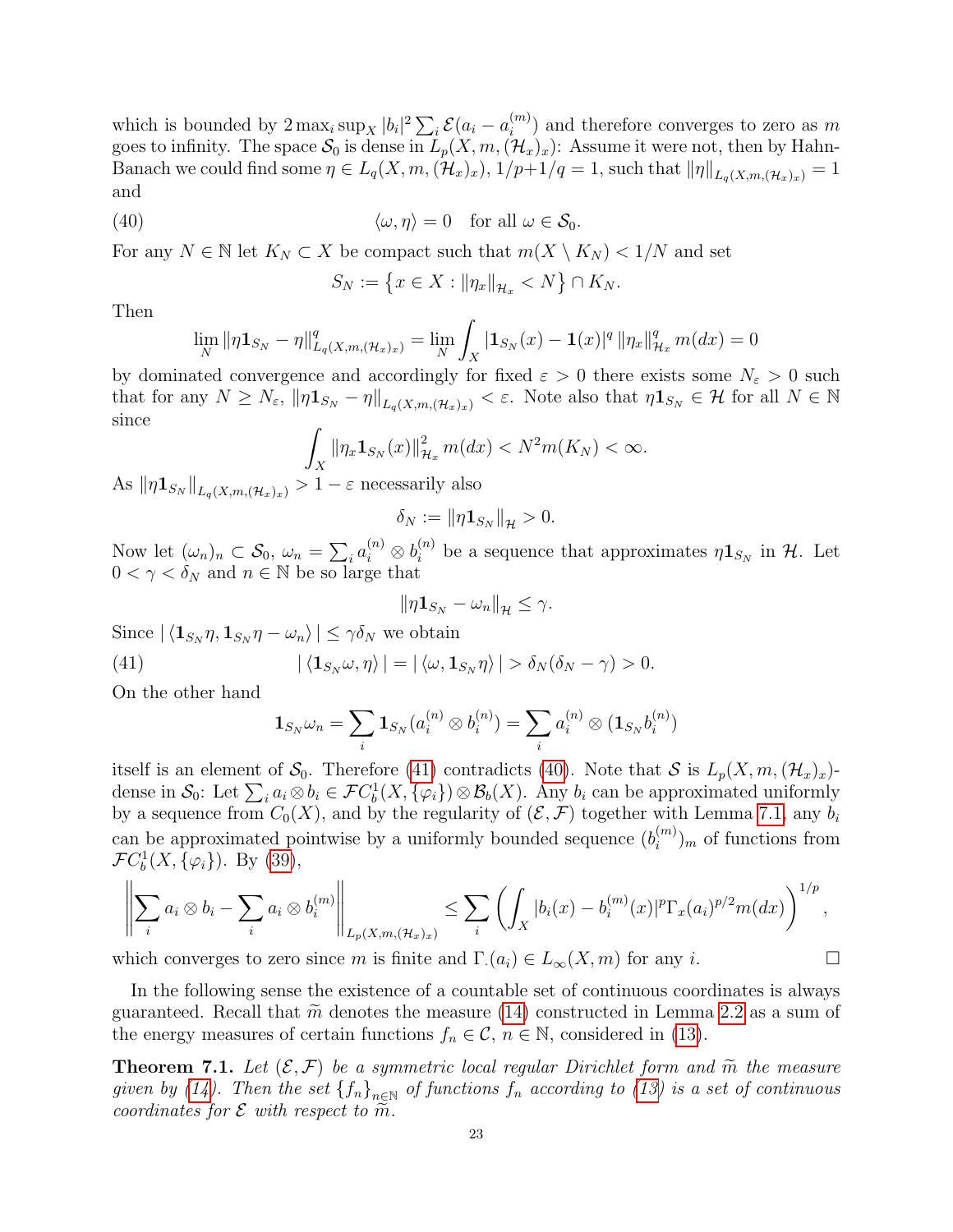which is bounded by $2\max_i \sup_X |b_i|^2 \sum_i \mathcal{E}(a_i - a_i^{(m)})$ and therefore converges to zero as $m$ goes to infinity. The space $\mathcal{S}_0$ is dense in $L_p(X, m, (\mathcal{H}_x)_x)$: Assume it were not, then by Hahn-Banach we could find some $\eta \in L_q(X, m, (\mathcal{H}_x)_x)$, $1/p + 1/q = 1$, such that $\|\eta\|_{L_q(X,m,(\mathcal{H}_x)_x)} = 1$ and

$$\langle \omega, \eta \rangle = 0 \quad \text{for all } \omega \in \mathcal{S}_0. \tag{40}$$

For any $N \in \mathbb{N}$ let $K_N \subset X$ be compact such that $m(X \setminus K_N) < 1/N$ and set

$$S_N := \left\{ x \in X : \|\eta_x\|_{\mathcal{H}_x} < N \right\} \cap K_N.$$

Then

$$\lim_N \|\eta \mathbf{1}_{S_N} - \eta\|^q_{L_q(X,m,(\mathcal{H}_x)_x)} = \lim_N \int_X |\mathbf{1}_{S_N}(x) - \mathbf{1}(x)|^q \, \|\eta_x\|^q_{\mathcal{H}_x} \, m(dx) = 0$$

by dominated convergence and accordingly for fixed $\varepsilon > 0$ there exists some $N_\varepsilon > 0$ such that for any $N \geq N_\varepsilon$, $\|\eta \mathbf{1}_{S_N} - \eta\|_{L_q(X,m,(\mathcal{H}_x)_x)} < \varepsilon$. Note also that $\eta \mathbf{1}_{S_N} \in \mathcal{H}$ for all $N \in \mathbb{N}$ since

$$\int_X \|\eta_x \mathbf{1}_{S_N}(x)\|^2_{\mathcal{H}_x} \, m(dx) < N^2 m(K_N) < \infty.$$

As $\|\eta \mathbf{1}_{S_N}\|_{L_q(X,m,(\mathcal{H}_x)_x)} > 1 - \varepsilon$ necessarily also

$$\delta_N := \|\eta \mathbf{1}_{S_N}\|_{\mathcal{H}} > 0.$$

Now let $(\omega_n)_n \subset \mathcal{S}_0$, $\omega_n = \sum_i a_i^{(n)} \otimes b_i^{(n)}$ be a sequence that approximates $\eta \mathbf{1}_{S_N}$ in $\mathcal{H}$. Let $0 < \gamma < \delta_N$ and $n \in \mathbb{N}$ be so large that

$$\|\eta \mathbf{1}_{S_N} - \omega_n\|_{\mathcal{H}} \leq \gamma.$$

Since $|\langle \mathbf{1}_{S_N} \eta, \mathbf{1}_{S_N} \eta - \omega_n \rangle| \leq \gamma \delta_N$ we obtain

$$|\langle \mathbf{1}_{S_N} \omega, \eta \rangle| = |\langle \omega, \mathbf{1}_{S_N} \eta \rangle| > \delta_N(\delta_N - \gamma) > 0. \tag{41}$$

On the other hand

$$\mathbf{1}_{S_N} \omega_n = \sum_i \mathbf{1}_{S_N} (a_i^{(n)} \otimes b_i^{(n)}) = \sum_i a_i^{(n)} \otimes (\mathbf{1}_{S_N} b_i^{(n)})$$

itself is an element of $\mathcal{S}_0$. Therefore (41) contradicts (40). Note that $\mathcal{S}$ is $L_p(X, m, (\mathcal{H}_x)_x)$-dense in $\mathcal{S}_0$: Let $\sum_i a_i \otimes b_i \in \mathcal{F}C_b^1(X, \{\varphi_i\}) \otimes \mathcal{B}_b(X)$. Any $b_i$ can be approximated uniformly by a sequence from $C_0(X)$, and by the regularity of $(\mathcal{E}, \mathcal{F})$ together with Lemma 7.1, any $b_i$ can be approximated pointwise by a uniformly bounded sequence $(b_i^{(m)})_m$ of functions from $\mathcal{F}C_b^1(X, \{\varphi_i\})$. By (39),

$$\left\| \sum_i a_i \otimes b_i - \sum_i a_i \otimes b_i^{(m)} \right\|_{L_p(X,m,(\mathcal{H}_x)_x)} \leq \sum_i \left( \int_X |b_i(x) - b_i^{(m)}(x)|^p \Gamma_x(a_i)^{p/2} m(dx) \right)^{1/p},$$

which converges to zero since $m$ is finite and $\Gamma_\cdot(a_i) \in L_\infty(X, m)$ for any $i$. $\square$

In the following sense the existence of a countable set of continuous coordinates is always guaranteed. Recall that $\widetilde{m}$ denotes the measure (14) constructed in Lemma 2.2 as a sum of the energy measures of certain functions $f_n \in \mathcal{C}$, $n \in \mathbb{N}$, considered in (13).

**Theorem 7.1.** *Let $(\mathcal{E}, \mathcal{F})$ be a symmetric local regular Dirichlet form and $\widetilde{m}$ the measure given by (14). Then the set $\{f_n\}_{n \in \mathbb{N}}$ of functions $f_n$ according to (13) is a set of continuous coordinates for $\mathcal{E}$ with respect to $\widetilde{m}$.*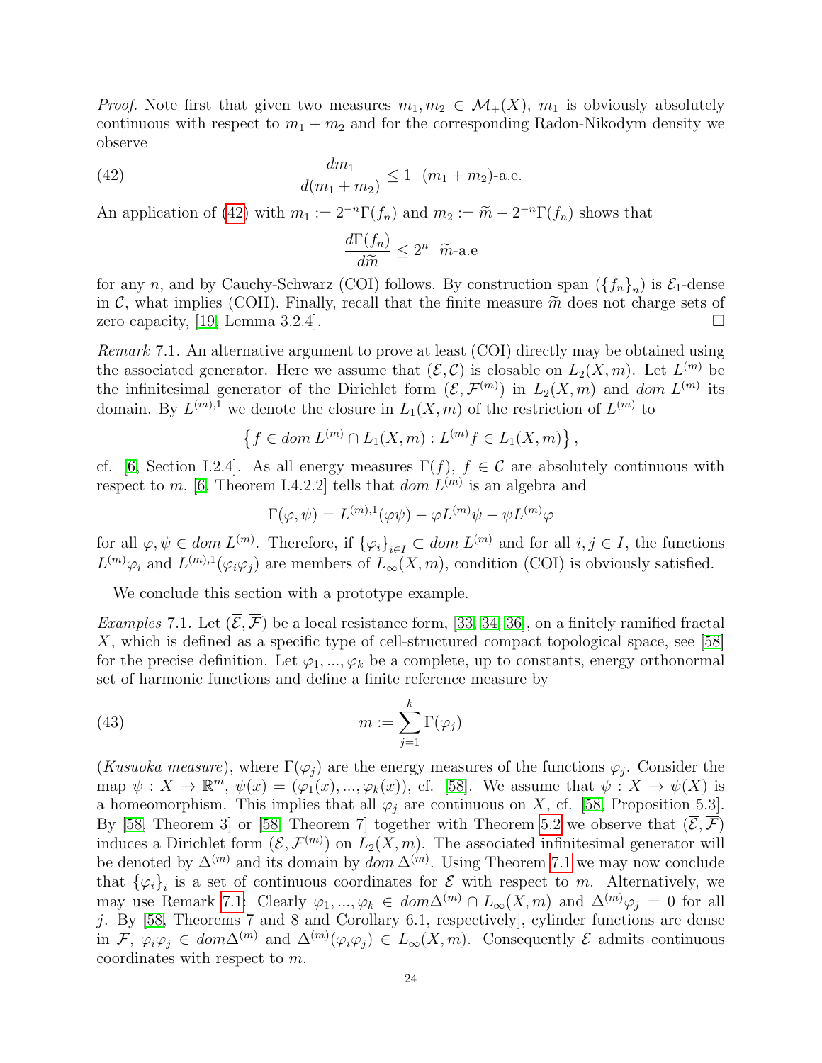*Proof.* Note first that given two measures $m_1, m_2 \in \mathcal{M}_+(X)$, $m_1$ is obviously absolutely continuous with respect to $m_1 + m_2$ and for the corresponding Radon-Nikodym density we observe

$$\frac{dm_1}{d(m_1+m_2)} \leq 1 \quad (m_1+m_2)\text{-a.e.} \tag{42}$$

An application of (42) with $m_1 := 2^{-n}\Gamma(f_n)$ and $m_2 := \widetilde{m} - 2^{-n}\Gamma(f_n)$ shows that

$$\frac{d\Gamma(f_n)}{d\widetilde{m}} \leq 2^n \quad \widetilde{m}\text{-a.e}$$

for any $n$, and by Cauchy-Schwarz (COI) follows. By construction span $(\{f_n\}_n)$ is $\mathcal{E}_1$-dense in $\mathcal{C}$, what implies (COII). Finally, recall that the finite measure $\widetilde{m}$ does not charge sets of zero capacity, [19, Lemma 3.2.4]. □

*Remark* 7.1. An alternative argument to prove at least (COI) directly may be obtained using the associated generator. Here we assume that $(\mathcal{E}, \mathcal{C})$ is closable on $L_2(X,m)$. Let $L^{(m)}$ be the infinitesimal generator of the Dirichlet form $(\mathcal{E}, \mathcal{F}^{(m)})$ in $L_2(X,m)$ and $dom\ L^{(m)}$ its domain. By $L^{(m),1}$ we denote the closure in $L_1(X,m)$ of the restriction of $L^{(m)}$ to

$$\left\{ f \in dom\ L^{(m)} \cap L_1(X,m) : L^{(m)}f \in L_1(X,m) \right\},$$

cf. [6, Section I.2.4]. As all energy measures $\Gamma(f)$, $f \in \mathcal{C}$ are absolutely continuous with respect to $m$, [6, Theorem I.4.2.2] tells that $dom\ L^{(m)}$ is an algebra and

$$\Gamma(\varphi, \psi) = L^{(m),1}(\varphi\psi) - \varphi L^{(m)}\psi - \psi L^{(m)}\varphi$$

for all $\varphi, \psi \in dom\ L^{(m)}$. Therefore, if $\{\varphi_i\}_{i \in I} \subset dom\ L^{(m)}$ and for all $i, j \in I$, the functions $L^{(m)}\varphi_i$ and $L^{(m),1}(\varphi_i\varphi_j)$ are members of $L_\infty(X,m)$, condition (COI) is obviously satisfied.

We conclude this section with a prototype example.

*Examples* 7.1. Let $(\overline{\mathcal{E}}, \overline{\mathcal{F}})$ be a local resistance form, [33, 34, 36], on a finitely ramified fractal $X$, which is defined as a specific type of cell-structured compact topological space, see [58] for the precise definition. Let $\varphi_1, ..., \varphi_k$ be a complete, up to constants, energy orthonormal set of harmonic functions and define a finite reference measure by

$$m := \sum_{j=1}^{k} \Gamma(\varphi_j) \tag{43}$$

(*Kusuoka measure*), where $\Gamma(\varphi_j)$ are the energy measures of the functions $\varphi_j$. Consider the map $\psi : X \to \mathbb{R}^m$, $\psi(x) = (\varphi_1(x), ..., \varphi_k(x))$, cf. [58]. We assume that $\psi : X \to \psi(X)$ is a homeomorphism. This implies that all $\varphi_j$ are continuous on $X$, cf. [58, Proposition 5.3]. By [58, Theorem 3] or [58, Theorem 7] together with Theorem 5.2 we observe that $(\overline{\mathcal{E}}, \overline{\mathcal{F}})$ induces a Dirichlet form $(\mathcal{E}, \mathcal{F}^{(m)})$ on $L_2(X,m)$. The associated infinitesimal generator will be denoted by $\Delta^{(m)}$ and its domain by $dom\ \Delta^{(m)}$. Using Theorem 7.1 we may now conclude that $\{\varphi_i\}_i$ is a set of continuous coordinates for $\mathcal{E}$ with respect to $m$. Alternatively, we may use Remark 7.1: Clearly $\varphi_1, ..., \varphi_k \in dom\Delta^{(m)} \cap L_\infty(X,m)$ and $\Delta^{(m)}\varphi_j = 0$ for all $j$. By [58, Theorems 7 and 8 and Corollary 6.1, respectively], cylinder functions are dense in $\mathcal{F}$, $\varphi_i\varphi_j \in dom\Delta^{(m)}$ and $\Delta^{(m)}(\varphi_i\varphi_j) \in L_\infty(X,m)$. Consequently $\mathcal{E}$ admits continuous coordinates with respect to $m$.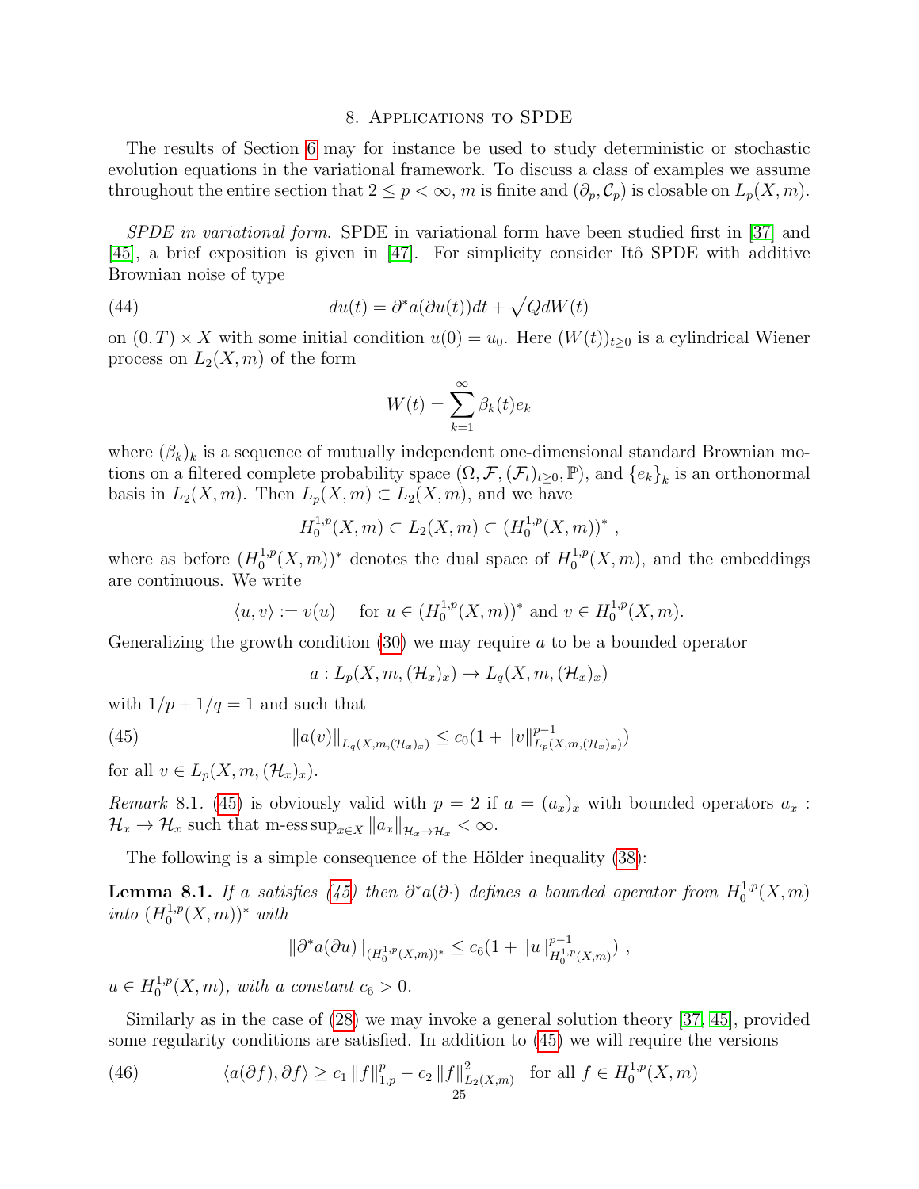## 8. Applications to SPDE

The results of Section 6 may for instance be used to study deterministic or stochastic evolution equations in the variational framework. To discuss a class of examples we assume throughout the entire section that $2 \leq p < \infty$, $m$ is finite and $(\partial_p, \mathcal{C}_p)$ is closable on $L_p(X, m)$.

*SPDE in variational form.* SPDE in variational form have been studied first in [37] and [45], a brief exposition is given in [47]. For simplicity consider Itô SPDE with additive Brownian noise of type

$$du(t) = \partial^* a(\partial u(t))dt + \sqrt{Q}dW(t) \tag{44}$$

on $(0, T) \times X$ with some initial condition $u(0) = u_0$. Here $(W(t))_{t \geq 0}$ is a cylindrical Wiener process on $L_2(X, m)$ of the form

$$W(t) = \sum_{k=1}^{\infty} \beta_k(t) e_k$$

where $(\beta_k)_k$ is a sequence of mutually independent one-dimensional standard Brownian motions on a filtered complete probability space $(\Omega, \mathcal{F}, (\mathcal{F}_t)_{t \geq 0}, \mathbb{P})$, and $\{e_k\}_k$ is an orthonormal basis in $L_2(X, m)$. Then $L_p(X, m) \subset L_2(X, m)$, and we have

$$H_0^{1,p}(X, m) \subset L_2(X, m) \subset \left(H_0^{1,p}(X, m)\right)^* ,$$

where as before $(H_0^{1,p}(X, m))^*$ denotes the dual space of $H_0^{1,p}(X, m)$, and the embeddings are continuous. We write

$$\langle u, v \rangle := v(u) \quad \text{for } u \in (H_0^{1,p}(X, m))^* \text{ and } v \in H_0^{1,p}(X, m).$$

Generalizing the growth condition (30) we may require $a$ to be a bounded operator

$$a : L_p(X, m, (\mathcal{H}_x)_x) \to L_q(X, m, (\mathcal{H}_x)_x)$$

with $1/p + 1/q = 1$ and such that

$$\|a(v)\|_{L_q(X,m,(\mathcal{H}_x)_x)} \leq c_0 (1 + \|v\|^{p-1}_{L_p(X,m,(\mathcal{H}_x)_x)}) \tag{45}$$

for all $v \in L_p(X, m, (\mathcal{H}_x)_x)$.

*Remark* 8.1. (45) is obviously valid with $p = 2$ if $a = (a_x)_x$ with bounded operators $a_x : \mathcal{H}_x \to \mathcal{H}_x$ such that $\text{m-ess}\sup_{x \in X} \|a_x\|_{\mathcal{H}_x \to \mathcal{H}_x} < \infty$.

The following is a simple consequence of the Hölder inequality (38):

**Lemma 8.1.** *If $a$ satisfies (45) then $\partial^* a(\partial \cdot)$ defines a bounded operator from $H_0^{1,p}(X, m)$ into $(H_0^{1,p}(X, m))^*$ with*

$$\|\partial^* a(\partial u)\|_{(H_0^{1,p}(X,m))^*} \leq c_6 (1 + \|u\|^{p-1}_{H_0^{1,p}(X,m)}) ,$$

*$u \in H_0^{1,p}(X, m)$, with a constant $c_6 > 0$.*

Similarly as in the case of (28) we may invoke a general solution theory [37, 45], provided some regularity conditions are satisfied. In addition to (45) we will require the versions

$$\langle a(\partial f), \partial f \rangle \geq c_1 \|f\|^p_{1,p} - c_2 \|f\|^2_{L_2(X,m)} \quad \text{for all } f \in H_0^{1,p}(X, m) \tag{46}$$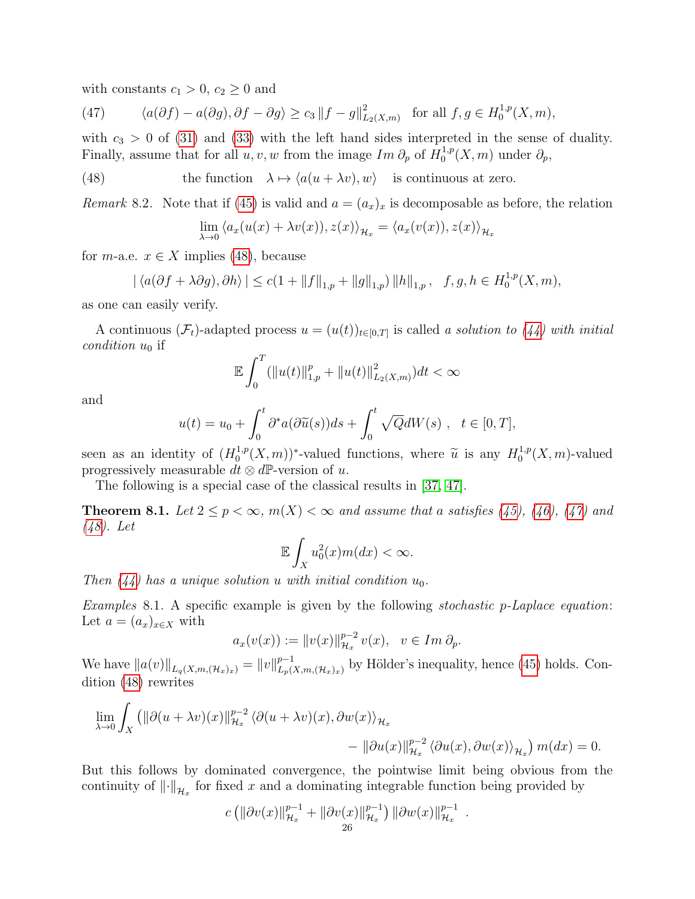with constants $c_1 > 0$, $c_2 \geq 0$ and

$$\langle a(\partial f) - a(\partial g), \partial f - \partial g\rangle \geq c_3 \|f-g\|^2_{L_2(X,m)} \quad \text{for all } f, g \in H_0^{1,p}(X,m), \tag{47}$$

with $c_3 > 0$ of (31) and (33) with the left hand sides interpreted in the sense of duality. Finally, assume that for all $u, v, w$ from the image $Im\,\partial_p$ of $H_0^{1,p}(X,m)$ under $\partial_p$,

$$\text{the function} \quad \lambda \mapsto \langle a(u+\lambda v), w\rangle \quad \text{is continuous at zero.} \tag{48}$$

*Remark* 8.2. Note that if (45) is valid and $a = (a_x)_x$ is decomposable as before, the relation

$$\lim_{\lambda\to 0} \langle a_x(u(x) + \lambda v(x)), z(x)\rangle_{\mathcal{H}_x} = \langle a_x(v(x)), z(x)\rangle_{\mathcal{H}_x}$$

for $m$-a.e. $x \in X$ implies (48), because

$$|\langle a(\partial f + \lambda \partial g), \partial h\rangle| \leq c(1 + \|f\|_{1,p} + \|g\|_{1,p})\, \|h\|_{1,p}\,, \quad f, g, h \in H_0^{1,p}(X,m),$$

as one can easily verify.

A continuous $(\mathcal{F}_t)$-adapted process $u = (u(t))_{t\in[0,T]}$ is called *a solution to (44) with initial condition* $u_0$ if

$$\mathbb{E}\int_0^T (\|u(t)\|^p_{1,p} + \|u(t)\|^2_{L_2(X,m)})dt < \infty$$

and

$$u(t) = u_0 + \int_0^t \partial^* a(\partial \widetilde{u}(s))ds + \int_0^t \sqrt{Q}dW(s)\ , \quad t \in [0,T],$$

seen as an identity of $(H_0^{1,p}(X,m))^*$-valued functions, where $\widetilde{u}$ is any $H_0^{1,p}(X,m)$-valued progressively measurable $dt \otimes d\mathbb{P}$-version of $u$.

The following is a special case of the classical results in [37, 47].

**Theorem 8.1.** *Let $2 \leq p < \infty$, $m(X) < \infty$ and assume that $a$ satisfies (45), (46), (47) and (48). Let*

$$\mathbb{E}\int_X u_0^2(x)m(dx) < \infty.$$

*Then (44) has a unique solution $u$ with initial condition $u_0$.*

*Examples* 8.1. A specific example is given by the following *stochastic p-Laplace equation*: Let $a = (a_x)_{x\in X}$ with

$$a_x(v(x)) := \|v(x)\|^{p-2}_{\mathcal{H}_x} v(x), \quad v \in Im\,\partial_p.$$

We have $\|a(v)\|_{L_q(X,m,(\mathcal{H}_x)_x)} = \|v\|^{p-1}_{L_p(X,m,(\mathcal{H}_x)_x)}$ by Hölder's inequality, hence (45) holds. Condition (48) rewrites

$$\lim_{\lambda\to 0}\int_X \left(\|\partial(u+\lambda v)(x)\|^{p-2}_{\mathcal{H}_x}\langle \partial(u+\lambda v)(x), \partial w(x)\rangle_{\mathcal{H}_x} - \|\partial u(x)\|^{p-2}_{\mathcal{H}_x}\langle \partial u(x), \partial w(x)\rangle_{\mathcal{H}_x}\right) m(dx) = 0.$$

But this follows by dominated convergence, the pointwise limit being obvious from the continuity of $\|\cdot\|_{\mathcal{H}_x}$ for fixed $x$ and a dominating integrable function being provided by

$$c\left(\|\partial v(x)\|^{p-1}_{\mathcal{H}_x} + \|\partial v(x)\|^{p-1}_{\mathcal{H}_x}\right)\|\partial w(x)\|^{p-1}_{\mathcal{H}_x}\ .$$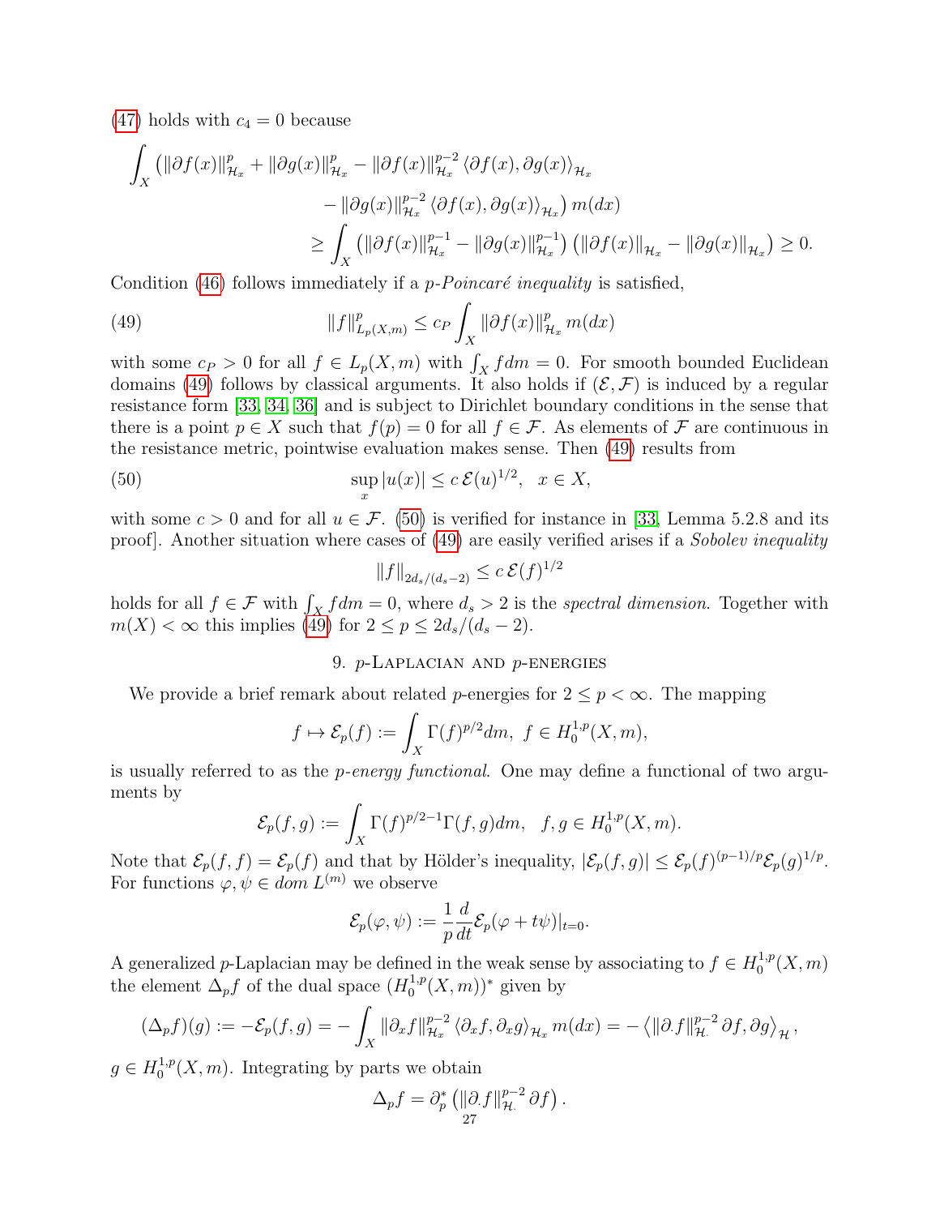(47) holds with $c_4 = 0$ because

$$\int_X \left(\|\partial f(x)\|^p_{\mathcal{H}_x} + \|\partial g(x)\|^p_{\mathcal{H}_x} - \|\partial f(x)\|^{p-2}_{\mathcal{H}_x} \langle \partial f(x), \partial g(x)\rangle_{\mathcal{H}_x} \right.$$
$$\left. - \|\partial g(x)\|^{p-2}_{\mathcal{H}_x} \langle \partial f(x), \partial g(x)\rangle_{\mathcal{H}_x}\right) m(dx)$$
$$\geq \int_X \left(\|\partial f(x)\|^{p-1}_{\mathcal{H}_x} - \|\partial g(x)\|^{p-1}_{\mathcal{H}_x}\right)\left(\|\partial f(x)\|_{\mathcal{H}_x} - \|\partial g(x)\|_{\mathcal{H}_x}\right) \geq 0.$$

Condition (46) follows immediately if a *p-Poincaré inequality* is satisfied,

$$\|f\|^p_{L_p(X,m)} \leq c_P \int_X \|\partial f(x)\|^p_{\mathcal{H}_x} m(dx) \tag{49}$$

with some $c_P > 0$ for all $f \in L_p(X, m)$ with $\int_X f dm = 0$. For smooth bounded Euclidean domains (49) follows by classical arguments. It also holds if $(\mathcal{E}, \mathcal{F})$ is induced by a regular resistance form [33, 34, 36] and is subject to Dirichlet boundary conditions in the sense that there is a point $p \in X$ such that $f(p) = 0$ for all $f \in \mathcal{F}$. As elements of $\mathcal{F}$ are continuous in the resistance metric, pointwise evaluation makes sense. Then (49) results from

$$\sup_x |u(x)| \leq c\, \mathcal{E}(u)^{1/2}, \quad x \in X, \tag{50}$$

with some $c > 0$ and for all $u \in \mathcal{F}$. (50) is verified for instance in [33, Lemma 5.2.8 and its proof]. Another situation where cases of (49) are easily verified arises if a *Sobolev inequality*

$$\|f\|_{2d_s/(d_s-2)} \leq c\, \mathcal{E}(f)^{1/2}$$

holds for all $f \in \mathcal{F}$ with $\int_X f dm = 0$, where $d_s > 2$ is the *spectral dimension*. Together with $m(X) < \infty$ this implies (49) for $2 \leq p \leq 2d_s/(d_s - 2)$.

## 9. p-Laplacian and p-energies

We provide a brief remark about related $p$-energies for $2 \leq p < \infty$. The mapping

$$f \mapsto \mathcal{E}_p(f) := \int_X \Gamma(f)^{p/2} dm, \ f \in H^{1,p}_0(X, m),$$

is usually referred to as the *p-energy functional*. One may define a functional of two arguments by

$$\mathcal{E}_p(f, g) := \int_X \Gamma(f)^{p/2-1}\Gamma(f, g) dm, \quad f, g \in H^{1,p}_0(X, m).$$

Note that $\mathcal{E}_p(f, f) = \mathcal{E}_p(f)$ and that by Hölder's inequality, $|\mathcal{E}_p(f, g)| \leq \mathcal{E}_p(f)^{(p-1)/p}\mathcal{E}_p(g)^{1/p}$. For functions $\varphi, \psi \in dom\ L^{(m)}$ we observe

$$\mathcal{E}_p(\varphi, \psi) := \frac{1}{p}\frac{d}{dt}\mathcal{E}_p(\varphi + t\psi)|_{t=0}.$$

A generalized $p$-Laplacian may be defined in the weak sense by associating to $f \in H^{1,p}_0(X, m)$ the element $\Delta_p f$ of the dual space $(H^{1,p}_0(X, m))^*$ given by

$$(\Delta_p f)(g) := -\mathcal{E}_p(f, g) = -\int_X \|\partial_x f\|^{p-2}_{\mathcal{H}_x} \langle \partial_x f, \partial_x g\rangle_{\mathcal{H}_x} m(dx) = -\left\langle \|\partial_\cdot f\|^{p-2}_{\mathcal{H}_\cdot} \partial f, \partial g\right\rangle_{\mathcal{H}},$$

$g \in H^{1,p}_0(X, m)$. Integrating by parts we obtain

$$\Delta_p f = \partial^*_p \left(\|\partial_\cdot f\|^{p-2}_{\mathcal{H}_\cdot} \partial f\right).$$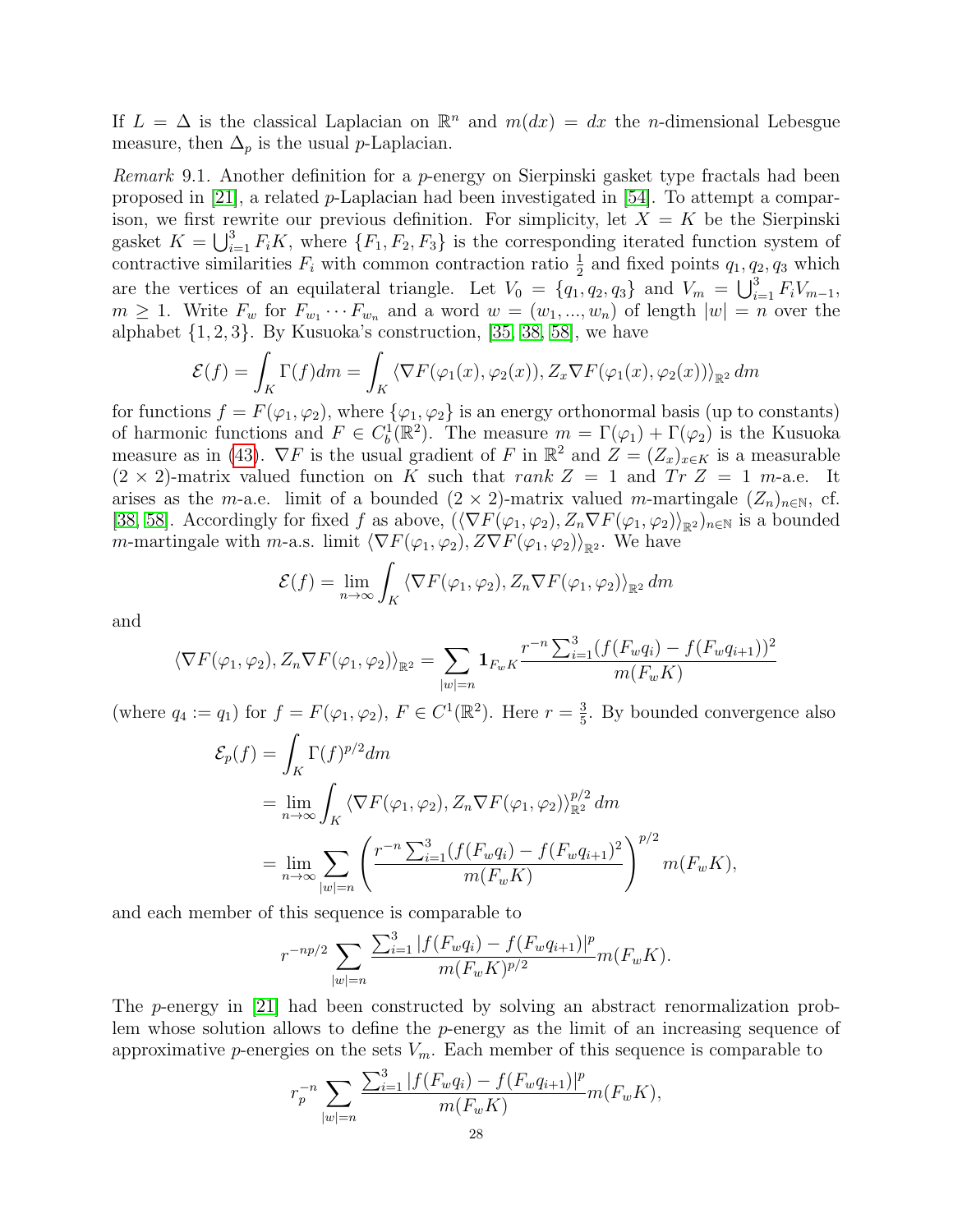If $L = \Delta$ is the classical Laplacian on $\mathbb{R}^n$ and $m(dx) = dx$ the $n$-dimensional Lebesgue measure, then $\Delta_p$ is the usual $p$-Laplacian.

*Remark* 9.1. Another definition for a $p$-energy on Sierpinski gasket type fractals had been proposed in [21], a related $p$-Laplacian had been investigated in [54]. To attempt a comparison, we first rewrite our previous definition. For simplicity, let $X = K$ be the Sierpinski gasket $K = \bigcup_{i=1}^3 F_i K$, where $\{F_1, F_2, F_3\}$ is the corresponding iterated function system of contractive similarities $F_i$ with common contraction ratio $\frac{1}{2}$ and fixed points $q_1, q_2, q_3$ which are the vertices of an equilateral triangle. Let $V_0 = \{q_1, q_2, q_3\}$ and $V_m = \bigcup_{i=1}^3 F_i V_{m-1}$, $m \geq 1$. Write $F_w$ for $F_{w_1} \cdots F_{w_n}$ and a word $w = (w_1, ..., w_n)$ of length $|w| = n$ over the alphabet $\{1, 2, 3\}$. By Kusuoka's construction, [35, 38, 58], we have

$$\mathcal{E}(f) = \int_K \Gamma(f) dm = \int_K \langle \nabla F(\varphi_1(x), \varphi_2(x)), Z_x \nabla F(\varphi_1(x), \varphi_2(x)) \rangle_{\mathbb{R}^2} \, dm$$

for functions $f = F(\varphi_1, \varphi_2)$, where $\{\varphi_1, \varphi_2\}$ is an energy orthonormal basis (up to constants) of harmonic functions and $F \in C_b^1(\mathbb{R}^2)$. The measure $m = \Gamma(\varphi_1) + \Gamma(\varphi_2)$ is the Kusuoka measure as in (43). $\nabla F$ is the usual gradient of $F$ in $\mathbb{R}^2$ and $Z = (Z_x)_{x \in K}$ is a measurable $(2 \times 2)$-matrix valued function on $K$ such that $rank\ Z = 1$ and $Tr\ Z = 1$ $m$-a.e. It arises as the $m$-a.e. limit of a bounded $(2 \times 2)$-matrix valued $m$-martingale $(Z_n)_{n \in \mathbb{N}}$, cf. [38, 58]. Accordingly for fixed $f$ as above, $(\langle \nabla F(\varphi_1, \varphi_2), Z_n \nabla F(\varphi_1, \varphi_2) \rangle_{\mathbb{R}^2})_{n \in \mathbb{N}}$ is a bounded $m$-martingale with $m$-a.s. limit $\langle \nabla F(\varphi_1, \varphi_2), Z \nabla F(\varphi_1, \varphi_2) \rangle_{\mathbb{R}^2}$. We have

$$\mathcal{E}(f) = \lim_{n \to \infty} \int_K \langle \nabla F(\varphi_1, \varphi_2), Z_n \nabla F(\varphi_1, \varphi_2) \rangle_{\mathbb{R}^2} \, dm$$

and

$$\langle \nabla F(\varphi_1, \varphi_2), Z_n \nabla F(\varphi_1, \varphi_2) \rangle_{\mathbb{R}^2} = \sum_{|w|=n} \mathbf{1}_{F_w K} \frac{r^{-n} \sum_{i=1}^3 (f(F_w q_i) - f(F_w q_{i+1}))^2}{m(F_w K)}$$

(where $q_4 := q_1$) for $f = F(\varphi_1, \varphi_2)$, $F \in C^1(\mathbb{R}^2)$. Here $r = \frac{3}{5}$. By bounded convergence also

$$\begin{aligned}
\mathcal{E}_p(f) &= \int_K \Gamma(f)^{p/2} dm \\
&= \lim_{n \to \infty} \int_K \langle \nabla F(\varphi_1, \varphi_2), Z_n \nabla F(\varphi_1, \varphi_2) \rangle_{\mathbb{R}^2}^{p/2} \, dm \\
&= \lim_{n \to \infty} \sum_{|w|=n} \left( \frac{r^{-n} \sum_{i=1}^3 (f(F_w q_i) - f(F_w q_{i+1})^2}{m(F_w K)} \right)^{p/2} m(F_w K),
\end{aligned}$$

and each member of this sequence is comparable to

$$r^{-np/2} \sum_{|w|=n} \frac{\sum_{i=1}^3 |f(F_w q_i) - f(F_w q_{i+1})|^p}{m(F_w K)^{p/2}} m(F_w K).$$

The $p$-energy in [21] had been constructed by solving an abstract renormalization problem whose solution allows to define the $p$-energy as the limit of an increasing sequence of approximative $p$-energies on the sets $V_m$. Each member of this sequence is comparable to

$$r_p^{-n} \sum_{|w|=n} \frac{\sum_{i=1}^3 |f(F_w q_i) - f(F_w q_{i+1})|^p}{m(F_w K)} m(F_w K),$$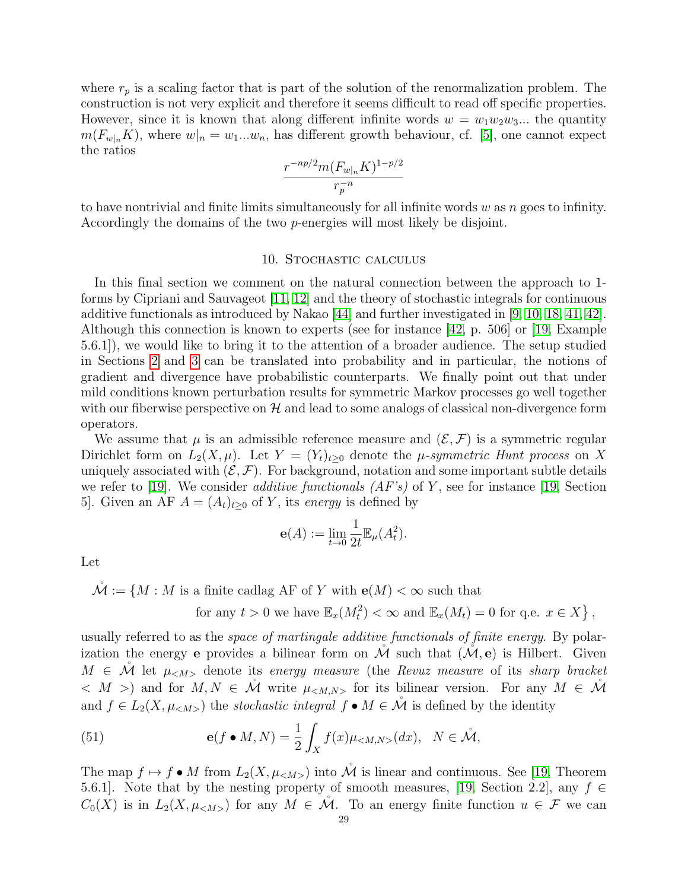where $r_p$ is a scaling factor that is part of the solution of the renormalization problem. The construction is not very explicit and therefore it seems difficult to read off specific properties. However, since it is known that along different infinite words $w = w_1 w_2 w_3 ...$ the quantity $m(F_{w|_n}K)$, where $w|_n = w_1...w_n$, has different growth behaviour, cf. [5], one cannot expect the ratios

$$\frac{r^{-np/2} m(F_{w|_n}K)^{1-p/2}}{r_p^{-n}}$$

to have nontrivial and finite limits simultaneously for all infinite words $w$ as $n$ goes to infinity. Accordingly the domains of the two $p$-energies will most likely be disjoint.

## 10. Stochastic calculus

In this final section we comment on the natural connection between the approach to 1-forms by Cipriani and Sauvageot [11, 12] and the theory of stochastic integrals for continuous additive functionals as introduced by Nakao [44] and further investigated in [9, 10, 18, 41, 42]. Although this connection is known to experts (see for instance [42, p. 506] or [19, Example 5.6.1]), we would like to bring it to the attention of a broader audience. The setup studied in Sections 2 and 3 can be translated into probability and in particular, the notions of gradient and divergence have probabilistic counterparts. We finally point out that under mild conditions known perturbation results for symmetric Markov processes go well together with our fiberwise perspective on $\mathcal{H}$ and lead to some analogs of classical non-divergence form operators.

We assume that $\mu$ is an admissible reference measure and $(\mathcal{E}, \mathcal{F})$ is a symmetric regular Dirichlet form on $L_2(X, \mu)$. Let $Y = (Y_t)_{t\geq 0}$ denote the *$\mu$-symmetric Hunt process* on $X$ uniquely associated with $(\mathcal{E}, \mathcal{F})$. For background, notation and some important subtle details we refer to [19]. We consider *additive functionals (AF's)* of $Y$, see for instance [19, Section 5]. Given an AF $A = (A_t)_{t\geq 0}$ of $Y$, its *energy* is defined by

$$\mathbf{e}(A) := \lim_{t\to 0} \frac{1}{2t} \mathbb{E}_\mu(A_t^2).$$

Let

$$\begin{aligned}\mathring{\mathcal{M}} := \{M : \, & M \text{ is a finite cadlag AF of } Y \text{ with } \mathbf{e}(M) < \infty \text{ such that} \\ & \text{for any } t > 0 \text{ we have } \mathbb{E}_x(M_t^2) < \infty \text{ and } \mathbb{E}_x(M_t) = 0 \text{ for q.e. } x \in X\},\end{aligned}$$

usually referred to as the *space of martingale additive functionals of finite energy*. By polarization the energy $\mathbf{e}$ provides a bilinear form on $\mathring{\mathcal{M}}$ such that $(\mathring{\mathcal{M}}, \mathbf{e})$ is Hilbert. Given $M \in \mathring{\mathcal{M}}$ let $\mu_{<M>}$ denote its *energy measure* (the *Revuz measure* of its *sharp bracket* $< M >$) and for $M, N \in \mathring{\mathcal{M}}$ write $\mu_{<M,N>}$ for its bilinear version. For any $M \in \mathring{\mathcal{M}}$ and $f \in L_2(X, \mu_{<M>})$ the *stochastic integral* $f \bullet M \in \mathring{\mathcal{M}}$ is defined by the identity

$$\mathbf{e}(f \bullet M, N) = \frac{1}{2} \int_X f(x) \mu_{<M,N>}(dx), \quad N \in \mathring{\mathcal{M}}, \tag{51}$$

The map $f \mapsto f \bullet M$ from $L_2(X, \mu_{<M>})$ into $\mathring{\mathcal{M}}$ is linear and continuous. See [19, Theorem 5.6.1]. Note that by the nesting property of smooth measures, [19, Section 2.2], any $f \in C_0(X)$ is in $L_2(X, \mu_{<M>})$ for any $M \in \mathring{\mathcal{M}}$. To an energy finite function $u \in \mathcal{F}$ we can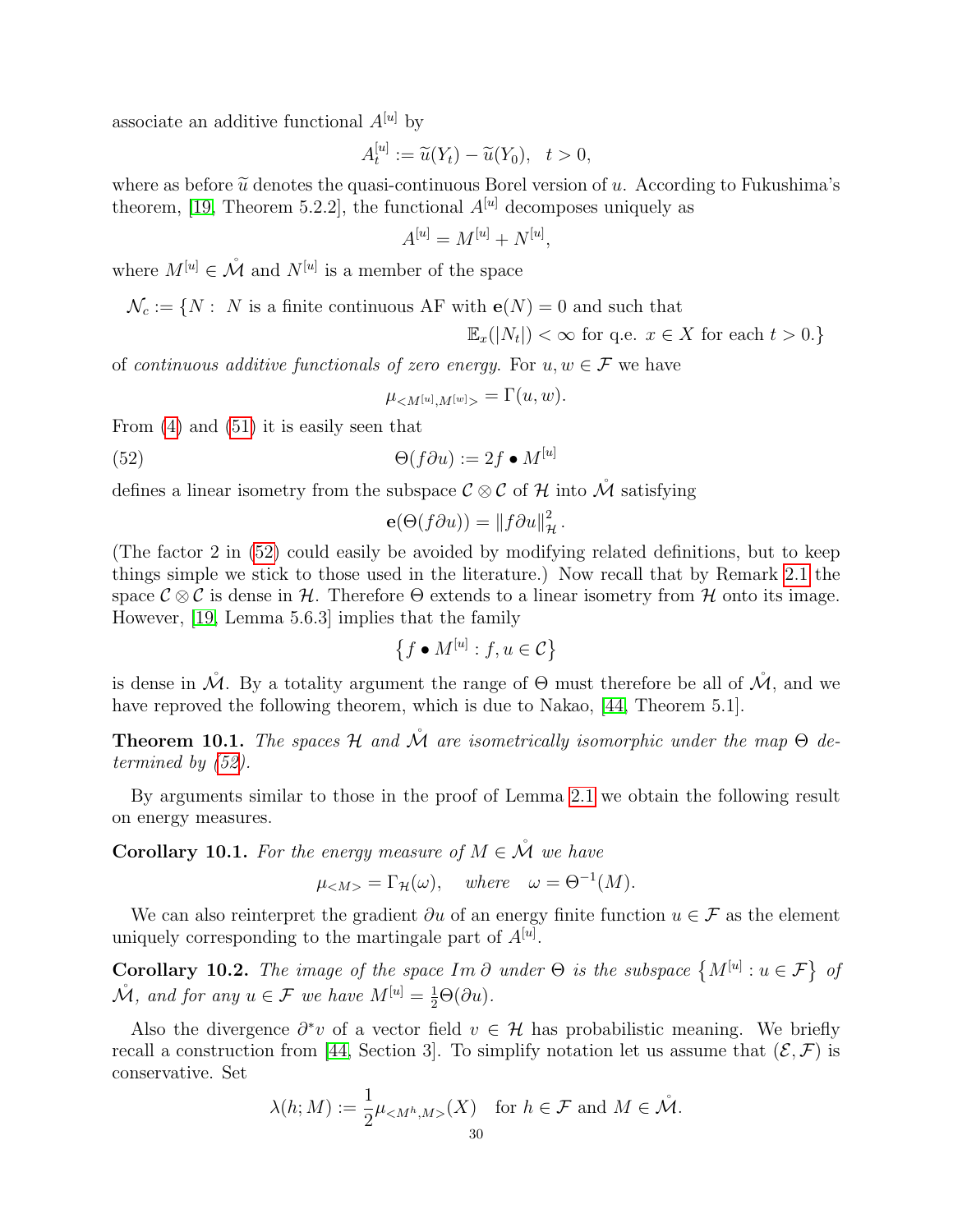associate an additive functional $A^{[u]}$ by

$$A_t^{[u]} := \widetilde{u}(Y_t) - \widetilde{u}(Y_0), \quad t > 0,$$

where as before $\widetilde{u}$ denotes the quasi-continuous Borel version of $u$. According to Fukushima's theorem, [19, Theorem 5.2.2], the functional $A^{[u]}$ decomposes uniquely as

$$A^{[u]} = M^{[u]} + N^{[u]},$$

where $M^{[u]} \in \mathring{\mathcal{M}}$ and $N^{[u]}$ is a member of the space

$$\mathcal{N}_c := \{N : \ N \text{ is a finite continuous AF with } \mathbf{e}(N) = 0 \text{ and such that } \mathbb{E}_x(|N_t|) < \infty \text{ for q.e. } x \in X \text{ for each } t > 0.\}$$

of *continuous additive functionals of zero energy*. For $u, w \in \mathcal{F}$ we have

$$\mu_{<M^{[u]}, M^{[w]}>} = \Gamma(u, w).$$

From (4) and (51) it is easily seen that

$$\Theta(f\partial u) := 2f \bullet M^{[u]} \tag{52}$$

defines a linear isometry from the subspace $\mathcal{C} \otimes \mathcal{C}$ of $\mathcal{H}$ into $\mathring{\mathcal{M}}$ satisfying

$$\mathbf{e}(\Theta(f\partial u)) = \|f\partial u\|_{\mathcal{H}}^2.$$

(The factor 2 in (52) could easily be avoided by modifying related definitions, but to keep things simple we stick to those used in the literature.) Now recall that by Remark 2.1 the space $\mathcal{C} \otimes \mathcal{C}$ is dense in $\mathcal{H}$. Therefore $\Theta$ extends to a linear isometry from $\mathcal{H}$ onto its image. However, [19, Lemma 5.6.3] implies that the family

$$\left\{ f \bullet M^{[u]} : f, u \in \mathcal{C} \right\}$$

is dense in $\mathring{\mathcal{M}}$. By a totality argument the range of $\Theta$ must therefore be all of $\mathring{\mathcal{M}}$, and we have reproved the following theorem, which is due to Nakao, [44, Theorem 5.1].

**Theorem 10.1.** *The spaces $\mathcal{H}$ and $\mathring{\mathcal{M}}$ are isometrically isomorphic under the map $\Theta$ determined by (52).*

By arguments similar to those in the proof of Lemma 2.1 we obtain the following result on energy measures.

**Corollary 10.1.** *For the energy measure of $M \in \mathring{\mathcal{M}}$ we have*

$$\mu_{<M>} = \Gamma_{\mathcal{H}}(\omega), \quad \text{where} \quad \omega = \Theta^{-1}(M).$$

We can also reinterpret the gradient $\partial u$ of an energy finite function $u \in \mathcal{F}$ as the element uniquely corresponding to the martingale part of $A^{[u]}$.

**Corollary 10.2.** *The image of the space $Im\,\partial$ under $\Theta$ is the subspace $\left\{ M^{[u]} : u \in \mathcal{F} \right\}$ of $\mathring{\mathcal{M}}$, and for any $u \in \mathcal{F}$ we have $M^{[u]} = \frac{1}{2}\Theta(\partial u)$.*

Also the divergence $\partial^* v$ of a vector field $v \in \mathcal{H}$ has probabilistic meaning. We briefly recall a construction from [44, Section 3]. To simplify notation let us assume that $(\mathcal{E}, \mathcal{F})$ is conservative. Set

$$\lambda(h; M) := \frac{1}{2}\mu_{<M^h, M>}(X) \quad \text{for } h \in \mathcal{F} \text{ and } M \in \mathring{\mathcal{M}}.$$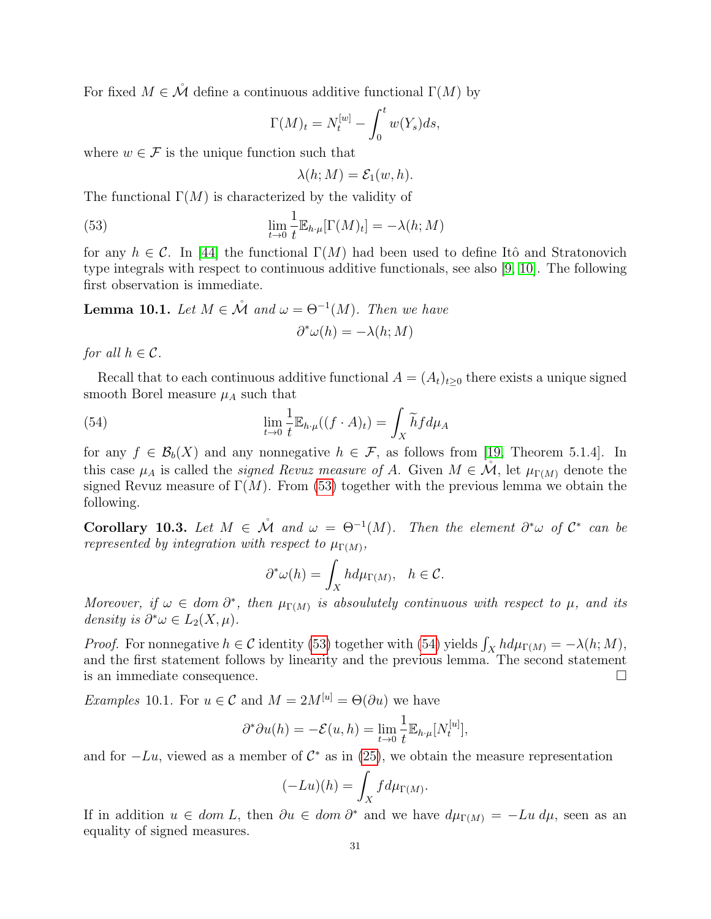For fixed $M \in \mathring{\mathcal{M}}$ define a continuous additive functional $\Gamma(M)$ by

$$\Gamma(M)_t = N_t^{[w]} - \int_0^t w(Y_s)ds,$$

where $w \in \mathcal{F}$ is the unique function such that

$$\lambda(h; M) = \mathcal{E}_1(w, h).$$

The functional $\Gamma(M)$ is characterized by the validity of

$$\lim_{t\to 0} \frac{1}{t}\mathbb{E}_{h\cdot\mu}[\Gamma(M)_t] = -\lambda(h; M) \tag{53}$$

for any $h \in \mathcal{C}$. In [44] the functional $\Gamma(M)$ had been used to define Itô and Stratonovich type integrals with respect to continuous additive functionals, see also [9, 10]. The following first observation is immediate.

**Lemma 10.1.** *Let $M \in \mathring{\mathcal{M}}$ and $\omega = \Theta^{-1}(M)$. Then we have*

$$\partial^*\omega(h) = -\lambda(h; M)$$

*for all $h \in \mathcal{C}$.*

Recall that to each continuous additive functional $A = (A_t)_{t\geq 0}$ there exists a unique signed smooth Borel measure $\mu_A$ such that

$$\lim_{t\to 0} \frac{1}{t}\mathbb{E}_{h\cdot\mu}((f \cdot A)_t) = \int_X \widetilde{h} f d\mu_A \tag{54}$$

for any $f \in \mathcal{B}_b(X)$ and any nonnegative $h \in \mathcal{F}$, as follows from [19, Theorem 5.1.4]. In this case $\mu_A$ is called the *signed Revuz measure of* $A$. Given $M \in \mathring{\mathcal{M}}$, let $\mu_{\Gamma(M)}$ denote the signed Revuz measure of $\Gamma(M)$. From (53) together with the previous lemma we obtain the following.

**Corollary 10.3.** *Let $M \in \mathring{\mathcal{M}}$ and $\omega = \Theta^{-1}(M)$. Then the element $\partial^*\omega$ of $\mathcal{C}^*$ can be represented by integration with respect to $\mu_{\Gamma(M)}$,*

$$\partial^*\omega(h) = \int_X h d\mu_{\Gamma(M)}, \quad h \in \mathcal{C}.$$

*Moreover, if $\omega \in dom\ \partial^*$, then $\mu_{\Gamma(M)}$ is absoulutely continuous with respect to $\mu$, and its density is $\partial^*\omega \in L_2(X, \mu)$.*

*Proof.* For nonnegative $h \in \mathcal{C}$ identity (53) together with (54) yields $\int_X h d\mu_{\Gamma(M)} = -\lambda(h; M)$, and the first statement follows by linearity and the previous lemma. The second statement is an immediate consequence. $\square$

*Examples* 10.1. For $u \in \mathcal{C}$ and $M = 2M^{[u]} = \Theta(\partial u)$ we have

$$\partial^*\partial u(h) = -\mathcal{E}(u, h) = \lim_{t\to 0} \frac{1}{t}\mathbb{E}_{h\cdot\mu}[N_t^{[u]}],$$

and for $-Lu$, viewed as a member of $\mathcal{C}^*$ as in (25), we obtain the measure representation

$$(-Lu)(h) = \int_X f d\mu_{\Gamma(M)}.$$

If in addition $u \in dom\ L$, then $\partial u \in dom\ \partial^*$ and we have $d\mu_{\Gamma(M)} = -Lu\, d\mu$, seen as an equality of signed measures.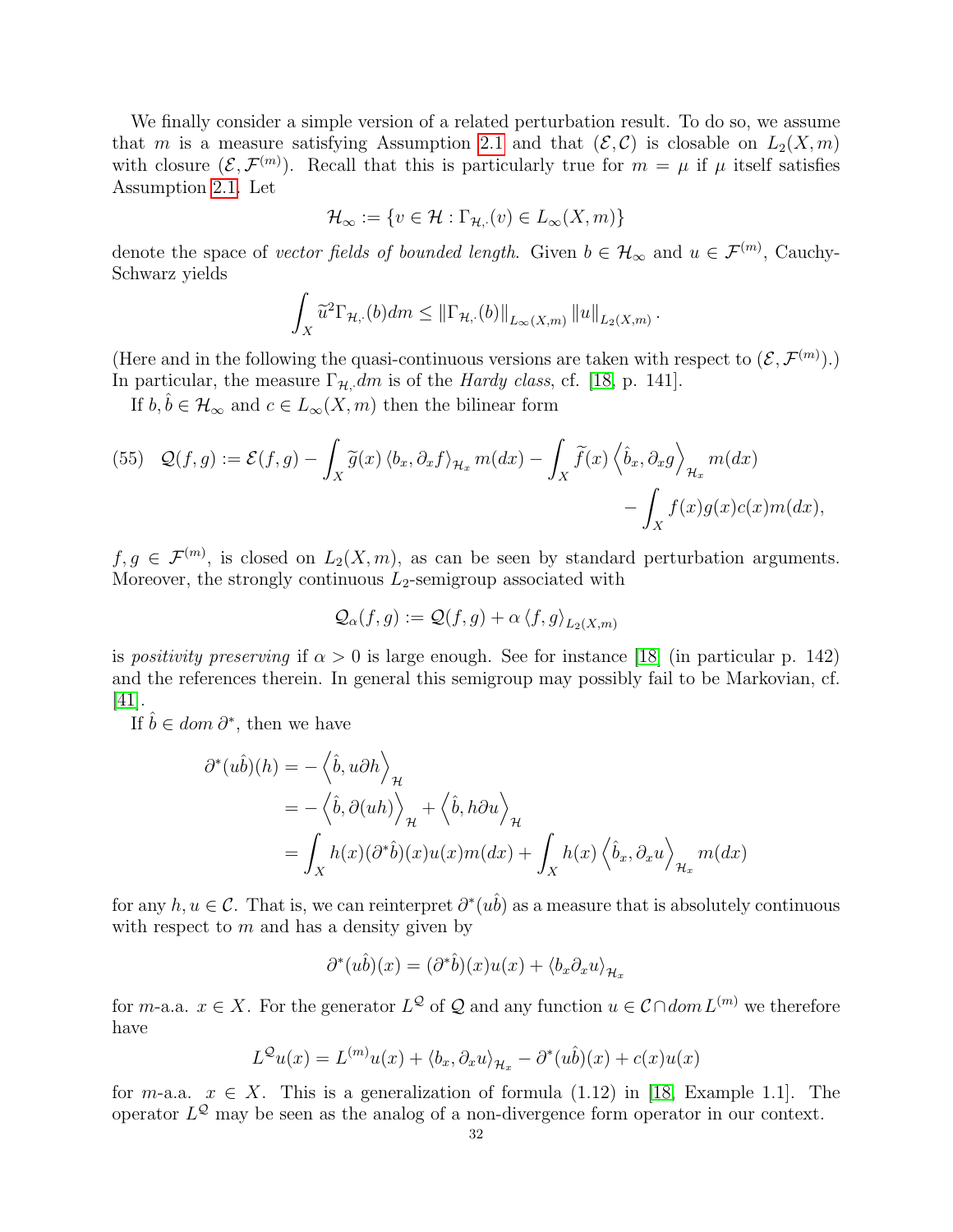We finally consider a simple version of a related perturbation result. To do so, we assume that $m$ is a measure satisfying Assumption 2.1 and that $(\mathcal{E}, \mathcal{C})$ is closable on $L_2(X, m)$ with closure $(\mathcal{E}, \mathcal{F}^{(m)})$. Recall that this is particularly true for $m = \mu$ if $\mu$ itself satisfies Assumption 2.1. Let

$$\mathcal{H}_\infty := \{v \in \mathcal{H} : \Gamma_{\mathcal{H},\cdot}(v) \in L_\infty(X, m)\}$$

denote the space of *vector fields of bounded length*. Given $b \in \mathcal{H}_\infty$ and $u \in \mathcal{F}^{(m)}$, Cauchy-Schwarz yields

$$\int_X \widetilde{u}^2 \Gamma_{\mathcal{H},\cdot}(b) dm \leq \left\| \Gamma_{\mathcal{H},\cdot}(b) \right\|_{L_\infty(X,m)} \left\| u \right\|_{L_2(X,m)}.$$

(Here and in the following the quasi-continuous versions are taken with respect to $(\mathcal{E}, \mathcal{F}^{(m)})$.) In particular, the measure $\Gamma_{\mathcal{H},\cdot} dm$ is of the *Hardy class*, cf. [18, p. 141].

If $b, \hat{b} \in \mathcal{H}_\infty$ and $c \in L_\infty(X, m)$ then the bilinear form

$$(55) \quad \mathcal{Q}(f,g) := \mathcal{E}(f,g) - \int_X \widetilde{g}(x) \left\langle b_x, \partial_x f \right\rangle_{\mathcal{H}_x} m(dx) - \int_X \widetilde{f}(x) \left\langle \hat{b}_x, \partial_x g \right\rangle_{\mathcal{H}_x} m(dx) - \int_X f(x) g(x) c(x) m(dx),$$

$f, g \in \mathcal{F}^{(m)}$, is closed on $L_2(X, m)$, as can be seen by standard perturbation arguments. Moreover, the strongly continuous $L_2$-semigroup associated with

$$\mathcal{Q}_\alpha(f,g) := \mathcal{Q}(f,g) + \alpha \left\langle f, g \right\rangle_{L_2(X,m)}$$

is *positivity preserving* if $\alpha > 0$ is large enough. See for instance [18] (in particular p. 142) and the references therein. In general this semigroup may possibly fail to be Markovian, cf. [41].

If $\hat{b} \in dom\ \partial^*$, then we have

$$\begin{aligned}
\partial^*(u\hat{b})(h) &= -\left\langle \hat{b}, u \partial h \right\rangle_{\mathcal{H}} \\
&= -\left\langle \hat{b}, \partial(uh) \right\rangle_{\mathcal{H}} + \left\langle \hat{b}, h \partial u \right\rangle_{\mathcal{H}} \\
&= \int_X h(x) (\partial^* \hat{b})(x) u(x) m(dx) + \int_X h(x) \left\langle \hat{b}_x, \partial_x u \right\rangle_{\mathcal{H}_x} m(dx)
\end{aligned}$$

for any $h, u \in \mathcal{C}$. That is, we can reinterpret $\partial^*(u\hat{b})$ as a measure that is absolutely continuous with respect to $m$ and has a density given by

$$\partial^*(u\hat{b})(x) = (\partial^* \hat{b})(x) u(x) + \left\langle b_x \partial_x u \right\rangle_{\mathcal{H}_x}$$

for $m$-a.a. $x \in X$. For the generator $L^{\mathcal{Q}}$ of $\mathcal{Q}$ and any function $u \in \mathcal{C} \cap dom\, L^{(m)}$ we therefore have

$$L^{\mathcal{Q}} u(x) = L^{(m)} u(x) + \left\langle b_x, \partial_x u \right\rangle_{\mathcal{H}_x} - \partial^*(u\hat{b})(x) + c(x) u(x)$$

for $m$-a.a. $x \in X$. This is a generalization of formula (1.12) in [18, Example 1.1]. The operator $L^{\mathcal{Q}}$ may be seen as the analog of a non-divergence form operator in our context.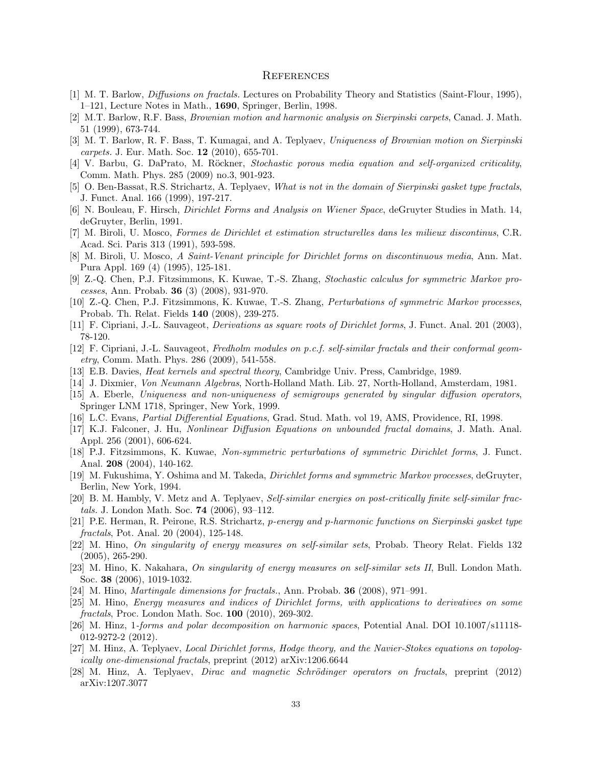# References

[1] M. T. Barlow, *Diffusions on fractals*. Lectures on Probability Theory and Statistics (Saint-Flour, 1995), 1–121, Lecture Notes in Math., **1690**, Springer, Berlin, 1998.

[2] M.T. Barlow, R.F. Bass, *Brownian motion and harmonic analysis on Sierpinski carpets*, Canad. J. Math. 51 (1999), 673-744.

[3] M. T. Barlow, R. F. Bass, T. Kumagai, and A. Teplyaev, *Uniqueness of Brownian motion on Sierpinski carpets*. J. Eur. Math. Soc. **12** (2010), 655-701.

[4] V. Barbu, G. DaPrato, M. Röckner, *Stochastic porous media equation and self-organized criticality*, Comm. Math. Phys. 285 (2009) no.3, 901-923.

[5] O. Ben-Bassat, R.S. Strichartz, A. Teplyaev, *What is not in the domain of Sierpinski gasket type fractals*, J. Funct. Anal. 166 (1999), 197-217.

[6] N. Bouleau, F. Hirsch, *Dirichlet Forms and Analysis on Wiener Space*, deGruyter Studies in Math. 14, deGruyter, Berlin, 1991.

[7] M. Biroli, U. Mosco, *Formes de Dirichlet et estimation structurelles dans les milieux discontinus*, C.R. Acad. Sci. Paris 313 (1991), 593-598.

[8] M. Biroli, U. Mosco, *A Saint-Venant principle for Dirichlet forms on discontinuous media*, Ann. Mat. Pura Appl. 169 (4) (1995), 125-181.

[9] Z.-Q. Chen, P.J. Fitzsimmons, K. Kuwae, T.-S. Zhang, *Stochastic calculus for symmetric Markov processes*, Ann. Probab. **36** (3) (2008), 931-970.

[10] Z.-Q. Chen, P.J. Fitzsimmons, K. Kuwae, T.-S. Zhang, *Perturbations of symmetric Markov processes*, Probab. Th. Relat. Fields **140** (2008), 239-275.

[11] F. Cipriani, J.-L. Sauvageot, *Derivations as square roots of Dirichlet forms*, J. Funct. Anal. 201 (2003), 78-120.

[12] F. Cipriani, J.-L. Sauvageot, *Fredholm modules on p.c.f. self-similar fractals and their conformal geometry*, Comm. Math. Phys. 286 (2009), 541-558.

[13] E.B. Davies, *Heat kernels and spectral theory*, Cambridge Univ. Press, Cambridge, 1989.

[14] J. Dixmier, *Von Neumann Algebras*, North-Holland Math. Lib. 27, North-Holland, Amsterdam, 1981.

[15] A. Eberle, *Uniqueness and non-uniqueness of semigroups generated by singular diffusion operators*, Springer LNM 1718, Springer, New York, 1999.

[16] L.C. Evans, *Partial Differential Equations*, Grad. Stud. Math. vol 19, AMS, Providence, RI, 1998.

[17] K.J. Falconer, J. Hu, *Nonlinear Diffusion Equations on unbounded fractal domains*, J. Math. Anal. Appl. 256 (2001), 606-624.

[18] P.J. Fitzsimmons, K. Kuwae, *Non-symmetric perturbations of symmetric Dirichlet forms*, J. Funct. Anal. **208** (2004), 140-162.

[19] M. Fukushima, Y. Oshima and M. Takeda, *Dirichlet forms and symmetric Markov processes*, deGruyter, Berlin, New York, 1994.

[20] B. M. Hambly, V. Metz and A. Teplyaev, *Self-similar energies on post-critically finite self-similar fractals*. J. London Math. Soc. **74** (2006), 93–112.

[21] P.E. Herman, R. Peirone, R.S. Strichartz, *p-energy and p-harmonic functions on Sierpinski gasket type fractals*, Pot. Anal. 20 (2004), 125-148.

[22] M. Hino, *On singularity of energy measures on self-similar sets*, Probab. Theory Relat. Fields 132 (2005), 265-290.

[23] M. Hino, K. Nakahara, *On singularity of energy measures on self-similar sets II*, Bull. London Math. Soc. **38** (2006), 1019-1032.

[24] M. Hino, *Martingale dimensions for fractals.*, Ann. Probab. **36** (2008), 971–991.

[25] M. Hino, *Energy measures and indices of Dirichlet forms, with applications to derivatives on some fractals*, Proc. London Math. Soc. **100** (2010), 269-302.

[26] M. Hinz, *1-forms and polar decomposition on harmonic spaces*, Potential Anal. DOI 10.1007/s11118-012-9272-2 (2012).

[27] M. Hinz, A. Teplyaev, *Local Dirichlet forms, Hodge theory, and the Navier-Stokes equations on topologically one-dimensional fractals*, preprint (2012) arXiv:1206.6644

[28] M. Hinz, A. Teplyaev, *Dirac and magnetic Schrödinger operators on fractals*, preprint (2012) arXiv:1207.3077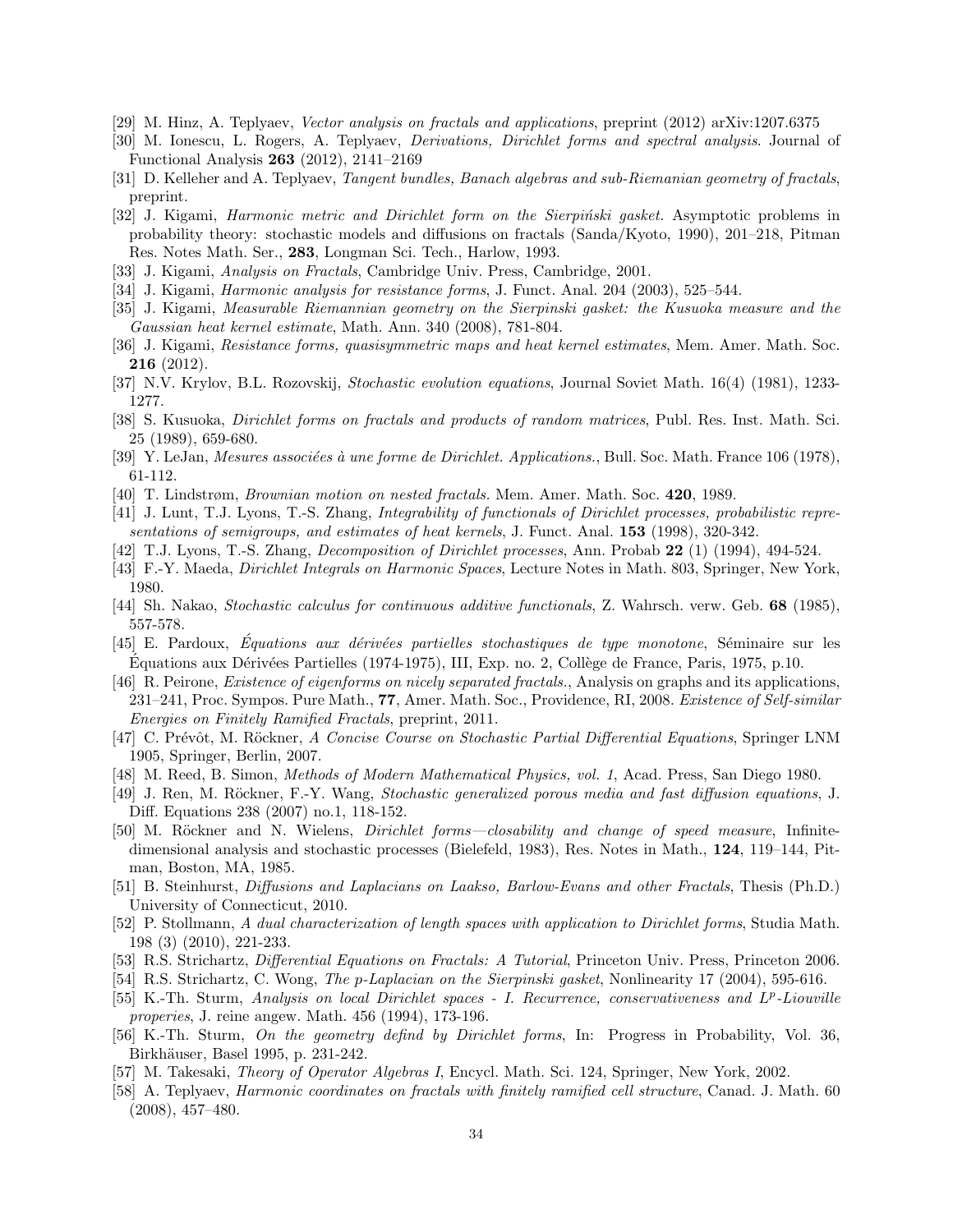[29] M. Hinz, A. Teplyaev, *Vector analysis on fractals and applications*, preprint (2012) arXiv:1207.6375

[30] M. Ionescu, L. Rogers, A. Teplyaev, *Derivations, Dirichlet forms and spectral analysis*. Journal of Functional Analysis **263** (2012), 2141–2169

[31] D. Kelleher and A. Teplyaev, *Tangent bundles, Banach algebras and sub-Riemanian geometry of fractals*, preprint.

[32] J. Kigami, *Harmonic metric and Dirichlet form on the Sierpiński gasket*. Asymptotic problems in probability theory: stochastic models and diffusions on fractals (Sanda/Kyoto, 1990), 201–218, Pitman Res. Notes Math. Ser., **283**, Longman Sci. Tech., Harlow, 1993.

[33] J. Kigami, *Analysis on Fractals*, Cambridge Univ. Press, Cambridge, 2001.

[34] J. Kigami, *Harmonic analysis for resistance forms*, J. Funct. Anal. 204 (2003), 525–544.

[35] J. Kigami, *Measurable Riemannian geometry on the Sierpinski gasket: the Kusuoka measure and the Gaussian heat kernel estimate*, Math. Ann. 340 (2008), 781-804.

[36] J. Kigami, *Resistance forms, quasisymmetric maps and heat kernel estimates*, Mem. Amer. Math. Soc. **216** (2012).

[37] N.V. Krylov, B.L. Rozovskij, *Stochastic evolution equations*, Journal Soviet Math. 16(4) (1981), 1233-1277.

[38] S. Kusuoka, *Dirichlet forms on fractals and products of random matrices*, Publ. Res. Inst. Math. Sci. 25 (1989), 659-680.

[39] Y. LeJan, *Mesures associées à une forme de Dirichlet. Applications.*, Bull. Soc. Math. France 106 (1978), 61-112.

[40] T. Lindstrøm, *Brownian motion on nested fractals*. Mem. Amer. Math. Soc. **420**, 1989.

[41] J. Lunt, T.J. Lyons, T.-S. Zhang, *Integrability of functionals of Dirichlet processes, probabilistic representations of semigroups, and estimates of heat kernels*, J. Funct. Anal. **153** (1998), 320-342.

[42] T.J. Lyons, T.-S. Zhang, *Decomposition of Dirichlet processes*, Ann. Probab **22** (1) (1994), 494-524.

[43] F.-Y. Maeda, *Dirichlet Integrals on Harmonic Spaces*, Lecture Notes in Math. 803, Springer, New York, 1980.

[44] Sh. Nakao, *Stochastic calculus for continuous additive functionals*, Z. Wahrsch. verw. Geb. **68** (1985), 557-578.

[45] E. Pardoux, *Équations aux dérivées partielles stochastiques de type monotone*, Séminaire sur les Équations aux Dérivées Partielles (1974-1975), III, Exp. no. 2, Collège de France, Paris, 1975, p.10.

[46] R. Peirone, *Existence of eigenforms on nicely separated fractals.*, Analysis on graphs and its applications, 231–241, Proc. Sympos. Pure Math., **77**, Amer. Math. Soc., Providence, RI, 2008. *Existence of Self-similar Energies on Finitely Ramified Fractals*, preprint, 2011.

[47] C. Prévôt, M. Röckner, *A Concise Course on Stochastic Partial Differential Equations*, Springer LNM 1905, Springer, Berlin, 2007.

[48] M. Reed, B. Simon, *Methods of Modern Mathematical Physics, vol. 1*, Acad. Press, San Diego 1980.

[49] J. Ren, M. Röckner, F.-Y. Wang, *Stochastic generalized porous media and fast diffusion equations*, J. Diff. Equations 238 (2007) no.1, 118-152.

[50] M. Röckner and N. Wielens, *Dirichlet forms—closability and change of speed measure*, Infinite-dimensional analysis and stochastic processes (Bielefeld, 1983), Res. Notes in Math., **124**, 119–144, Pitman, Boston, MA, 1985.

[51] B. Steinhurst, *Diffusions and Laplacians on Laakso, Barlow-Evans and other Fractals*, Thesis (Ph.D.) University of Connecticut, 2010.

[52] P. Stollmann, *A dual characterization of length spaces with application to Dirichlet forms*, Studia Math. 198 (3) (2010), 221-233.

[53] R.S. Strichartz, *Differential Equations on Fractals: A Tutorial*, Princeton Univ. Press, Princeton 2006.

[54] R.S. Strichartz, C. Wong, *The p-Laplacian on the Sierpinski gasket*, Nonlinearity 17 (2004), 595-616.

[55] K.-Th. Sturm, *Analysis on local Dirichlet spaces - I. Recurrence, conservativeness and $L^p$-Liouville properies*, J. reine angew. Math. 456 (1994), 173-196.

[56] K.-Th. Sturm, *On the geometry defind by Dirichlet forms*, In: Progress in Probability, Vol. 36, Birkhäuser, Basel 1995, p. 231-242.

[57] M. Takesaki, *Theory of Operator Algebras I*, Encycl. Math. Sci. 124, Springer, New York, 2002.

[58] A. Teplyaev, *Harmonic coordinates on fractals with finitely ramified cell structure*, Canad. J. Math. 60 (2008), 457–480.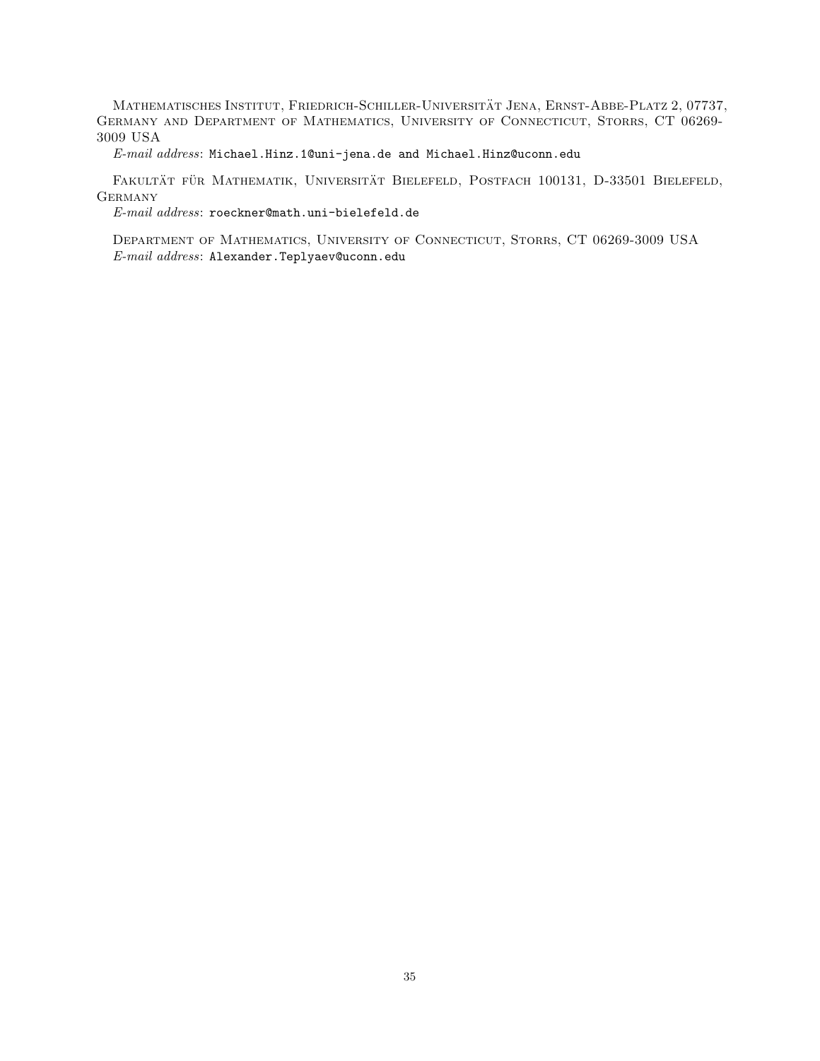Mathematisches Institut, Friedrich-Schiller-Universität Jena, Ernst-Abbe-Platz 2, 07737, Germany and Department of Mathematics, University of Connecticut, Storrs, CT 06269-3009 USA

*E-mail address*: Michael.Hinz.1@uni-jena.de and Michael.Hinz@uconn.edu

Fakultät für Mathematik, Universität Bielefeld, Postfach 100131, D-33501 Bielefeld, Germany

*E-mail address*: roeckner@math.uni-bielefeld.de

Department of Mathematics, University of Connecticut, Storrs, CT 06269-3009 USA

*E-mail address*: Alexander.Teplyaev@uconn.edu